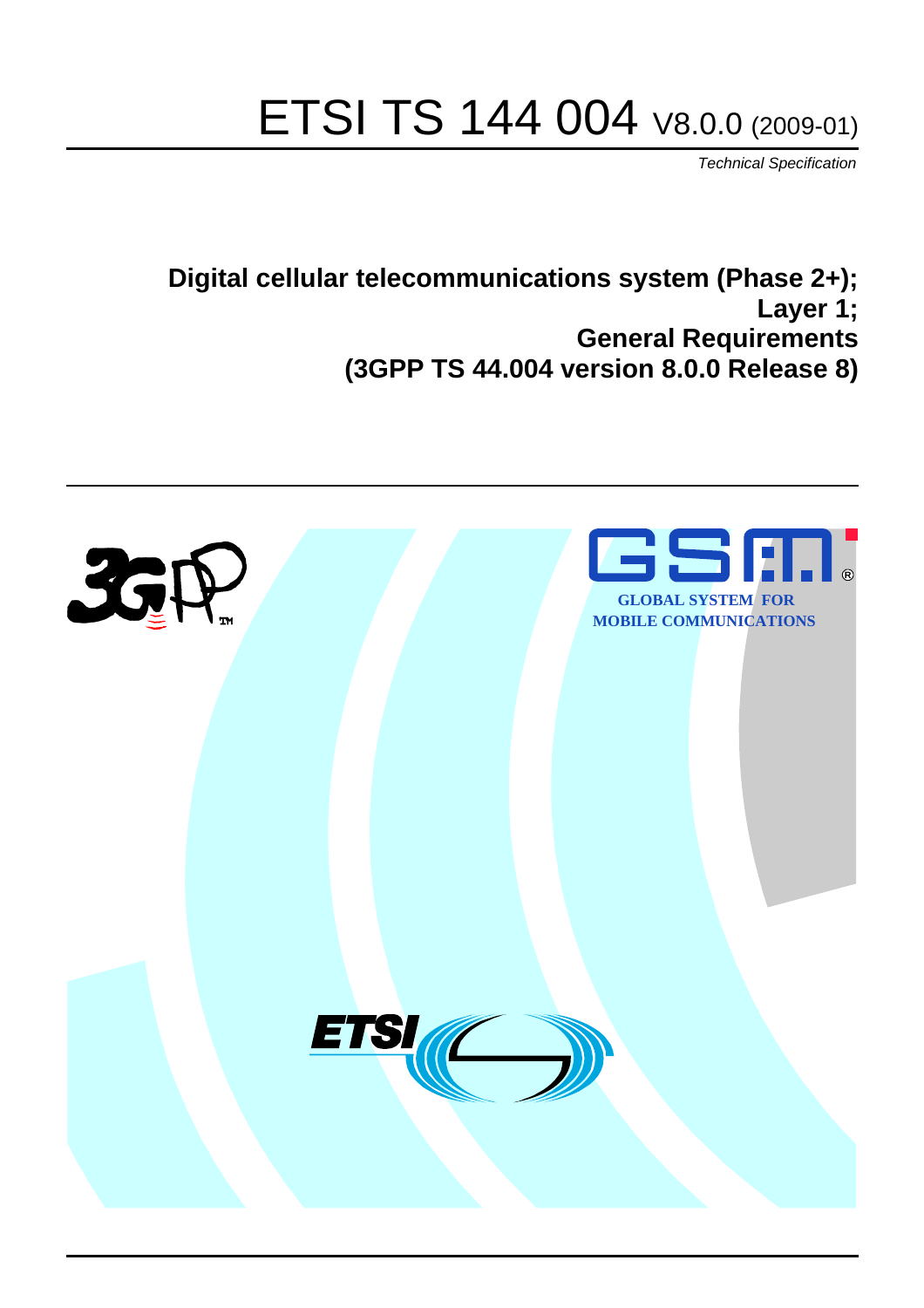# ETSI TS 144 004 V8.0.0 (2009-01)

*Technical Specification*

**Digital cellular telecommunications system (Phase 2+);
Layer 1;
General Requirements
(3GPP TS 44.004 version 8.0.0 Release 8)**

GLOBAL SYSTEM FOR MOBILE COMMUNICATIONS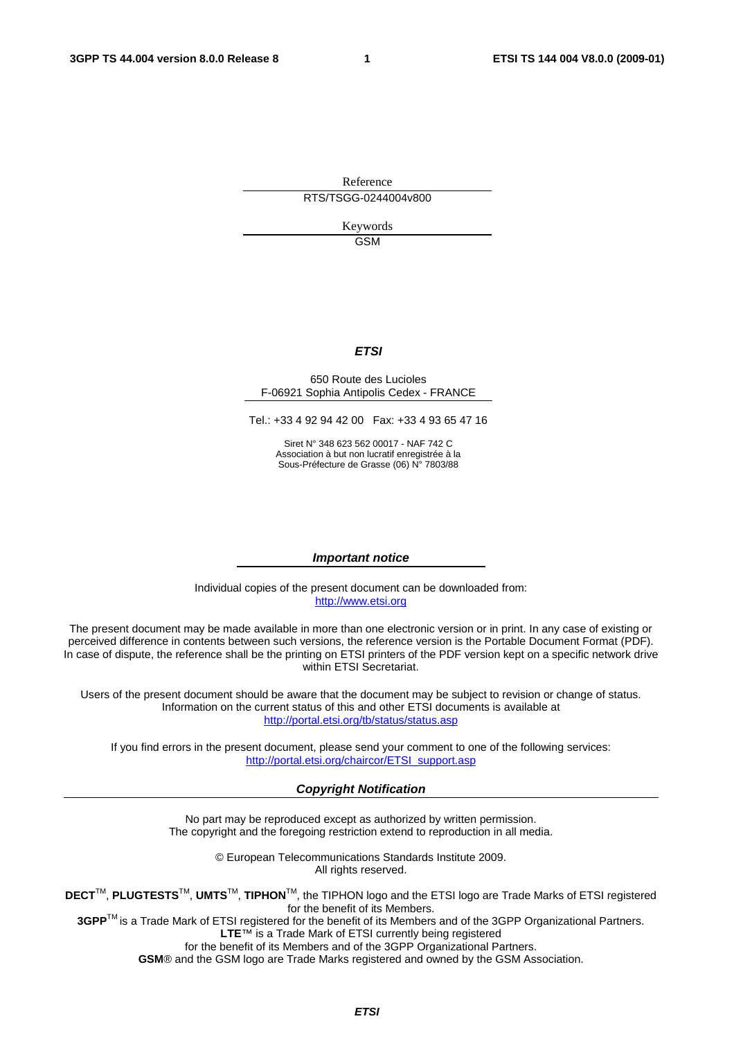Reference

RTS/TSGG-0244004v800

Keywords

GSM

***ETSI***

650 Route des Lucioles
F-06921 Sophia Antipolis Cedex - FRANCE

Tel.: +33 4 92 94 42 00 Fax: +33 4 93 65 47 16

Siret N° 348 623 562 00017 - NAF 742 C
Association à but non lucratif enregistrée à la
Sous-Préfecture de Grasse (06) N° 7803/88

***Important notice***

Individual copies of the present document can be downloaded from:
http://www.etsi.org

The present document may be made available in more than one electronic version or in print. In any case of existing or perceived difference in contents between such versions, the reference version is the Portable Document Format (PDF). In case of dispute, the reference shall be the printing on ETSI printers of the PDF version kept on a specific network drive within ETSI Secretariat.

Users of the present document should be aware that the document may be subject to revision or change of status. Information on the current status of this and other ETSI documents is available at
http://portal.etsi.org/tb/status/status.asp

If you find errors in the present document, please send your comment to one of the following services:
http://portal.etsi.org/chaircor/ETSI_support.asp

***Copyright Notification***

No part may be reproduced except as authorized by written permission.
The copyright and the foregoing restriction extend to reproduction in all media.

© European Telecommunications Standards Institute 2009.
All rights reserved.

**DECT**™, **PLUGTESTS**™, **UMTS**™, **TIPHON**™, the TIPHON logo and the ETSI logo are Trade Marks of ETSI registered for the benefit of its Members.
**3GPP**™ is a Trade Mark of ETSI registered for the benefit of its Members and of the 3GPP Organizational Partners.
**LTE**™ is a Trade Mark of ETSI currently being registered
for the benefit of its Members and of the 3GPP Organizational Partners.
**GSM**® and the GSM logo are Trade Marks registered and owned by the GSM Association.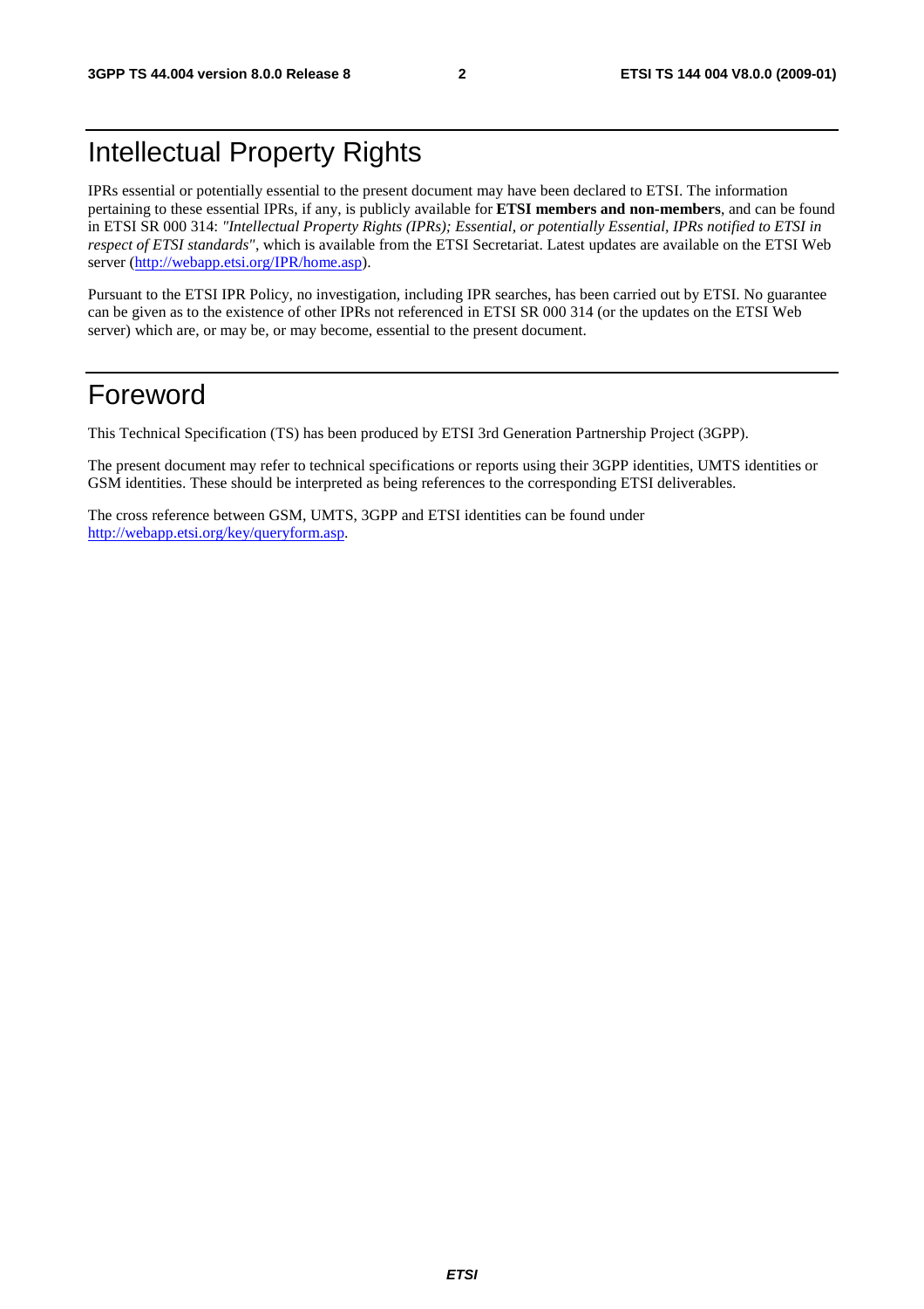# Intellectual Property Rights

IPRs essential or potentially essential to the present document may have been declared to ETSI. The information pertaining to these essential IPRs, if any, is publicly available for **ETSI members and non-members**, and can be found in ETSI SR 000 314: *"Intellectual Property Rights (IPRs); Essential, or potentially Essential, IPRs notified to ETSI in respect of ETSI standards"*, which is available from the ETSI Secretariat. Latest updates are available on the ETSI Web server (http://webapp.etsi.org/IPR/home.asp).

Pursuant to the ETSI IPR Policy, no investigation, including IPR searches, has been carried out by ETSI. No guarantee can be given as to the existence of other IPRs not referenced in ETSI SR 000 314 (or the updates on the ETSI Web server) which are, or may be, or may become, essential to the present document.

# Foreword

This Technical Specification (TS) has been produced by ETSI 3rd Generation Partnership Project (3GPP).

The present document may refer to technical specifications or reports using their 3GPP identities, UMTS identities or GSM identities. These should be interpreted as being references to the corresponding ETSI deliverables.

The cross reference between GSM, UMTS, 3GPP and ETSI identities can be found under http://webapp.etsi.org/key/queryform.asp.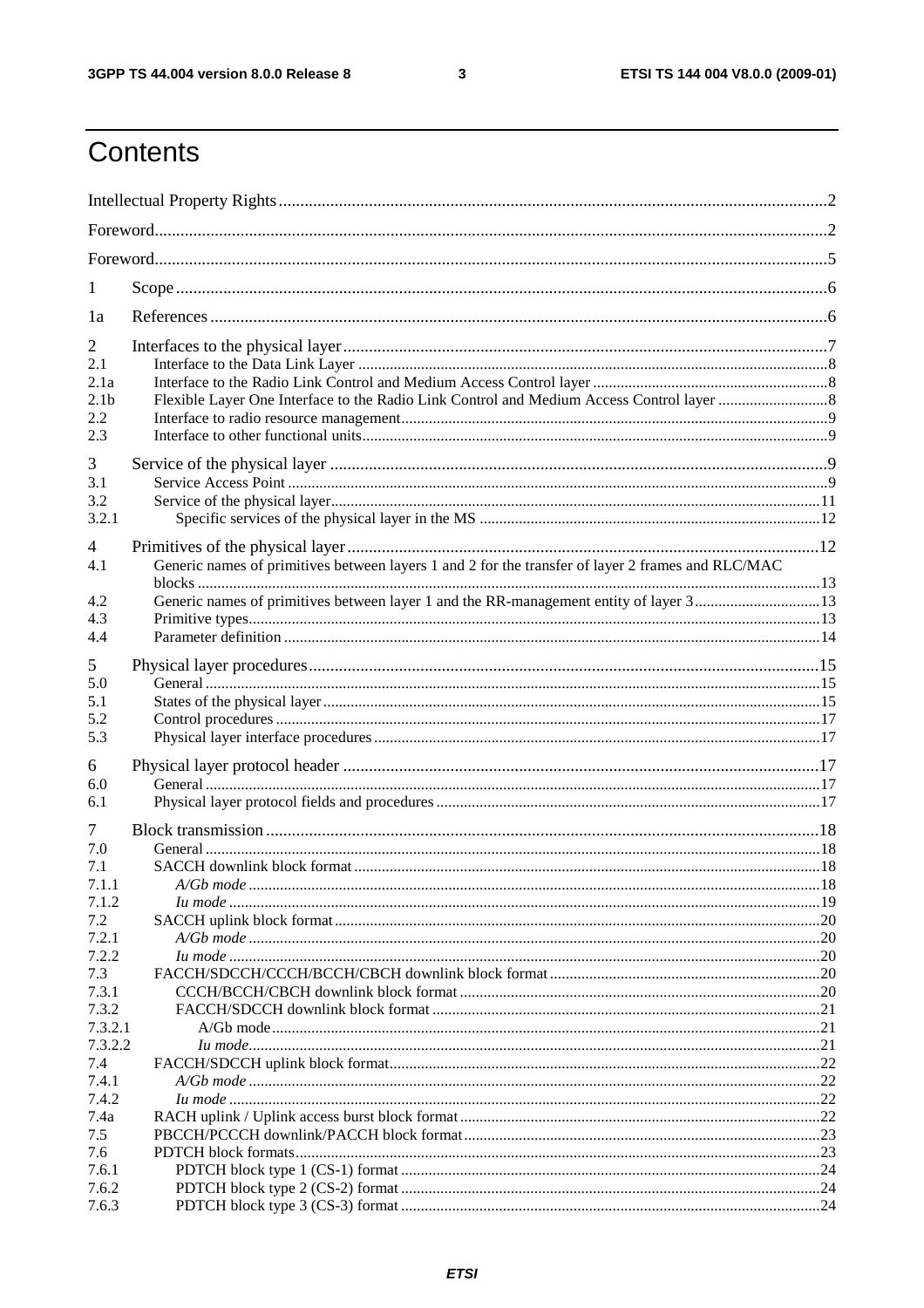# Contents

Intellectual Property Rights..........2
Foreword..........2
Foreword..........5

1 Scope..........6

1a References..........6

2 Interfaces to the physical layer..........7
2.1 Interface to the Data Link Layer..........8
2.1a Interface to the Radio Link Control and Medium Access Control layer..........8
2.1b Flexible Layer One Interface to the Radio Link Control and Medium Access Control layer..........8
2.2 Interface to radio resource management..........9
2.3 Interface to other functional units..........9

3 Service of the physical layer..........9
3.1 Service Access Point..........9
3.2 Service of the physical layer..........11
3.2.1 Specific services of the physical layer in the MS..........12

4 Primitives of the physical layer..........12
4.1 Generic names of primitives between layers 1 and 2 for the transfer of layer 2 frames and RLC/MAC blocks..........13
4.2 Generic names of primitives between layer 1 and the RR-management entity of layer 3..........13
4.3 Primitive types..........13
4.4 Parameter definition..........14

5 Physical layer procedures..........15
5.0 General..........15
5.1 States of the physical layer..........15
5.2 Control procedures..........17
5.3 Physical layer interface procedures..........17

6 Physical layer protocol header..........17
6.0 General..........17
6.1 Physical layer protocol fields and procedures..........17

7 Block transmission..........18
7.0 General..........18
7.1 SACCH downlink block format..........18
7.1.1 *A/Gb mode*..........18
7.1.2 *Iu mode*..........19
7.2 SACCH uplink block format..........20
7.2.1 *A/Gb mode*..........20
7.2.2 *Iu mode*..........20
7.3 FACCH/SDCCH/CCCH/BCCH/CBCH downlink block format..........20
7.3.1 CCCH/BCCH/CBCH downlink block format..........20
7.3.2 FACCH/SDCCH downlink block format..........21
7.3.2.1 A/Gb mode..........21
7.3.2.2 *Iu mode*..........21
7.4 FACCH/SDCCH uplink block format..........22
7.4.1 *A/Gb mode*..........22
7.4.2 *Iu mode*..........22
7.4a RACH uplink / Uplink access burst block format..........22
7.5 PBCCH/PCCCH downlink/PACCH block format..........23
7.6 PDTCH block formats..........23
7.6.1 PDTCH block type 1 (CS-1) format..........24
7.6.2 PDTCH block type 2 (CS-2) format..........24
7.6.3 PDTCH block type 3 (CS-3) format..........24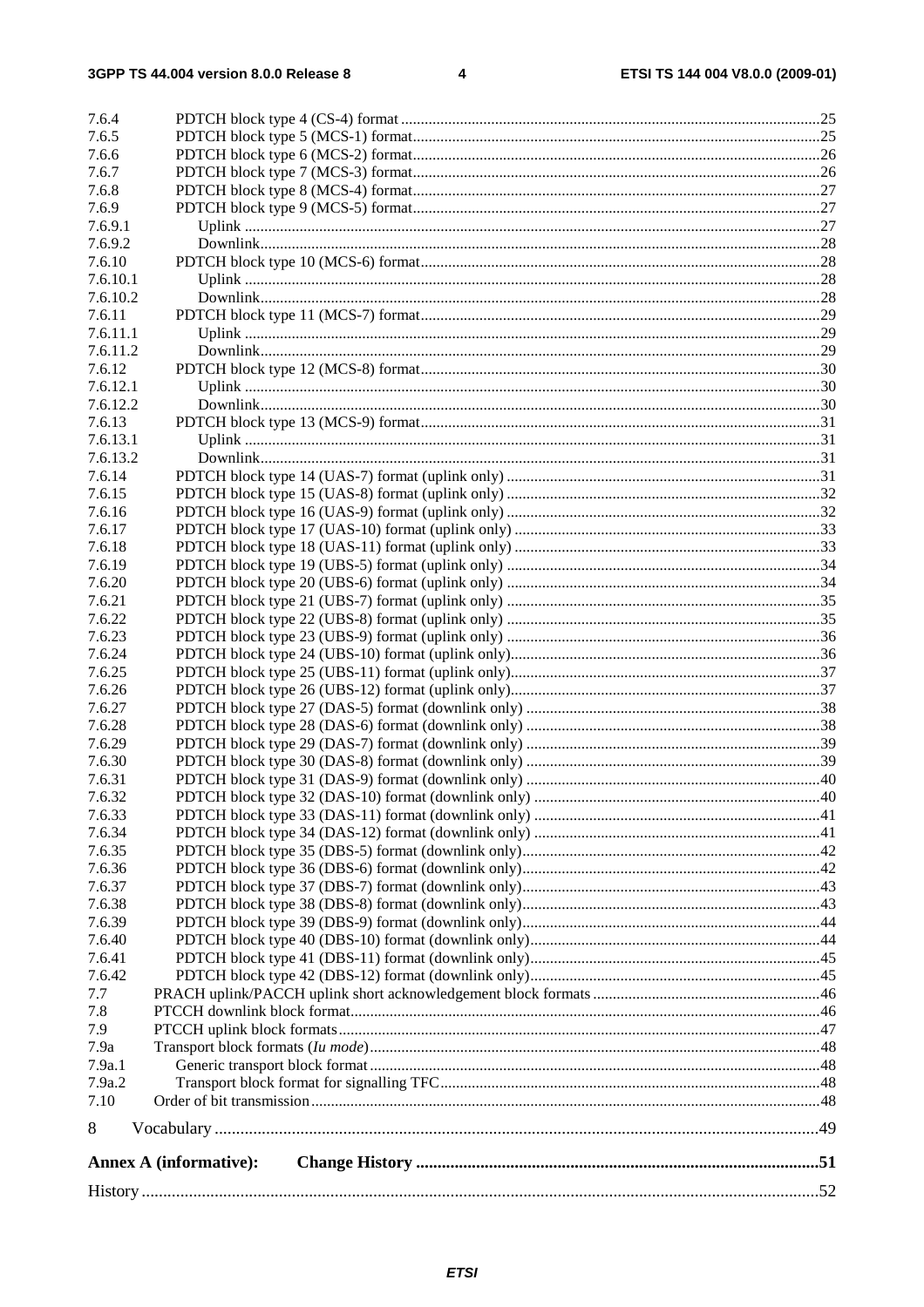7.6.4 PDTCH block type 4 (CS-4) format ....25
7.6.5 PDTCH block type 5 (MCS-1) format....25
7.6.6 PDTCH block type 6 (MCS-2) format....26
7.6.7 PDTCH block type 7 (MCS-3) format....26
7.6.8 PDTCH block type 8 (MCS-4) format....27
7.6.9 PDTCH block type 9 (MCS-5) format....27
7.6.9.1 Uplink ....27
7.6.9.2 Downlink....28
7.6.10 PDTCH block type 10 (MCS-6) format....28
7.6.10.1 Uplink ....28
7.6.10.2 Downlink....28
7.6.11 PDTCH block type 11 (MCS-7) format....29
7.6.11.1 Uplink ....29
7.6.11.2 Downlink....29
7.6.12 PDTCH block type 12 (MCS-8) format....30
7.6.12.1 Uplink ....30
7.6.12.2 Downlink....30
7.6.13 PDTCH block type 13 (MCS-9) format....31
7.6.13.1 Uplink ....31
7.6.13.2 Downlink....31
7.6.14 PDTCH block type 14 (UAS-7) format (uplink only) ....31
7.6.15 PDTCH block type 15 (UAS-8) format (uplink only) ....32
7.6.16 PDTCH block type 16 (UAS-9) format (uplink only) ....32
7.6.17 PDTCH block type 17 (UAS-10) format (uplink only) ....33
7.6.18 PDTCH block type 18 (UAS-11) format (uplink only) ....33
7.6.19 PDTCH block type 19 (UBS-5) format (uplink only) ....34
7.6.20 PDTCH block type 20 (UBS-6) format (uplink only) ....34
7.6.21 PDTCH block type 21 (UBS-7) format (uplink only) ....35
7.6.22 PDTCH block type 22 (UBS-8) format (uplink only) ....35
7.6.23 PDTCH block type 23 (UBS-9) format (uplink only) ....36
7.6.24 PDTCH block type 24 (UBS-10) format (uplink only)....36
7.6.25 PDTCH block type 25 (UBS-11) format (uplink only)....37
7.6.26 PDTCH block type 26 (UBS-12) format (uplink only)....37
7.6.27 PDTCH block type 27 (DAS-5) format (downlink only) ....38
7.6.28 PDTCH block type 28 (DAS-6) format (downlink only) ....38
7.6.29 PDTCH block type 29 (DAS-7) format (downlink only) ....39
7.6.30 PDTCH block type 30 (DAS-8) format (downlink only) ....39
7.6.31 PDTCH block type 31 (DAS-9) format (downlink only) ....40
7.6.32 PDTCH block type 32 (DAS-10) format (downlink only) ....40
7.6.33 PDTCH block type 33 (DAS-11) format (downlink only) ....41
7.6.34 PDTCH block type 34 (DAS-12) format (downlink only) ....41
7.6.35 PDTCH block type 35 (DBS-5) format (downlink only)....42
7.6.36 PDTCH block type 36 (DBS-6) format (downlink only)....42
7.6.37 PDTCH block type 37 (DBS-7) format (downlink only)....43
7.6.38 PDTCH block type 38 (DBS-8) format (downlink only)....43
7.6.39 PDTCH block type 39 (DBS-9) format (downlink only)....44
7.6.40 PDTCH block type 40 (DBS-10) format (downlink only)....44
7.6.41 PDTCH block type 41 (DBS-11) format (downlink only)....45
7.6.42 PDTCH block type 42 (DBS-12) format (downlink only)....45
7.7 PRACH uplink/PACCH uplink short acknowledgement block formats ....46
7.8 PTCCH downlink block format....46
7.9 PTCCH uplink block formats....47
7.9a Transport block formats (*Iu mode*)....48
7.9a.1 Generic transport block format....48
7.9a.2 Transport block format for signalling TFC....48
7.10 Order of bit transmission....48

8 Vocabulary ....49

**Annex A (informative): Change History ....51**

History ....52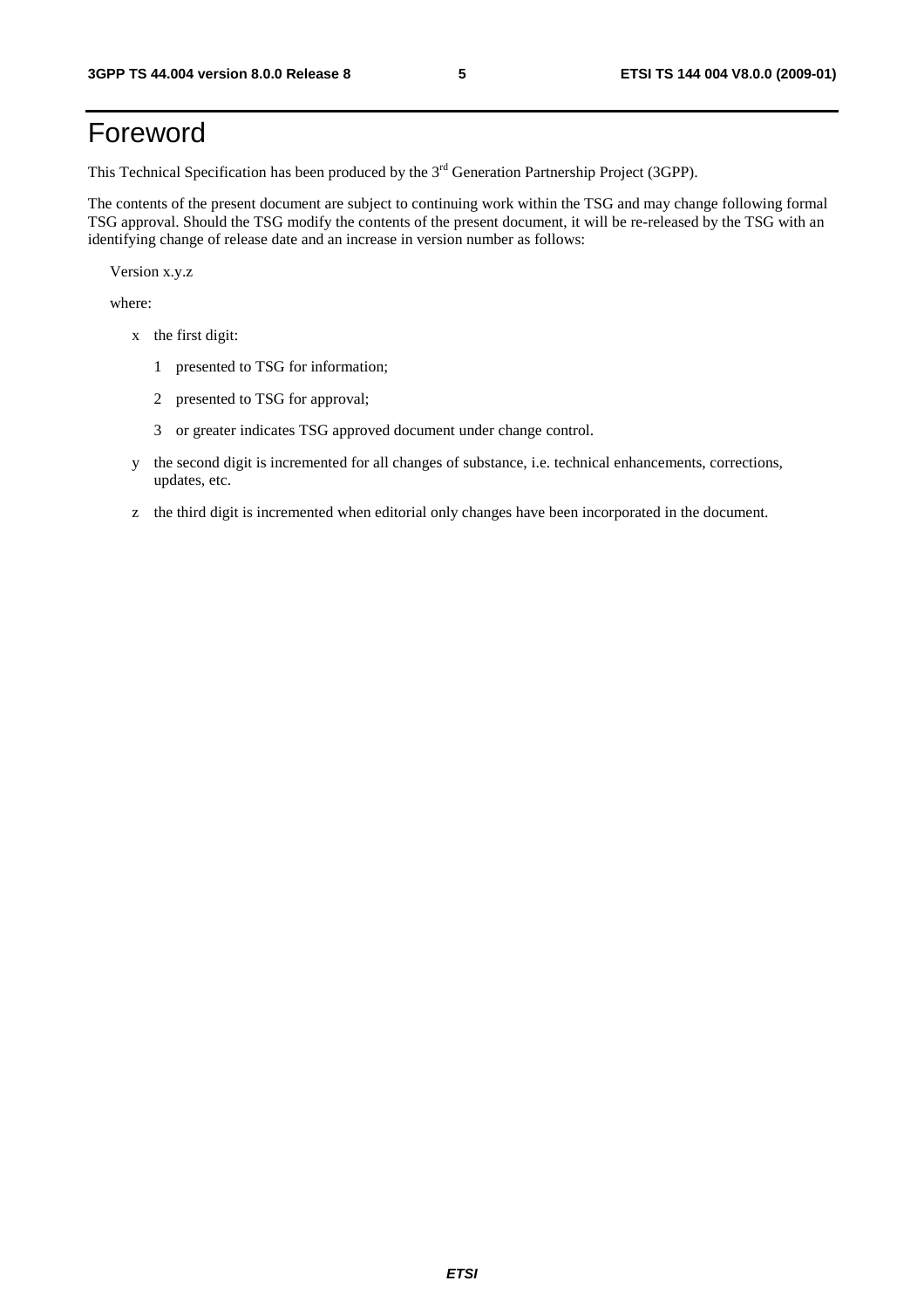# Foreword

This Technical Specification has been produced by the 3rd Generation Partnership Project (3GPP).

The contents of the present document are subject to continuing work within the TSG and may change following formal TSG approval. Should the TSG modify the contents of the present document, it will be re-released by the TSG with an identifying change of release date and an increase in version number as follows:

Version x.y.z

where:

- x the first digit:
  - 1 presented to TSG for information;
  - 2 presented to TSG for approval;
  - 3 or greater indicates TSG approved document under change control.
- y the second digit is incremented for all changes of substance, i.e. technical enhancements, corrections, updates, etc.
- z the third digit is incremented when editorial only changes have been incorporated in the document.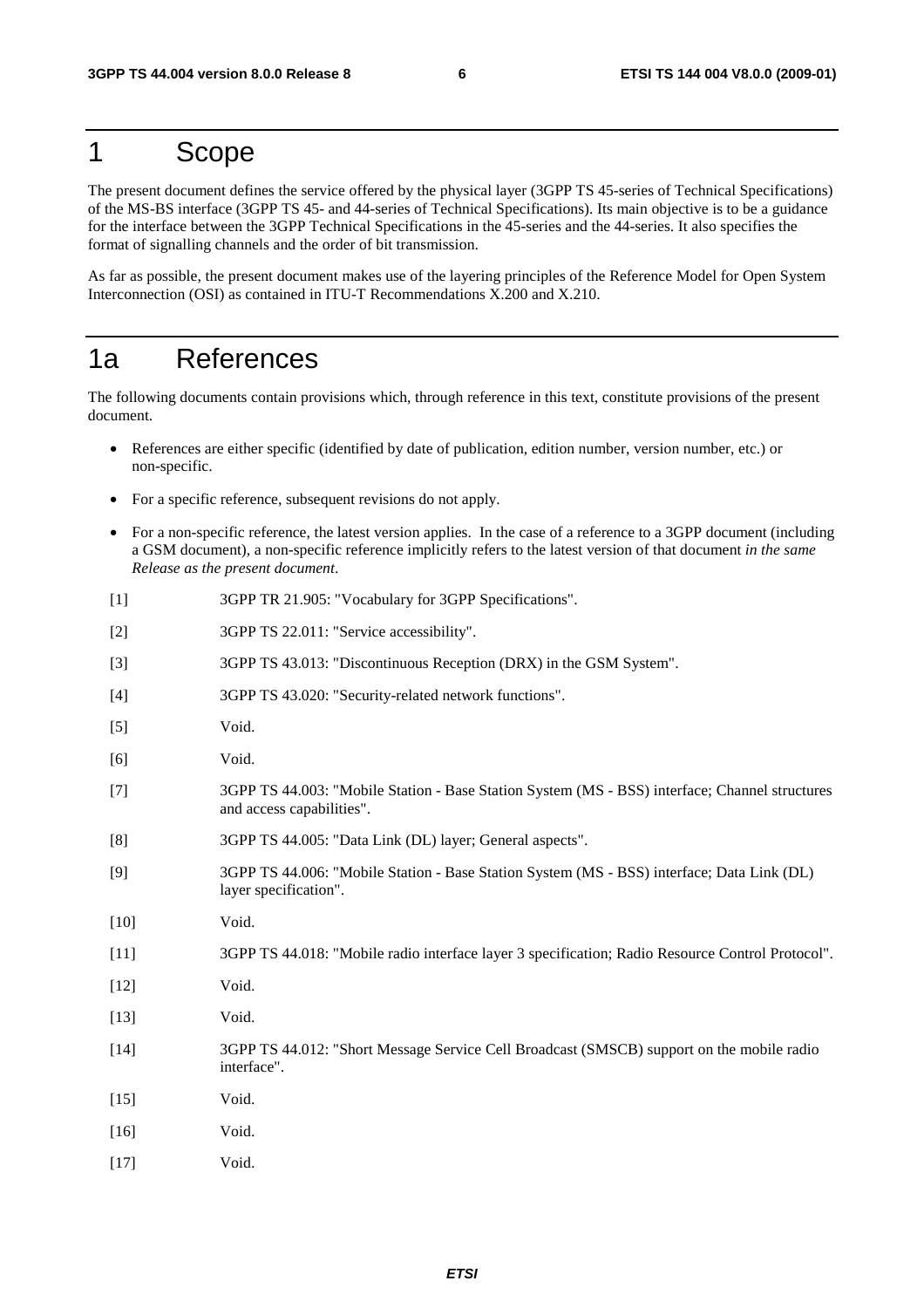# 1 Scope

The present document defines the service offered by the physical layer (3GPP TS 45-series of Technical Specifications) of the MS-BS interface (3GPP TS 45- and 44-series of Technical Specifications). Its main objective is to be a guidance for the interface between the 3GPP Technical Specifications in the 45-series and the 44-series. It also specifies the format of signalling channels and the order of bit transmission.

As far as possible, the present document makes use of the layering principles of the Reference Model for Open System Interconnection (OSI) as contained in ITU-T Recommendations X.200 and X.210.

# 1a References

The following documents contain provisions which, through reference in this text, constitute provisions of the present document.

- References are either specific (identified by date of publication, edition number, version number, etc.) or non-specific.
- For a specific reference, subsequent revisions do not apply.
- For a non-specific reference, the latest version applies. In the case of a reference to a 3GPP document (including a GSM document), a non-specific reference implicitly refers to the latest version of that document *in the same Release as the present document*.

[1] 3GPP TR 21.905: "Vocabulary for 3GPP Specifications".

[2] 3GPP TS 22.011: "Service accessibility".

[3] 3GPP TS 43.013: "Discontinuous Reception (DRX) in the GSM System".

[4] 3GPP TS 43.020: "Security-related network functions".

[5] Void.

[6] Void.

[7] 3GPP TS 44.003: "Mobile Station - Base Station System (MS - BSS) interface; Channel structures and access capabilities".

[8] 3GPP TS 44.005: "Data Link (DL) layer; General aspects".

[9] 3GPP TS 44.006: "Mobile Station - Base Station System (MS - BSS) interface; Data Link (DL) layer specification".

[10] Void.

[11] 3GPP TS 44.018: "Mobile radio interface layer 3 specification; Radio Resource Control Protocol".

[12] Void.

[13] Void.

[14] 3GPP TS 44.012: "Short Message Service Cell Broadcast (SMSCB) support on the mobile radio interface".

[15] Void.

[16] Void.

[17] Void.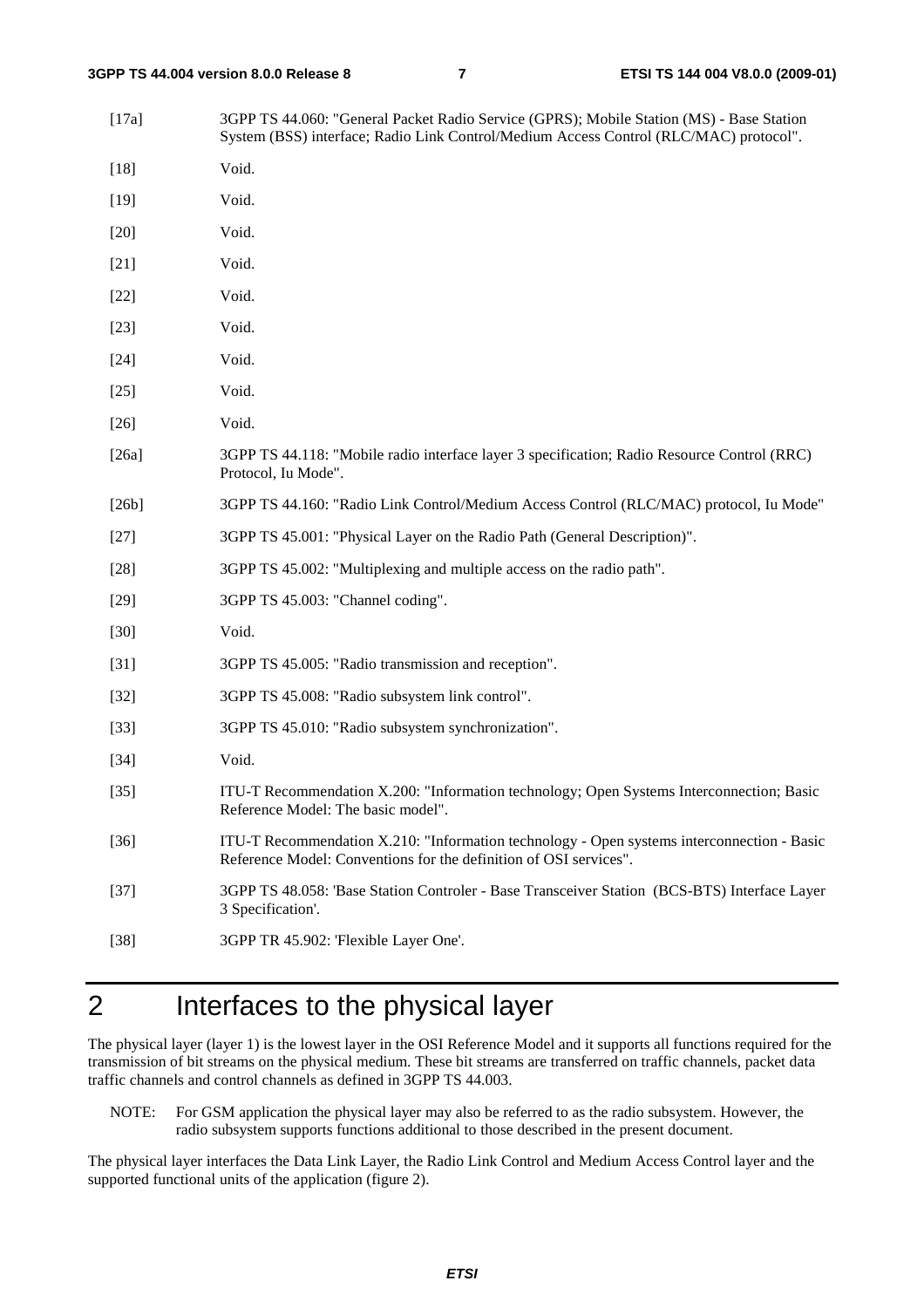[17a] 3GPP TS 44.060: "General Packet Radio Service (GPRS); Mobile Station (MS) - Base Station System (BSS) interface; Radio Link Control/Medium Access Control (RLC/MAC) protocol".

[18] Void.

[19] Void.

[20] Void.

[21] Void.

[22] Void.

[23] Void.

[24] Void.

[25] Void.

[26] Void.

[26a] 3GPP TS 44.118: "Mobile radio interface layer 3 specification; Radio Resource Control (RRC) Protocol, Iu Mode".

[26b] 3GPP TS 44.160: "Radio Link Control/Medium Access Control (RLC/MAC) protocol, Iu Mode"

[27] 3GPP TS 45.001: "Physical Layer on the Radio Path (General Description)".

[28] 3GPP TS 45.002: "Multiplexing and multiple access on the radio path".

[29] 3GPP TS 45.003: "Channel coding".

[30] Void.

[31] 3GPP TS 45.005: "Radio transmission and reception".

[32] 3GPP TS 45.008: "Radio subsystem link control".

[33] 3GPP TS 45.010: "Radio subsystem synchronization".

[34] Void.

[35] ITU-T Recommendation X.200: "Information technology; Open Systems Interconnection; Basic Reference Model: The basic model".

[36] ITU-T Recommendation X.210: "Information technology - Open systems interconnection - Basic Reference Model: Conventions for the definition of OSI services".

[37] 3GPP TS 48.058: 'Base Station Controler - Base Transceiver Station (BCS-BTS) Interface Layer 3 Specification'.

[38] 3GPP TR 45.902: 'Flexible Layer One'.

# 2 Interfaces to the physical layer

The physical layer (layer 1) is the lowest layer in the OSI Reference Model and it supports all functions required for the transmission of bit streams on the physical medium. These bit streams are transferred on traffic channels, packet data traffic channels and control channels as defined in 3GPP TS 44.003.

NOTE: For GSM application the physical layer may also be referred to as the radio subsystem. However, the radio subsystem supports functions additional to those described in the present document.

The physical layer interfaces the Data Link Layer, the Radio Link Control and Medium Access Control layer and the supported functional units of the application (figure 2).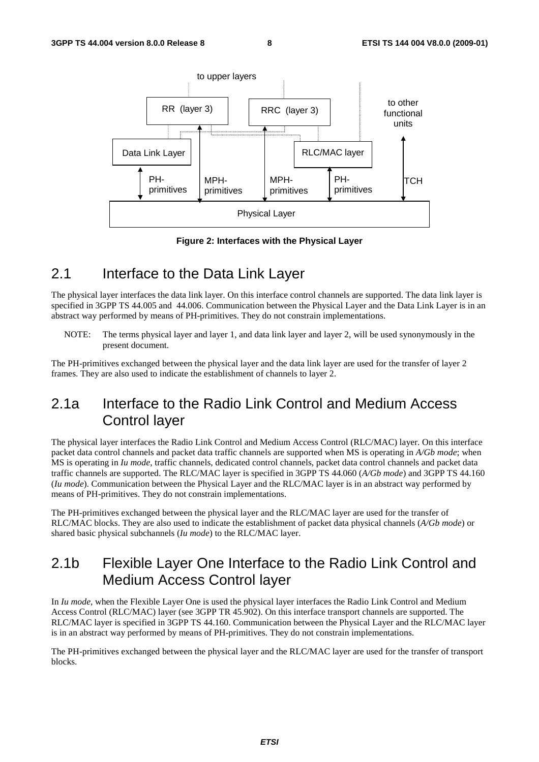Figure 2: Interfaces with the Physical Layer

## 2.1 Interface to the Data Link Layer

The physical layer interfaces the data link layer. On this interface control channels are supported. The data link layer is specified in 3GPP TS 44.005 and 44.006. Communication between the Physical Layer and the Data Link Layer is in an abstract way performed by means of PH-primitives. They do not constrain implementations.

NOTE: The terms physical layer and layer 1, and data link layer and layer 2, will be used synonymously in the present document.

The PH-primitives exchanged between the physical layer and the data link layer are used for the transfer of layer 2 frames. They are also used to indicate the establishment of channels to layer 2.

## 2.1a Interface to the Radio Link Control and Medium Access Control layer

The physical layer interfaces the Radio Link Control and Medium Access Control (RLC/MAC) layer. On this interface packet data control channels and packet data traffic channels are supported when MS is operating in *A/Gb mode*; when MS is operating in *Iu mode*, traffic channels, dedicated control channels, packet data control channels and packet data traffic channels are supported. The RLC/MAC layer is specified in 3GPP TS 44.060 (*A/Gb mode*) and 3GPP TS 44.160 (*Iu mode*). Communication between the Physical Layer and the RLC/MAC layer is in an abstract way performed by means of PH-primitives. They do not constrain implementations.

The PH-primitives exchanged between the physical layer and the RLC/MAC layer are used for the transfer of RLC/MAC blocks. They are also used to indicate the establishment of packet data physical channels (*A/Gb mode*) or shared basic physical subchannels (*Iu mode*) to the RLC/MAC layer.

## 2.1b Flexible Layer One Interface to the Radio Link Control and Medium Access Control layer

In *Iu mode*, when the Flexible Layer One is used the physical layer interfaces the Radio Link Control and Medium Access Control (RLC/MAC) layer (see 3GPP TR 45.902). On this interface transport channels are supported. The RLC/MAC layer is specified in 3GPP TS 44.160. Communication between the Physical Layer and the RLC/MAC layer is in an abstract way performed by means of PH-primitives. They do not constrain implementations.

The PH-primitives exchanged between the physical layer and the RLC/MAC layer are used for the transfer of transport blocks.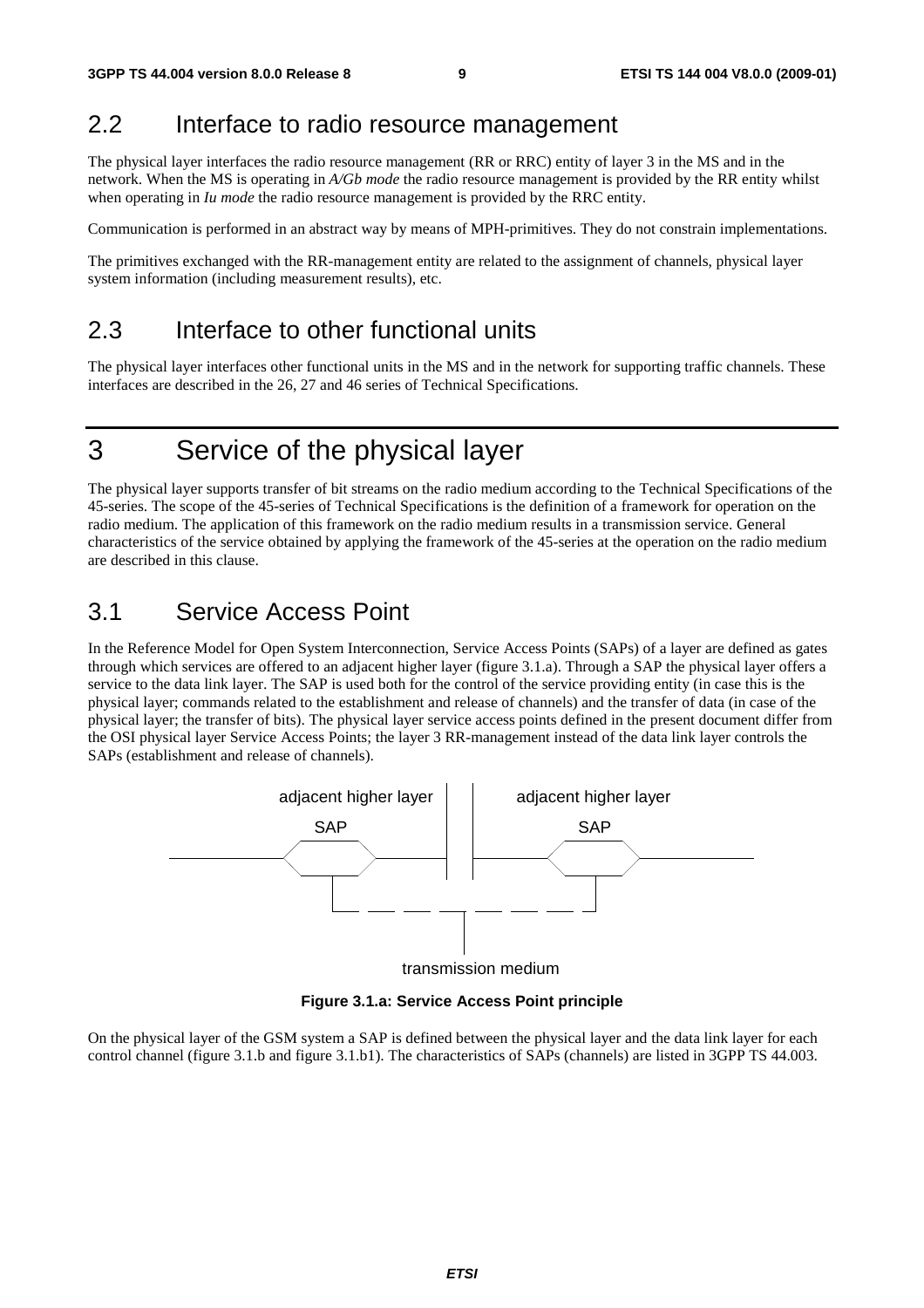## 2.2 Interface to radio resource management

The physical layer interfaces the radio resource management (RR or RRC) entity of layer 3 in the MS and in the network. When the MS is operating in *A/Gb mode* the radio resource management is provided by the RR entity whilst when operating in *Iu mode* the radio resource management is provided by the RRC entity.

Communication is performed in an abstract way by means of MPH-primitives. They do not constrain implementations.

The primitives exchanged with the RR-management entity are related to the assignment of channels, physical layer system information (including measurement results), etc.

## 2.3 Interface to other functional units

The physical layer interfaces other functional units in the MS and in the network for supporting traffic channels. These interfaces are described in the 26, 27 and 46 series of Technical Specifications.

# 3 Service of the physical layer

The physical layer supports transfer of bit streams on the radio medium according to the Technical Specifications of the 45-series. The scope of the 45-series of Technical Specifications is the definition of a framework for operation on the radio medium. The application of this framework on the radio medium results in a transmission service. General characteristics of the service obtained by applying the framework of the 45-series at the operation on the radio medium are described in this clause.

## 3.1 Service Access Point

In the Reference Model for Open System Interconnection, Service Access Points (SAPs) of a layer are defined as gates through which services are offered to an adjacent higher layer (figure 3.1.a). Through a SAP the physical layer offers a service to the data link layer. The SAP is used both for the control of the service providing entity (in case this is the physical layer; commands related to the establishment and release of channels) and the transfer of data (in case of the physical layer; the transfer of bits). The physical layer service access points defined in the present document differ from the OSI physical layer Service Access Points; the layer 3 RR-management instead of the data link layer controls the SAPs (establishment and release of channels).

adjacent higher layer | adjacent higher layer

SAP | SAP

transmission medium

**Figure 3.1.a: Service Access Point principle**

On the physical layer of the GSM system a SAP is defined between the physical layer and the data link layer for each control channel (figure 3.1.b and figure 3.1.b1). The characteristics of SAPs (channels) are listed in 3GPP TS 44.003.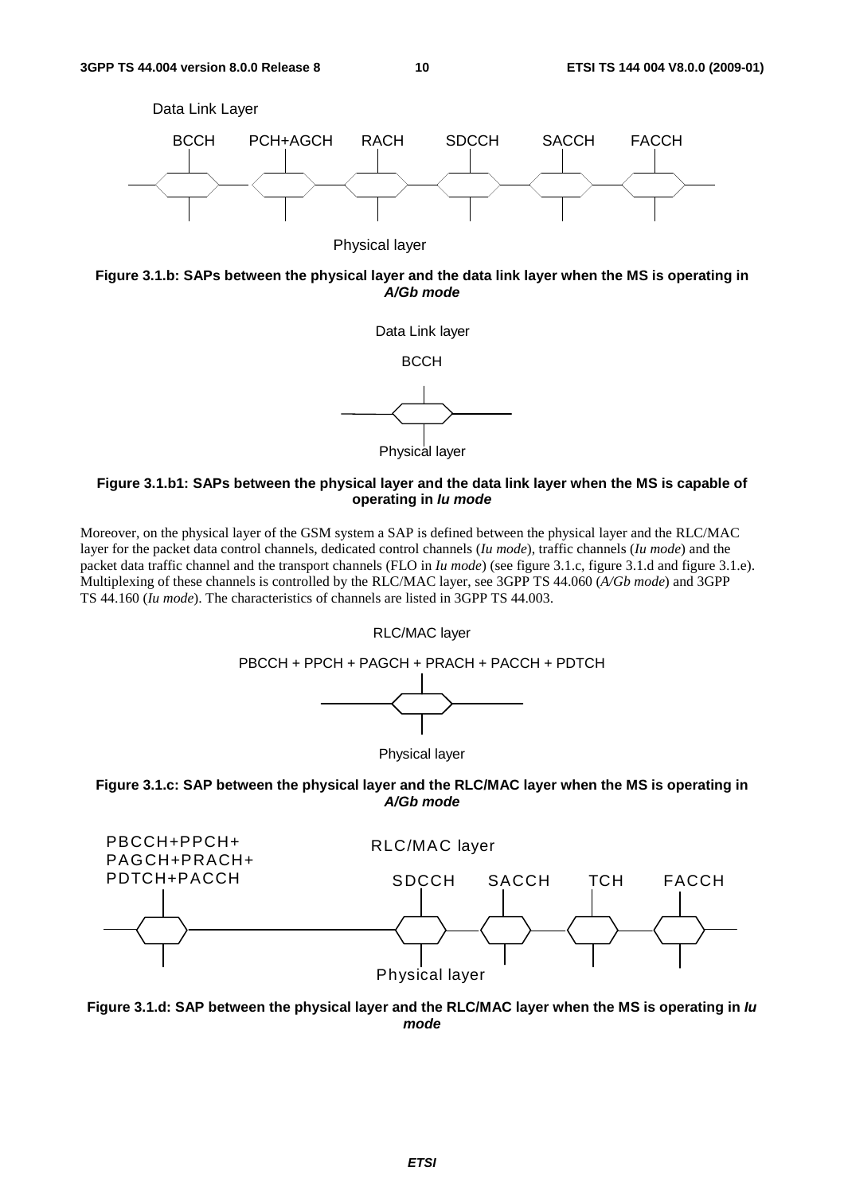Data Link Layer

BCCH PCH+AGCH RACH SDCCH SACCH FACCH

Physical layer

**Figure 3.1.b: SAPs between the physical layer and the data link layer when the MS is operating in *A/Gb mode***

Data Link layer

BCCH

Physical layer

**Figure 3.1.b1: SAPs between the physical layer and the data link layer when the MS is capable of operating in *Iu mode***

Moreover, on the physical layer of the GSM system a SAP is defined between the physical layer and the RLC/MAC layer for the packet data control channels, dedicated control channels (*Iu mode*), traffic channels (*Iu mode*) and the packet data traffic channel and the transport channels (FLO in *Iu mode*) (see figure 3.1.c, figure 3.1.d and figure 3.1.e). Multiplexing of these channels is controlled by the RLC/MAC layer, see 3GPP TS 44.060 (*A/Gb mode*) and 3GPP TS 44.160 (*Iu mode*). The characteristics of channels are listed in 3GPP TS 44.003.

RLC/MAC layer

PBCCH + PPCH + PAGCH + PRACH + PACCH + PDTCH

Physical layer

**Figure 3.1.c: SAP between the physical layer and the RLC/MAC layer when the MS is operating in *A/Gb mode***

PBCCH+PPCH+ PAGCH+PRACH+ PDTCH+PACCH

RLC/MAC layer

SDCCH SACCH TCH FACCH

Physical layer

**Figure 3.1.d: SAP between the physical layer and the RLC/MAC layer when the MS is operating in *Iu mode***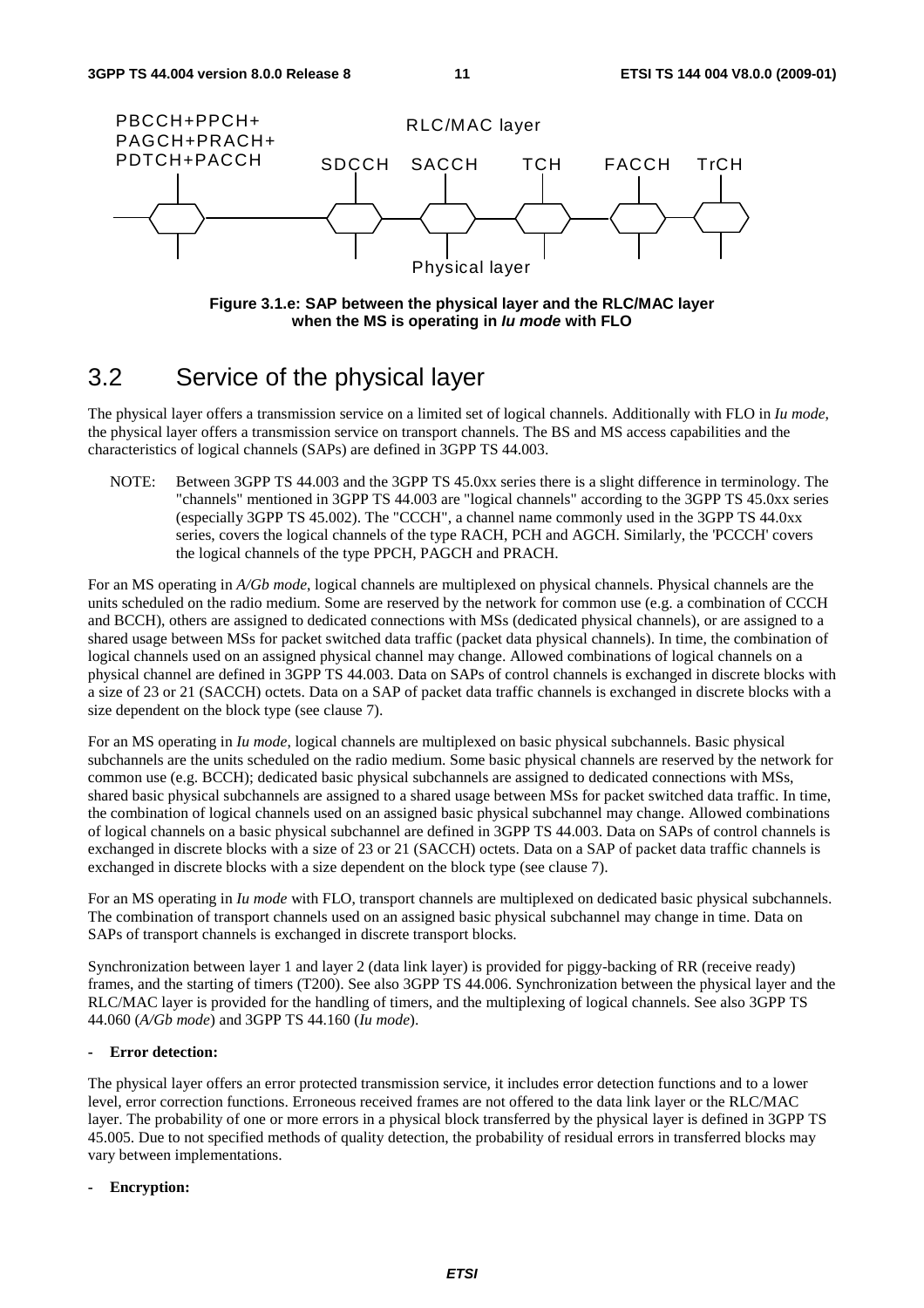Figure 3.1.e: SAP between the physical layer and the RLC/MAC layer when the MS is operating in *Iu mode* with FLO

## 3.2 Service of the physical layer

The physical layer offers a transmission service on a limited set of logical channels. Additionally with FLO in *Iu mode*, the physical layer offers a transmission service on transport channels. The BS and MS access capabilities and the characteristics of logical channels (SAPs) are defined in 3GPP TS 44.003.

NOTE: Between 3GPP TS 44.003 and the 3GPP TS 45.0xx series there is a slight difference in terminology. The "channels" mentioned in 3GPP TS 44.003 are "logical channels" according to the 3GPP TS 45.0xx series (especially 3GPP TS 45.002). The "CCCH", a channel name commonly used in the 3GPP TS 44.0xx series, covers the logical channels of the type RACH, PCH and AGCH. Similarly, the 'PCCCH' covers the logical channels of the type PPCH, PAGCH and PRACH.

For an MS operating in *A/Gb mode*, logical channels are multiplexed on physical channels. Physical channels are the units scheduled on the radio medium. Some are reserved by the network for common use (e.g. a combination of CCCH and BCCH), others are assigned to dedicated connections with MSs (dedicated physical channels), or are assigned to a shared usage between MSs for packet switched data traffic (packet data physical channels). In time, the combination of logical channels used on an assigned physical channel may change. Allowed combinations of logical channels on a physical channel are defined in 3GPP TS 44.003. Data on SAPs of control channels is exchanged in discrete blocks with a size of 23 or 21 (SACCH) octets. Data on a SAP of packet data traffic channels is exchanged in discrete blocks with a size dependent on the block type (see clause 7).

For an MS operating in *Iu mode*, logical channels are multiplexed on basic physical subchannels. Basic physical subchannels are the units scheduled on the radio medium. Some basic physical channels are reserved by the network for common use (e.g. BCCH); dedicated basic physical subchannels are assigned to dedicated connections with MSs, shared basic physical subchannels are assigned to a shared usage between MSs for packet switched data traffic. In time, the combination of logical channels used on an assigned basic physical subchannel may change. Allowed combinations of logical channels on a basic physical subchannel are defined in 3GPP TS 44.003. Data on SAPs of control channels is exchanged in discrete blocks with a size of 23 or 21 (SACCH) octets. Data on a SAP of packet data traffic channels is exchanged in discrete blocks with a size dependent on the block type (see clause 7).

For an MS operating in *Iu mode* with FLO, transport channels are multiplexed on dedicated basic physical subchannels. The combination of transport channels used on an assigned basic physical subchannel may change in time. Data on SAPs of transport channels is exchanged in discrete transport blocks.

Synchronization between layer 1 and layer 2 (data link layer) is provided for piggy-backing of RR (receive ready) frames, and the starting of timers (T200). See also 3GPP TS 44.006. Synchronization between the physical layer and the RLC/MAC layer is provided for the handling of timers, and the multiplexing of logical channels. See also 3GPP TS 44.060 (*A/Gb mode*) and 3GPP TS 44.160 (*Iu mode*).

- **Error detection:**

The physical layer offers an error protected transmission service, it includes error detection functions and to a lower level, error correction functions. Erroneous received frames are not offered to the data link layer or the RLC/MAC layer. The probability of one or more errors in a physical block transferred by the physical layer is defined in 3GPP TS 45.005. Due to not specified methods of quality detection, the probability of residual errors in transferred blocks may vary between implementations.

- **Encryption:**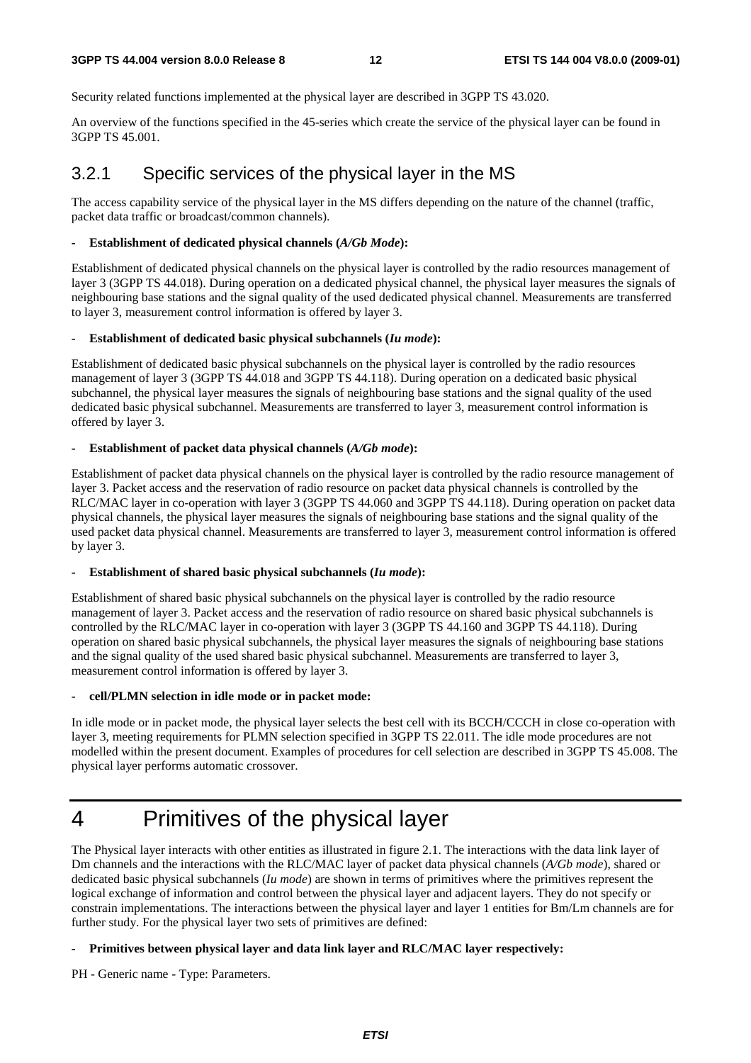Security related functions implemented at the physical layer are described in 3GPP TS 43.020.

An overview of the functions specified in the 45-series which create the service of the physical layer can be found in 3GPP TS 45.001.

### 3.2.1 Specific services of the physical layer in the MS

The access capability service of the physical layer in the MS differs depending on the nature of the channel (traffic, packet data traffic or broadcast/common channels).

- **Establishment of dedicated physical channels (*A/Gb Mode*):**

Establishment of dedicated physical channels on the physical layer is controlled by the radio resources management of layer 3 (3GPP TS 44.018). During operation on a dedicated physical channel, the physical layer measures the signals of neighbouring base stations and the signal quality of the used dedicated physical channel. Measurements are transferred to layer 3, measurement control information is offered by layer 3.

- **Establishment of dedicated basic physical subchannels (*Iu mode*):**

Establishment of dedicated basic physical subchannels on the physical layer is controlled by the radio resources management of layer 3 (3GPP TS 44.018 and 3GPP TS 44.118). During operation on a dedicated basic physical subchannel, the physical layer measures the signals of neighbouring base stations and the signal quality of the used dedicated basic physical subchannel. Measurements are transferred to layer 3, measurement control information is offered by layer 3.

- **Establishment of packet data physical channels (*A/Gb mode*):**

Establishment of packet data physical channels on the physical layer is controlled by the radio resource management of layer 3. Packet access and the reservation of radio resource on packet data physical channels is controlled by the RLC/MAC layer in co-operation with layer 3 (3GPP TS 44.060 and 3GPP TS 44.118). During operation on packet data physical channels, the physical layer measures the signals of neighbouring base stations and the signal quality of the used packet data physical channel. Measurements are transferred to layer 3, measurement control information is offered by layer 3.

- **Establishment of shared basic physical subchannels (*Iu mode*):**

Establishment of shared basic physical subchannels on the physical layer is controlled by the radio resource management of layer 3. Packet access and the reservation of radio resource on shared basic physical subchannels is controlled by the RLC/MAC layer in co-operation with layer 3 (3GPP TS 44.160 and 3GPP TS 44.118). During operation on shared basic physical subchannels, the physical layer measures the signals of neighbouring base stations and the signal quality of the used shared basic physical subchannel. Measurements are transferred to layer 3, measurement control information is offered by layer 3.

- **cell/PLMN selection in idle mode or in packet mode:**

In idle mode or in packet mode, the physical layer selects the best cell with its BCCH/CCCH in close co-operation with layer 3, meeting requirements for PLMN selection specified in 3GPP TS 22.011. The idle mode procedures are not modelled within the present document. Examples of procedures for cell selection are described in 3GPP TS 45.008. The physical layer performs automatic crossover.

# 4 Primitives of the physical layer

The Physical layer interacts with other entities as illustrated in figure 2.1. The interactions with the data link layer of Dm channels and the interactions with the RLC/MAC layer of packet data physical channels (*A/Gb mode*), shared or dedicated basic physical subchannels (*Iu mode*) are shown in terms of primitives where the primitives represent the logical exchange of information and control between the physical layer and adjacent layers. They do not specify or constrain implementations. The interactions between the physical layer and layer 1 entities for Bm/Lm channels are for further study. For the physical layer two sets of primitives are defined:

- **Primitives between physical layer and data link layer and RLC/MAC layer respectively:**

PH - Generic name - Type: Parameters.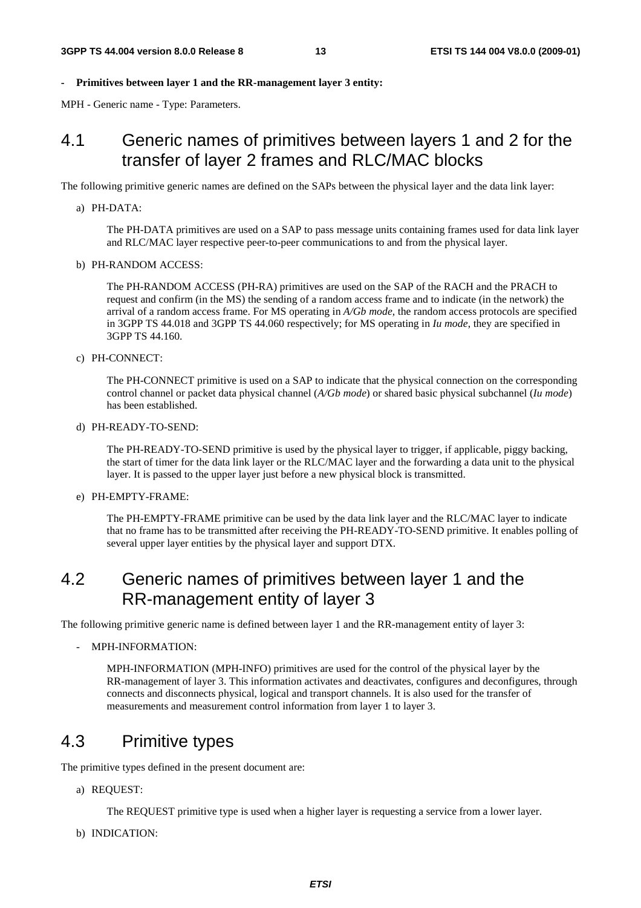- **Primitives between layer 1 and the RR-management layer 3 entity:**

MPH - Generic name - Type: Parameters.

## 4.1 Generic names of primitives between layers 1 and 2 for the transfer of layer 2 frames and RLC/MAC blocks

The following primitive generic names are defined on the SAPs between the physical layer and the data link layer:

a) PH-DATA:

The PH-DATA primitives are used on a SAP to pass message units containing frames used for data link layer and RLC/MAC layer respective peer-to-peer communications to and from the physical layer.

b) PH-RANDOM ACCESS:

The PH-RANDOM ACCESS (PH-RA) primitives are used on the SAP of the RACH and the PRACH to request and confirm (in the MS) the sending of a random access frame and to indicate (in the network) the arrival of a random access frame. For MS operating in *A/Gb mode*, the random access protocols are specified in 3GPP TS 44.018 and 3GPP TS 44.060 respectively; for MS operating in *Iu mode*, they are specified in 3GPP TS 44.160.

c) PH-CONNECT:

The PH-CONNECT primitive is used on a SAP to indicate that the physical connection on the corresponding control channel or packet data physical channel (*A/Gb mode*) or shared basic physical subchannel (*Iu mode*) has been established.

d) PH-READY-TO-SEND:

The PH-READY-TO-SEND primitive is used by the physical layer to trigger, if applicable, piggy backing, the start of timer for the data link layer or the RLC/MAC layer and the forwarding a data unit to the physical layer. It is passed to the upper layer just before a new physical block is transmitted.

e) PH-EMPTY-FRAME:

The PH-EMPTY-FRAME primitive can be used by the data link layer and the RLC/MAC layer to indicate that no frame has to be transmitted after receiving the PH-READY-TO-SEND primitive. It enables polling of several upper layer entities by the physical layer and support DTX.

## 4.2 Generic names of primitives between layer 1 and the RR-management entity of layer 3

The following primitive generic name is defined between layer 1 and the RR-management entity of layer 3:

- MPH-INFORMATION:

MPH-INFORMATION (MPH-INFO) primitives are used for the control of the physical layer by the RR-management of layer 3. This information activates and deactivates, configures and deconfigures, through connects and disconnects physical, logical and transport channels. It is also used for the transfer of measurements and measurement control information from layer 1 to layer 3.

## 4.3 Primitive types

The primitive types defined in the present document are:

a) REQUEST:

The REQUEST primitive type is used when a higher layer is requesting a service from a lower layer.

b) INDICATION: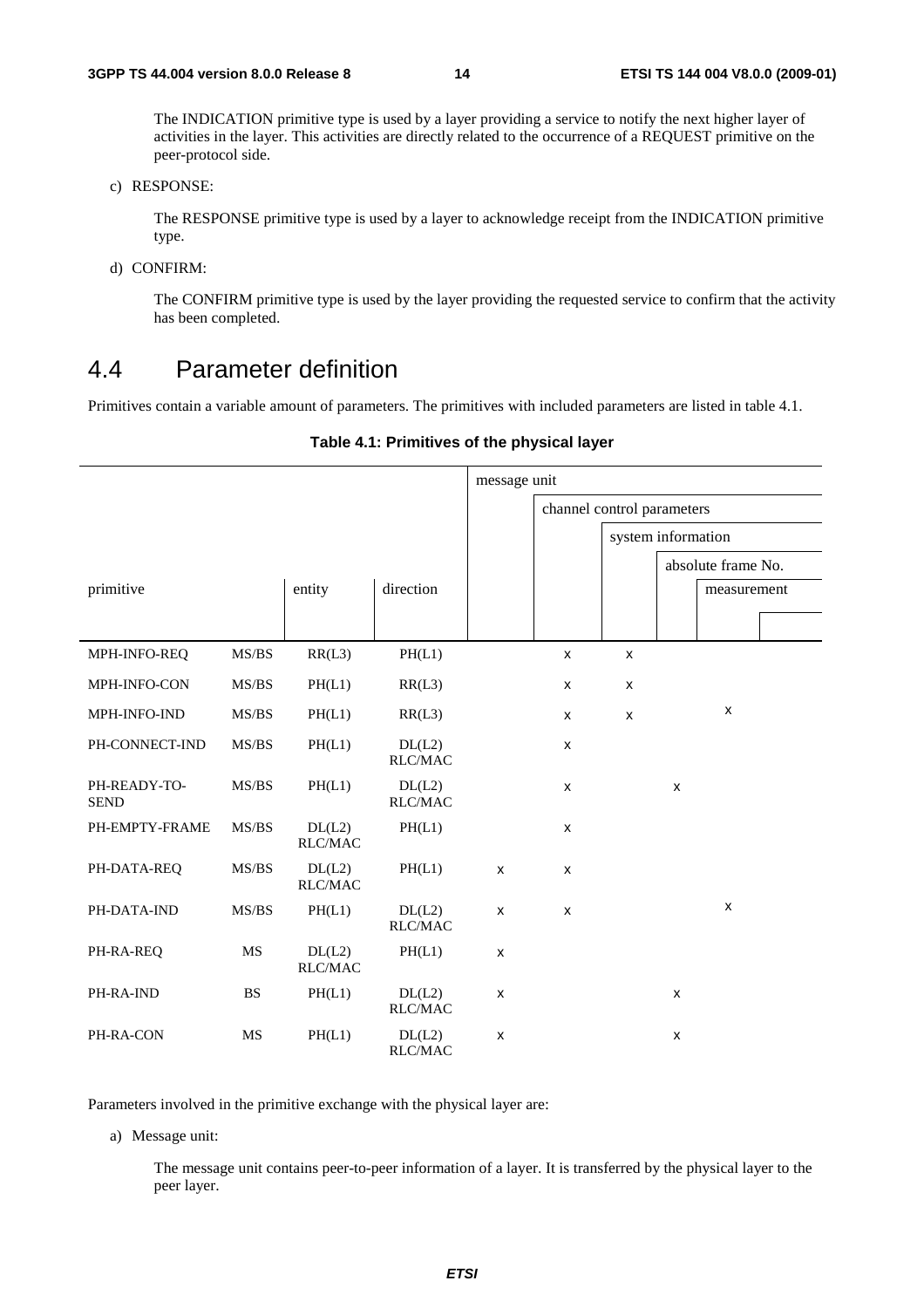The INDICATION primitive type is used by a layer providing a service to notify the next higher layer of activities in the layer. This activities are directly related to the occurrence of a REQUEST primitive on the peer-protocol side.

c) RESPONSE:

The RESPONSE primitive type is used by a layer to acknowledge receipt from the INDICATION primitive type.

d) CONFIRM:

The CONFIRM primitive type is used by the layer providing the requested service to confirm that the activity has been completed.

## 4.4 Parameter definition

Primitives contain a variable amount of parameters. The primitives with included parameters are listed in table 4.1.

**Table 4.1: Primitives of the physical layer**

| | | | | message unit | | | | | |
|---|---|---|---|---|---|---|---|---|---|
| | | | | | channel control parameters | | | | |
| | | | | | | system information | | | |
| | | | | | | | absolute frame No. | | |
| primitive | | entity | direction | | | | | measurement | |
| MPH-INFO-REQ | MS/BS | RR(L3) | PH(L1) | | x | x | | | |
| MPH-INFO-CON | MS/BS | PH(L1) | RR(L3) | | x | x | | | |
| MPH-INFO-IND | MS/BS | PH(L1) | RR(L3) | | x | x | | x | |
| PH-CONNECT-IND | MS/BS | PH(L1) | DL(L2) RLC/MAC | | x | | | | |
| PH-READY-TO-SEND | MS/BS | PH(L1) | DL(L2) RLC/MAC | | x | | x | | |
| PH-EMPTY-FRAME | MS/BS | DL(L2) RLC/MAC | PH(L1) | | x | | | | |
| PH-DATA-REQ | MS/BS | DL(L2) RLC/MAC | PH(L1) | x | x | | | | |
| PH-DATA-IND | MS/BS | PH(L1) | DL(L2) RLC/MAC | x | x | | | x | |
| PH-RA-REQ | MS | DL(L2) RLC/MAC | PH(L1) | x | | | | | |
| PH-RA-IND | BS | PH(L1) | DL(L2) RLC/MAC | x | | | x | | |
| PH-RA-CON | MS | PH(L1) | DL(L2) RLC/MAC | x | | | x | | |

Parameters involved in the primitive exchange with the physical layer are:

a) Message unit:

The message unit contains peer-to-peer information of a layer. It is transferred by the physical layer to the peer layer.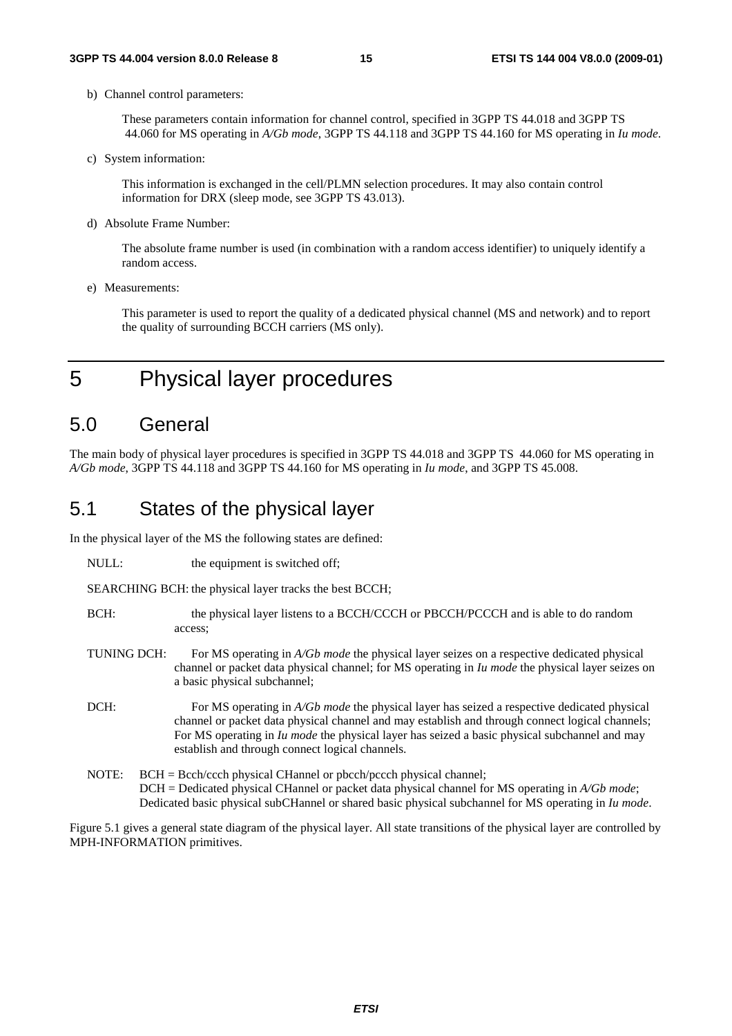b) Channel control parameters:

These parameters contain information for channel control, specified in 3GPP TS 44.018 and 3GPP TS 44.060 for MS operating in *A/Gb mode*, 3GPP TS 44.118 and 3GPP TS 44.160 for MS operating in *Iu mode*.

c) System information:

This information is exchanged in the cell/PLMN selection procedures. It may also contain control information for DRX (sleep mode, see 3GPP TS 43.013).

d) Absolute Frame Number:

The absolute frame number is used (in combination with a random access identifier) to uniquely identify a random access.

e) Measurements:

This parameter is used to report the quality of a dedicated physical channel (MS and network) and to report the quality of surrounding BCCH carriers (MS only).

# 5 Physical layer procedures

## 5.0 General

The main body of physical layer procedures is specified in 3GPP TS 44.018 and 3GPP TS 44.060 for MS operating in *A/Gb mode*, 3GPP TS 44.118 and 3GPP TS 44.160 for MS operating in *Iu mode*, and 3GPP TS 45.008.

## 5.1 States of the physical layer

In the physical layer of the MS the following states are defined:

NULL: the equipment is switched off;

SEARCHING BCH: the physical layer tracks the best BCCH;

BCH: the physical layer listens to a BCCH/CCCH or PBCCH/PCCCH and is able to do random access;

TUNING DCH: For MS operating in *A/Gb mode* the physical layer seizes on a respective dedicated physical channel or packet data physical channel; for MS operating in *Iu mode* the physical layer seizes on a basic physical subchannel;

DCH: For MS operating in *A/Gb mode* the physical layer has seized a respective dedicated physical channel or packet data physical channel and may establish and through connect logical channels; For MS operating in *Iu mode* the physical layer has seized a basic physical subchannel and may establish and through connect logical channels.

NOTE: BCH = Bcch/ccch physical CHannel or pbcch/pccch physical channel;
DCH = Dedicated physical CHannel or packet data physical channel for MS operating in *A/Gb mode*;
Dedicated basic physical subCHannel or shared basic physical subchannel for MS operating in *Iu mode*.

Figure 5.1 gives a general state diagram of the physical layer. All state transitions of the physical layer are controlled by MPH-INFORMATION primitives.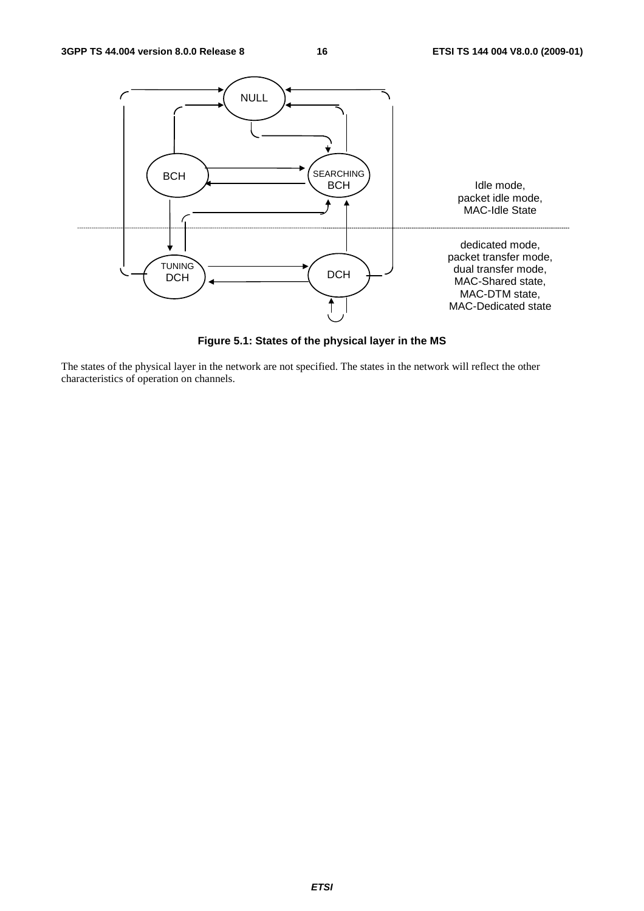NULL

BCH

SEARCHING BCH

Idle mode,
packet idle mode,
MAC-Idle State

dedicated mode,
packet transfer mode,
dual transfer mode,
MAC-Shared state,
MAC-DTM state,
MAC-Dedicated state

TUNING DCH

DCH

**Figure 5.1: States of the physical layer in the MS**

The states of the physical layer in the network are not specified. The states in the network will reflect the other characteristics of operation on channels.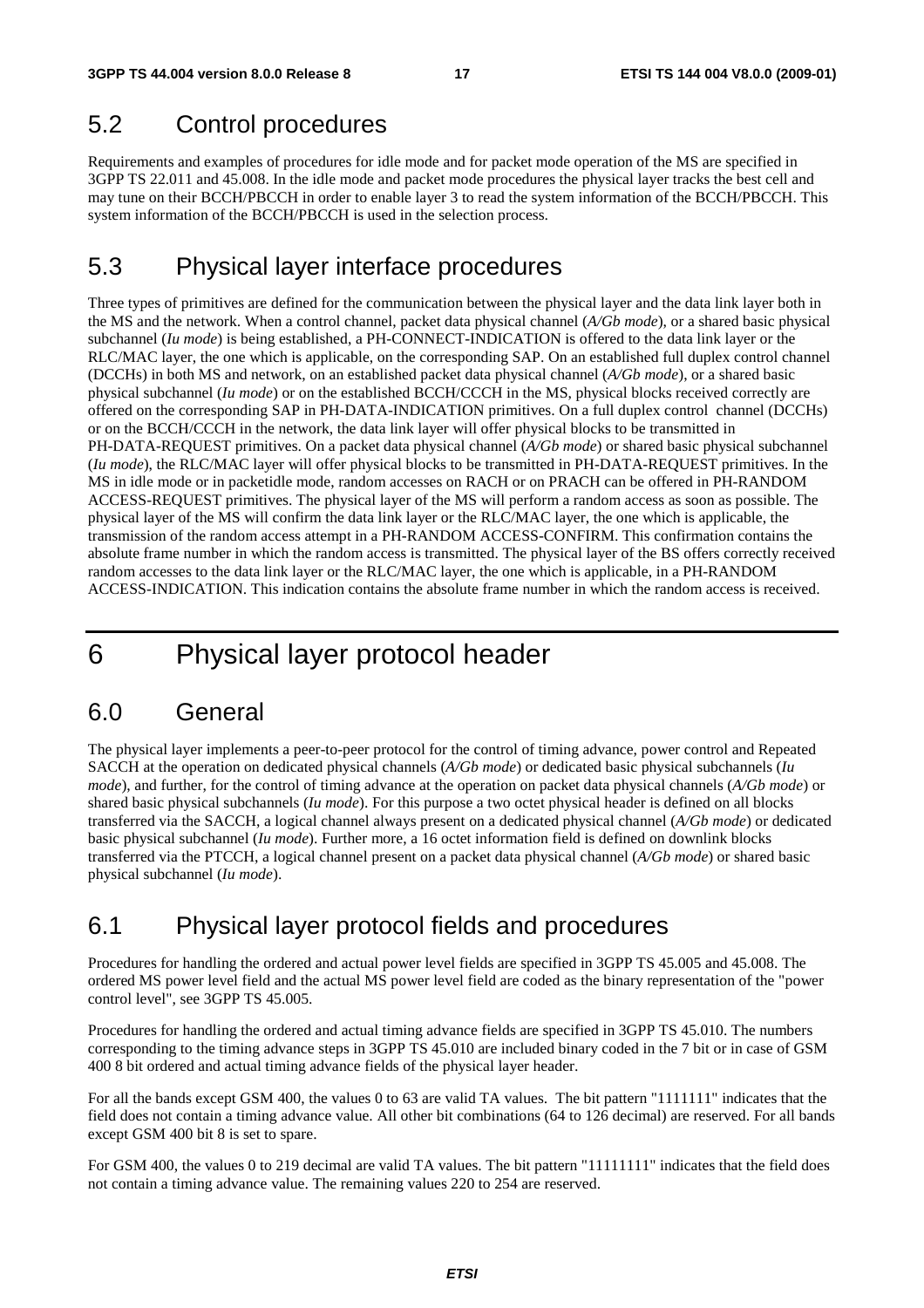## 5.2 Control procedures

Requirements and examples of procedures for idle mode and for packet mode operation of the MS are specified in 3GPP TS 22.011 and 45.008. In the idle mode and packet mode procedures the physical layer tracks the best cell and may tune on their BCCH/PBCCH in order to enable layer 3 to read the system information of the BCCH/PBCCH. This system information of the BCCH/PBCCH is used in the selection process.

## 5.3 Physical layer interface procedures

Three types of primitives are defined for the communication between the physical layer and the data link layer both in the MS and the network. When a control channel, packet data physical channel (*A/Gb mode*), or a shared basic physical subchannel (*Iu mode*) is being established, a PH-CONNECT-INDICATION is offered to the data link layer or the RLC/MAC layer, the one which is applicable, on the corresponding SAP. On an established full duplex control channel (DCCHs) in both MS and network, on an established packet data physical channel (*A/Gb mode*), or a shared basic physical subchannel (*Iu mode*) or on the established BCCH/CCCH in the MS, physical blocks received correctly are offered on the corresponding SAP in PH-DATA-INDICATION primitives. On a full duplex control channel (DCCHs) or on the BCCH/CCCH in the network, the data link layer will offer physical blocks to be transmitted in PH-DATA-REQUEST primitives. On a packet data physical channel (*A/Gb mode*) or shared basic physical subchannel (*Iu mode*), the RLC/MAC layer will offer physical blocks to be transmitted in PH-DATA-REQUEST primitives. In the MS in idle mode or in packetidle mode, random accesses on RACH or on PRACH can be offered in PH-RANDOM ACCESS-REQUEST primitives. The physical layer of the MS will perform a random access as soon as possible. The physical layer of the MS will confirm the data link layer or the RLC/MAC layer, the one which is applicable, the transmission of the random access attempt in a PH-RANDOM ACCESS-CONFIRM. This confirmation contains the absolute frame number in which the random access is transmitted. The physical layer of the BS offers correctly received random accesses to the data link layer or the RLC/MAC layer, the one which is applicable, in a PH-RANDOM ACCESS-INDICATION. This indication contains the absolute frame number in which the random access is received.

# 6 Physical layer protocol header

## 6.0 General

The physical layer implements a peer-to-peer protocol for the control of timing advance, power control and Repeated SACCH at the operation on dedicated physical channels (*A/Gb mode*) or dedicated basic physical subchannels (*Iu mode*), and further, for the control of timing advance at the operation on packet data physical channels (*A/Gb mode*) or shared basic physical subchannels (*Iu mode*). For this purpose a two octet physical header is defined on all blocks transferred via the SACCH, a logical channel always present on a dedicated physical channel (*A/Gb mode*) or dedicated basic physical subchannel (*Iu mode*). Further more, a 16 octet information field is defined on downlink blocks transferred via the PTCCH, a logical channel present on a packet data physical channel (*A/Gb mode*) or shared basic physical subchannel (*Iu mode*).

## 6.1 Physical layer protocol fields and procedures

Procedures for handling the ordered and actual power level fields are specified in 3GPP TS 45.005 and 45.008. The ordered MS power level field and the actual MS power level field are coded as the binary representation of the "power control level", see 3GPP TS 45.005.

Procedures for handling the ordered and actual timing advance fields are specified in 3GPP TS 45.010. The numbers corresponding to the timing advance steps in 3GPP TS 45.010 are included binary coded in the 7 bit or in case of GSM 400 8 bit ordered and actual timing advance fields of the physical layer header.

For all the bands except GSM 400, the values 0 to 63 are valid TA values. The bit pattern "1111111" indicates that the field does not contain a timing advance value. All other bit combinations (64 to 126 decimal) are reserved. For all bands except GSM 400 bit 8 is set to spare.

For GSM 400, the values 0 to 219 decimal are valid TA values. The bit pattern "11111111" indicates that the field does not contain a timing advance value. The remaining values 220 to 254 are reserved.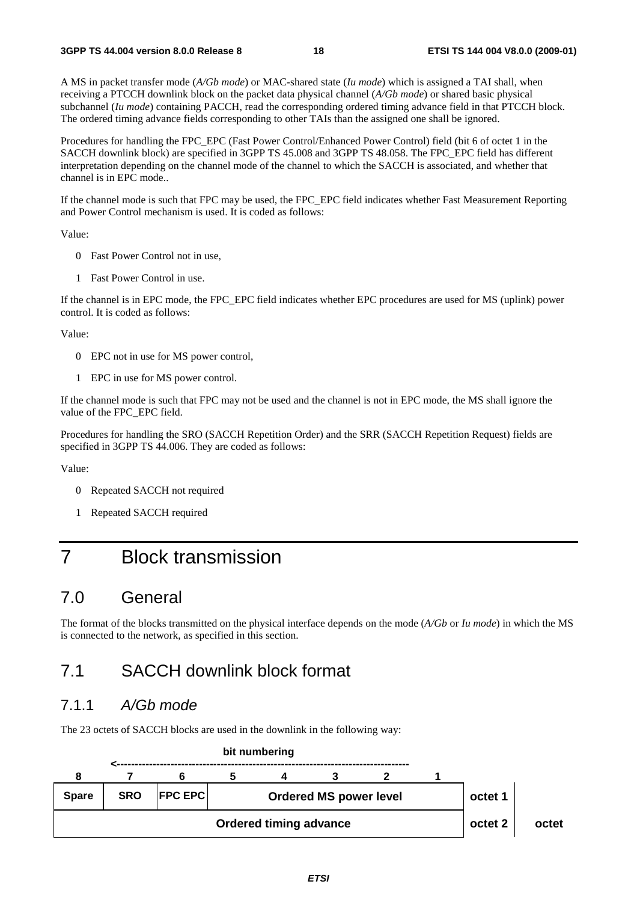A MS in packet transfer mode (*A/Gb mode*) or MAC-shared state (*Iu mode*) which is assigned a TAI shall, when receiving a PTCCH downlink block on the packet data physical channel (*A/Gb mode*) or shared basic physical subchannel (*Iu mode*) containing PACCH, read the corresponding ordered timing advance field in that PTCCH block. The ordered timing advance fields corresponding to other TAIs than the assigned one shall be ignored.

Procedures for handling the FPC_EPC (Fast Power Control/Enhanced Power Control) field (bit 6 of octet 1 in the SACCH downlink block) are specified in 3GPP TS 45.008 and 3GPP TS 48.058. The FPC_EPC field has different interpretation depending on the channel mode of the channel to which the SACCH is associated, and whether that channel is in EPC mode..

If the channel mode is such that FPC may be used, the FPC_EPC field indicates whether Fast Measurement Reporting and Power Control mechanism is used. It is coded as follows:

Value:

- 0 Fast Power Control not in use,
- 1 Fast Power Control in use.

If the channel is in EPC mode, the FPC_EPC field indicates whether EPC procedures are used for MS (uplink) power control. It is coded as follows:

Value:

- 0 EPC not in use for MS power control,
- 1 EPC in use for MS power control.

If the channel mode is such that FPC may not be used and the channel is not in EPC mode, the MS shall ignore the value of the FPC_EPC field.

Procedures for handling the SRO (SACCH Repetition Order) and the SRR (SACCH Repetition Request) fields are specified in 3GPP TS 44.006. They are coded as follows:

Value:

- 0 Repeated SACCH not required
- 1 Repeated SACCH required

# 7 Block transmission

## 7.0 General

The format of the blocks transmitted on the physical interface depends on the mode (*A/Gb* or *Iu mode*) in which the MS is connected to the network, as specified in this section.

## 7.1 SACCH downlink block format

### 7.1.1 *A/Gb mode*

The 23 octets of SACCH blocks are used in the downlink in the following way:

**bit numbering**

| 8 | 7 | 6 | 5 | 4 | 3 | 2 | 1 | | |
|---|---|---|---|---|---|---|---|---|---|
| **Spare** | **SRO** | **FPC EPC** | **Ordered MS power level** | | | | | **octet 1** | |
| **Ordered timing advance** | | | | | | | | **octet 2** | **octet** |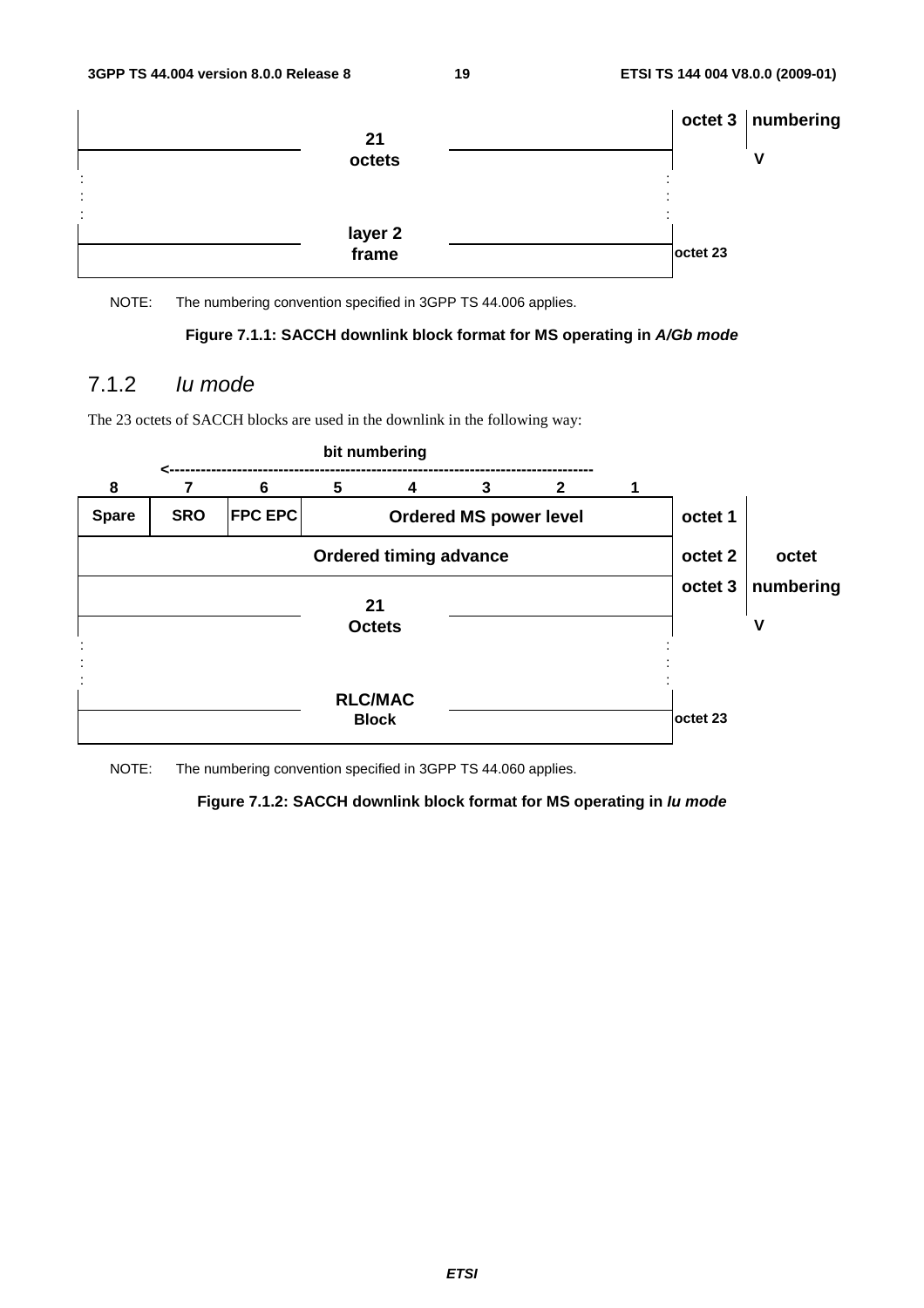| | | | | | | | | | |
|---|---|---|---|---|---|---|---|---|---|
| 21 octets | | | | | | | | octet 3 | numbering |
| : | | | | | | | | | V |
| layer 2 frame | | | | | | | | octet 23 | |

NOTE: The numbering convention specified in 3GPP TS 44.006 applies.

**Figure 7.1.1: SACCH downlink block format for MS operating in *A/Gb mode***

## 7.1.2 *Iu mode*

The 23 octets of SACCH blocks are used in the downlink in the following way:

bit numbering <-----

| 8 | 7 | 6 | 5 | 4 | 3 | 2 | 1 | | |
|---|---|---|---|---|---|---|---|---|---|
| Spare | SRO | FPC EPC | Ordered MS power level | | | | | octet 1 | |
| Ordered timing advance | | | | | | | | octet 2 | octet |
| 21 Octets | | | | | | | | octet 3 | numbering |
| : | | | | | | | | | V |
| RLC/MAC Block | | | | | | | | octet 23 | |

NOTE: The numbering convention specified in 3GPP TS 44.060 applies.

**Figure 7.1.2: SACCH downlink block format for MS operating in *Iu mode***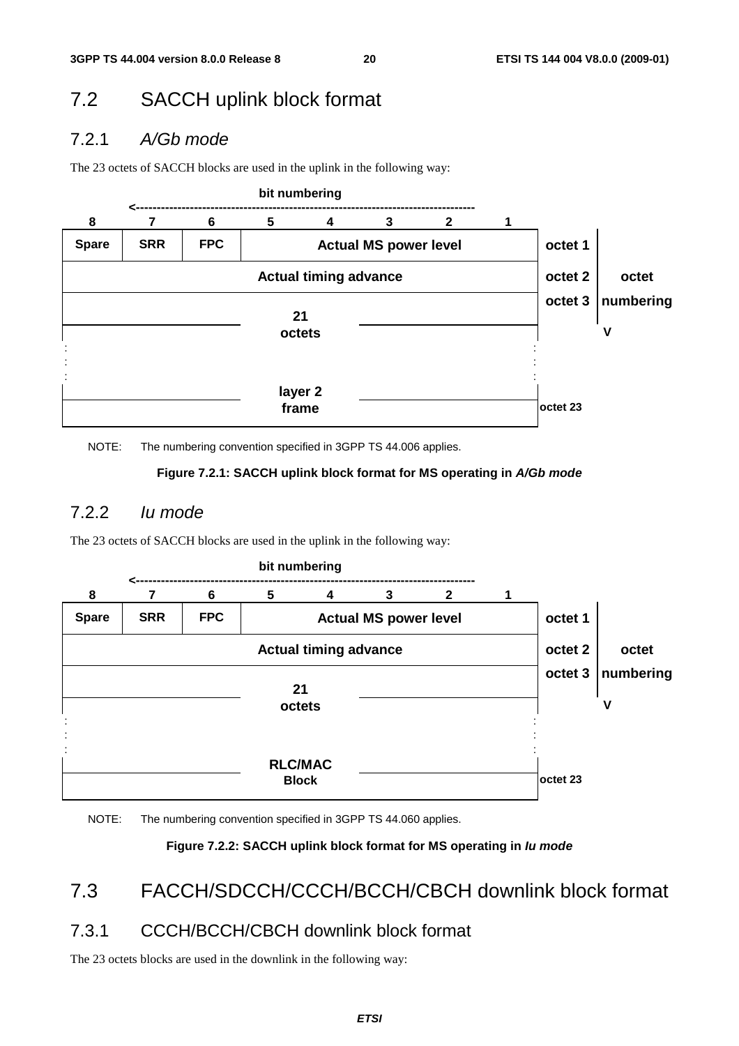## 7.2 SACCH uplink block format

### 7.2.1 *A/Gb mode*

The 23 octets of SACCH blocks are used in the uplink in the following way:

| 8 | 7 | 6 | 5 | 4 | 3 | 2 | 1 | |
|---|---|---|---|---|---|---|---|---|
| Spare | SRR | FPC | Actual MS power level | | | | | octet 1 |
| Actual timing advance | | | | | | | | octet 2 |
| 21 octets layer 2 frame | | | | | | | | octet 3 ... octet 23 |

NOTE: The numbering convention specified in 3GPP TS 44.006 applies.

**Figure 7.2.1: SACCH uplink block format for MS operating in *A/Gb mode***

### 7.2.2 *Iu mode*

The 23 octets of SACCH blocks are used in the uplink in the following way:

| 8 | 7 | 6 | 5 | 4 | 3 | 2 | 1 | |
|---|---|---|---|---|---|---|---|---|
| Spare | SRR | FPC | Actual MS power level | | | | | octet 1 |
| Actual timing advance | | | | | | | | octet 2 |
| 21 octets RLC/MAC Block | | | | | | | | octet 3 ... octet 23 |

NOTE: The numbering convention specified in 3GPP TS 44.060 applies.

**Figure 7.2.2: SACCH uplink block format for MS operating in *Iu mode***

## 7.3 FACCH/SDCCH/CCCH/BCCH/CBCH downlink block format

### 7.3.1 CCCH/BCCH/CBCH downlink block format

The 23 octets blocks are used in the downlink in the following way: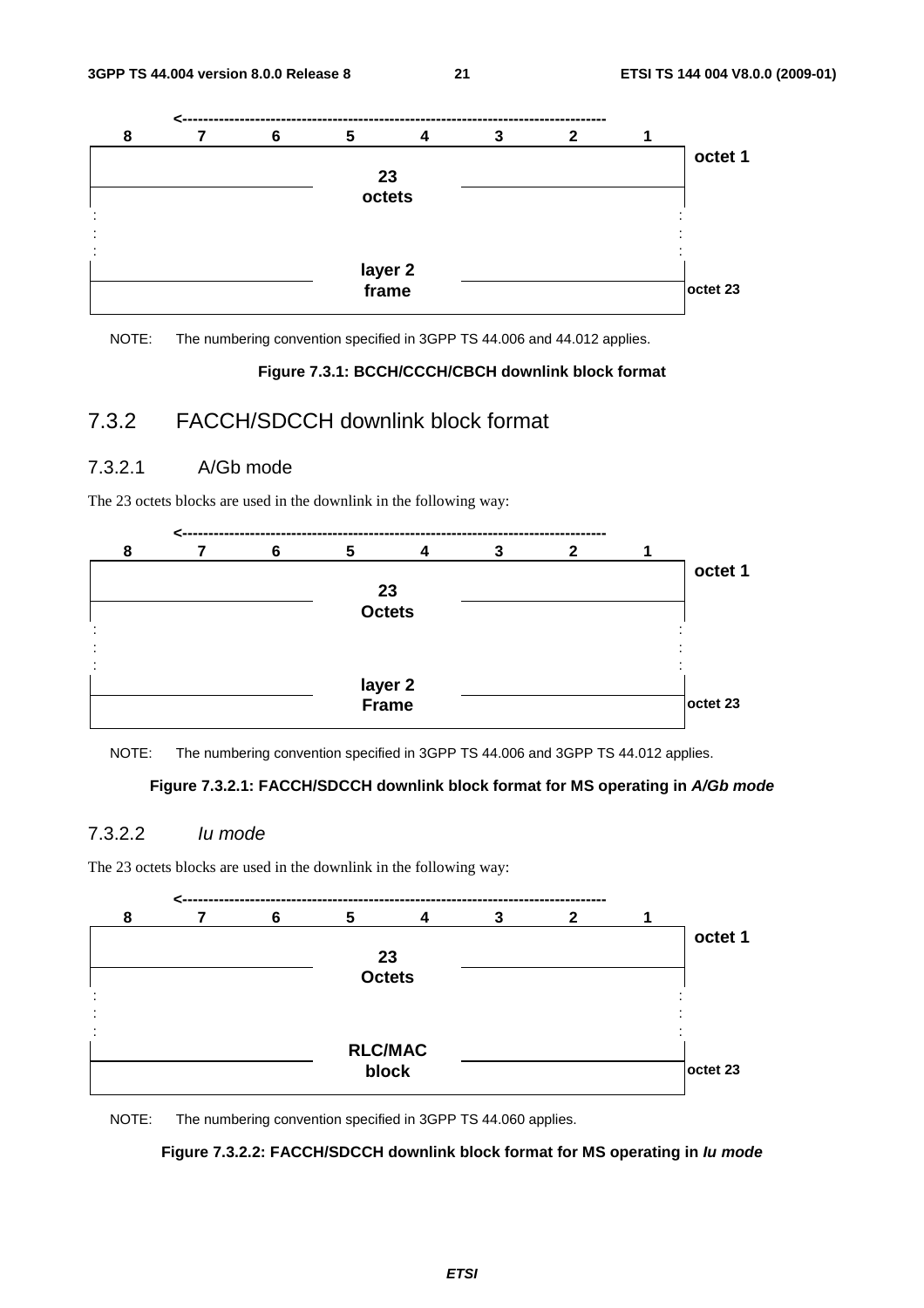| 8 | 7 | 6 | 5 | 4 | 3 | 2 | 1 | |
|---|---|---|---|---|---|---|---|---|
| 23 octets | | | | | | | | octet 1 |
| : | | | | | | | | |
| layer 2 frame | | | | | | | | octet 23 |

NOTE: The numbering convention specified in 3GPP TS 44.006 and 44.012 applies.

**Figure 7.3.1: BCCH/CCCH/CBCH downlink block format**

## 7.3.2 FACCH/SDCCH downlink block format

### 7.3.2.1 A/Gb mode

The 23 octets blocks are used in the downlink in the following way:

| 8 | 7 | 6 | 5 | 4 | 3 | 2 | 1 | |
|---|---|---|---|---|---|---|---|---|
| 23 Octets | | | | | | | | octet 1 |
| : | | | | | | | | |
| layer 2 Frame | | | | | | | | octet 23 |

NOTE: The numbering convention specified in 3GPP TS 44.006 and 3GPP TS 44.012 applies.

**Figure 7.3.2.1: FACCH/SDCCH downlink block format for MS operating in *A/Gb mode***

### 7.3.2.2 *Iu mode*

The 23 octets blocks are used in the downlink in the following way:

| 8 | 7 | 6 | 5 | 4 | 3 | 2 | 1 | |
|---|---|---|---|---|---|---|---|---|
| 23 Octets | | | | | | | | octet 1 |
| : | | | | | | | | |
| RLC/MAC block | | | | | | | | octet 23 |

NOTE: The numbering convention specified in 3GPP TS 44.060 applies.

**Figure 7.3.2.2: FACCH/SDCCH downlink block format for MS operating in *Iu mode***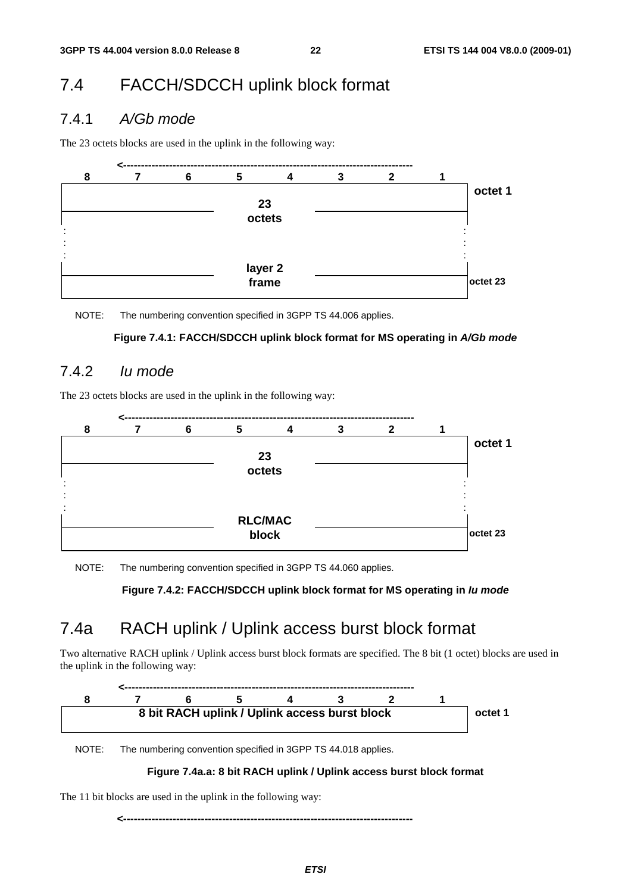## 7.4 FACCH/SDCCH uplink block format

### 7.4.1 *A/Gb mode*

The 23 octets blocks are used in the uplink in the following way:

| 8 | 7 | 6 | 5 | 4 | 3 | 2 | 1 | |
|---|---|---|---|---|---|---|---|---|
| 23 octets layer 2 frame | | | | | | | | octet 1 |
| : | | | | | | | | |
| : | | | | | | | | |
| : | | | | | | | | |
| | | | | | | | | octet 23 |

NOTE: The numbering convention specified in 3GPP TS 44.006 applies.

**Figure 7.4.1: FACCH/SDCCH uplink block format for MS operating in *A/Gb mode***

### 7.4.2 *Iu mode*

The 23 octets blocks are used in the uplink in the following way:

| 8 | 7 | 6 | 5 | 4 | 3 | 2 | 1 | |
|---|---|---|---|---|---|---|---|---|
| 23 octets RLC/MAC block | | | | | | | | octet 1 |
| : | | | | | | | | |
| : | | | | | | | | |
| : | | | | | | | | |
| | | | | | | | | octet 23 |

NOTE: The numbering convention specified in 3GPP TS 44.060 applies.

**Figure 7.4.2: FACCH/SDCCH uplink block format for MS operating in *Iu mode***

## 7.4a RACH uplink / Uplink access burst block format

Two alternative RACH uplink / Uplink access burst block formats are specified. The 8 bit (1 octet) blocks are used in the uplink in the following way:

| 8 | 7 | 6 | 5 | 4 | 3 | 2 | 1 | |
|---|---|---|---|---|---|---|---|---|
| 8 bit RACH uplink / Uplink access burst block | | | | | | | | octet 1 |

NOTE: The numbering convention specified in 3GPP TS 44.018 applies.

**Figure 7.4a.a: 8 bit RACH uplink / Uplink access burst block format**

The 11 bit blocks are used in the uplink in the following way: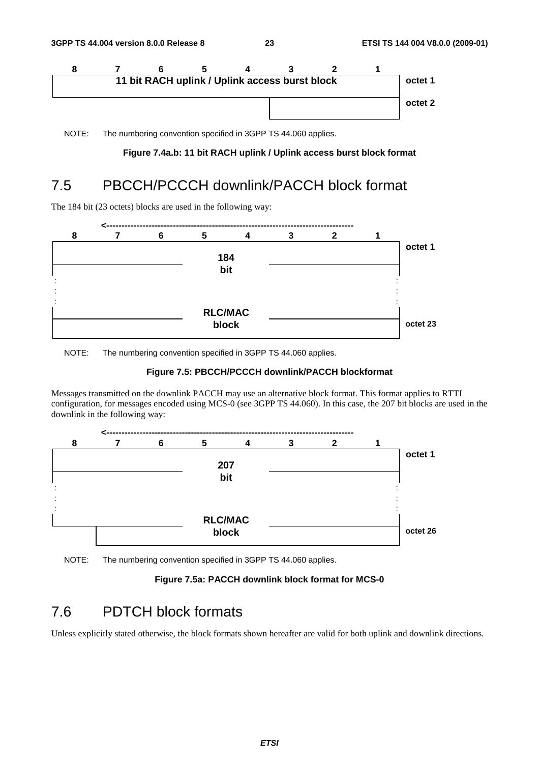| 8 | 7 | 6 | 5 | 4 | 3 | 2 | 1 | |
|---|---|---|---|---|---|---|---|---|
| 11 bit RACH uplink / Uplink access burst block | | | | | | | | octet 1 |
| | | | | | | | | octet 2 |

NOTE: The numbering convention specified in 3GPP TS 44.060 applies.

**Figure 7.4a.b: 11 bit RACH uplink / Uplink access burst block format**

## 7.5 PBCCH/PCCCH downlink/PACCH block format

The 184 bit (23 octets) blocks are used in the following way:

| 8 | 7 | 6 | 5 | 4 | 3 | 2 | 1 | |
|---|---|---|---|---|---|---|---|---|
| 184 bit | | | | | | | | octet 1 |
| : | | | | | | | | |
| RLC/MAC block | | | | | | | | octet 23 |

NOTE: The numbering convention specified in 3GPP TS 44.060 applies.

**Figure 7.5: PBCCH/PCCCH downlink/PACCH blockformat**

Messages transmitted on the downlink PACCH may use an alternative block format. This format applies to RTTI configuration, for messages encoded using MCS-0 (see 3GPP TS 44.060). In this case, the 207 bit blocks are used in the downlink in the following way:

| 8 | 7 | 6 | 5 | 4 | 3 | 2 | 1 | |
|---|---|---|---|---|---|---|---|---|
| 207 bit | | | | | | | | octet 1 |
| : | | | | | | | | |
| RLC/MAC block | | | | | | | | octet 26 |

NOTE: The numbering convention specified in 3GPP TS 44.060 applies.

**Figure 7.5a: PACCH downlink block format for MCS-0**

## 7.6 PDTCH block formats

Unless explicitly stated otherwise, the block formats shown hereafter are valid for both uplink and downlink directions.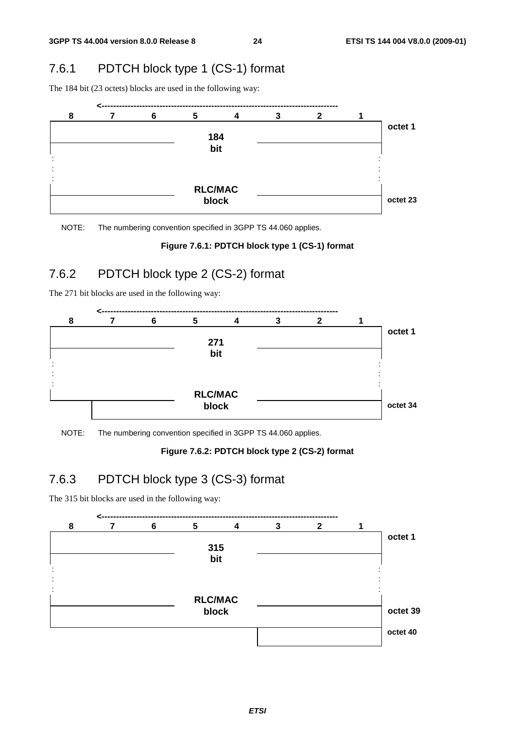### 7.6.1 PDTCH block type 1 (CS-1) format

The 184 bit (23 octets) blocks are used in the following way:

| 8 | 7 | 6 | 5 | 4 | 3 | 2 | 1 | |
|---|---|---|---|---|---|---|---|---|
| 184 bit RLC/MAC block | | | | | | | | octet 1 |
| : | | | | | | | : | |
| | | | | | | | | octet 23 |

NOTE: The numbering convention specified in 3GPP TS 44.060 applies.

**Figure 7.6.1: PDTCH block type 1 (CS-1) format**

### 7.6.2 PDTCH block type 2 (CS-2) format

The 271 bit blocks are used in the following way:

| 8 | 7 | 6 | 5 | 4 | 3 | 2 | 1 | |
|---|---|---|---|---|---|---|---|---|
| 271 bit RLC/MAC block | | | | | | | | octet 1 |
| : | | | | | | | : | |
| | | | | | | | | octet 34 |

NOTE: The numbering convention specified in 3GPP TS 44.060 applies.

**Figure 7.6.2: PDTCH block type 2 (CS-2) format**

### 7.6.3 PDTCH block type 3 (CS-3) format

The 315 bit blocks are used in the following way:

| 8 | 7 | 6 | 5 | 4 | 3 | 2 | 1 | |
|---|---|---|---|---|---|---|---|---|
| 315 bit RLC/MAC block | | | | | | | | octet 1 |
| : | | | | | | | : | |
| | | | | | | | | octet 39 |
| | | | | | | | | octet 40 |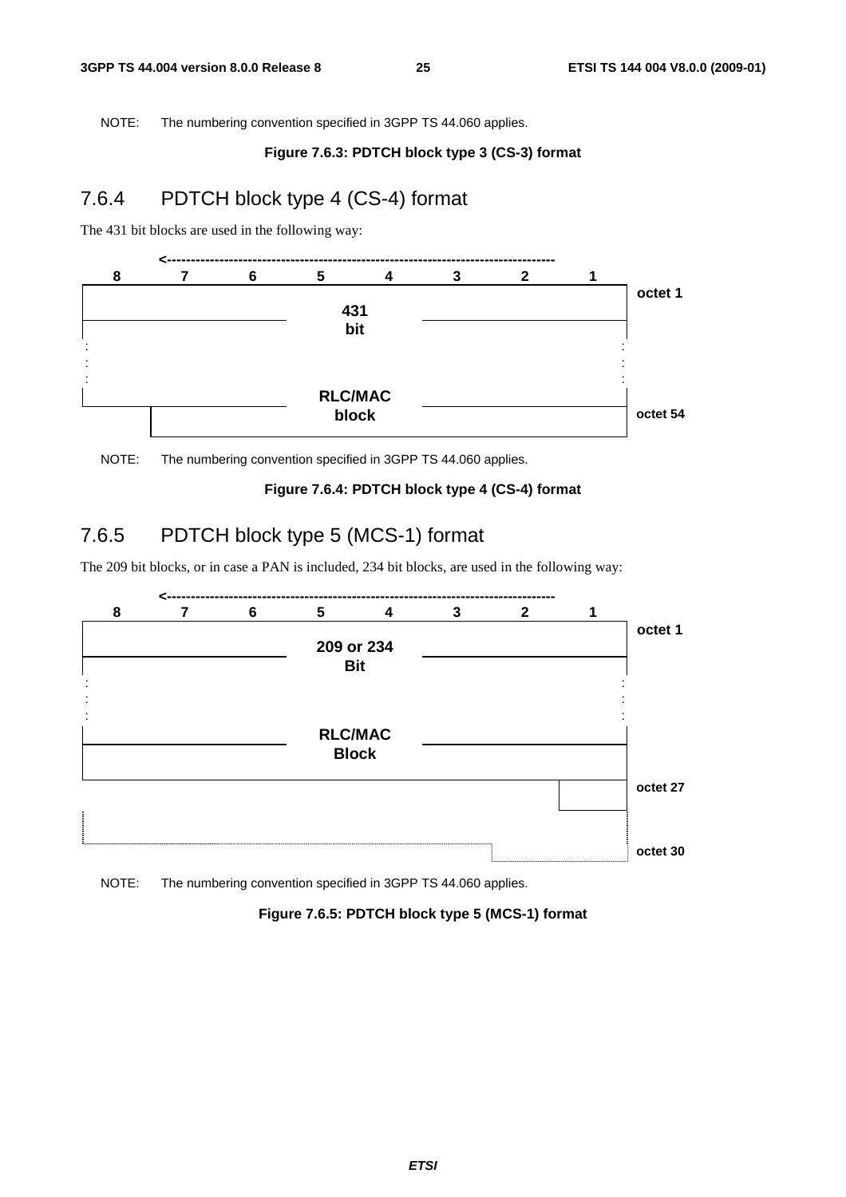NOTE: The numbering convention specified in 3GPP TS 44.060 applies.

**Figure 7.6.3: PDTCH block type 3 (CS-3) format**

### 7.6.4 PDTCH block type 4 (CS-4) format

The 431 bit blocks are used in the following way:

| 8 | 7 | 6 | 5 | 4 | 3 | 2 | 1 | |
|---|---|---|---|---|---|---|---|---|
| 431 bit RLC/MAC block | | | | | | | | octet 1 |
| : | | | | | | | | |
| | | | | | | | | octet 54 |

NOTE: The numbering convention specified in 3GPP TS 44.060 applies.

**Figure 7.6.4: PDTCH block type 4 (CS-4) format**

### 7.6.5 PDTCH block type 5 (MCS-1) format

The 209 bit blocks, or in case a PAN is included, 234 bit blocks, are used in the following way:

| 8 | 7 | 6 | 5 | 4 | 3 | 2 | 1 | |
|---|---|---|---|---|---|---|---|---|
| 209 or 234 Bit RLC/MAC Block | | | | | | | | octet 1 |
| : | | | | | | | | |
| | | | | | | | | octet 27 |
| | | | | | | | | octet 30 |

NOTE: The numbering convention specified in 3GPP TS 44.060 applies.

**Figure 7.6.5: PDTCH block type 5 (MCS-1) format**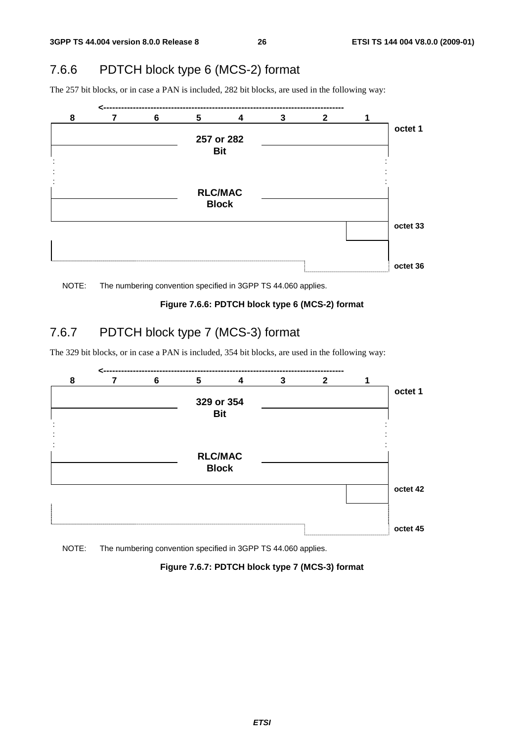### 7.6.6 PDTCH block type 6 (MCS-2) format

The 257 bit blocks, or in case a PAN is included, 282 bit blocks, are used in the following way:

| 8 | 7 | 6 | 5 | 4 | 3 | 2 | 1 | |
|---|---|---|---|---|---|---|---|---|
| | | | 257 or 282 Bit | | | | | octet 1 |
| : | | | | | | | : | |
| | | | RLC/MAC Block | | | | | |
| | | | | | | | | octet 33 |
| | | | | | | | | octet 36 |

NOTE: The numbering convention specified in 3GPP TS 44.060 applies.

**Figure 7.6.6: PDTCH block type 6 (MCS-2) format**

### 7.6.7 PDTCH block type 7 (MCS-3) format

The 329 bit blocks, or in case a PAN is included, 354 bit blocks, are used in the following way:

| 8 | 7 | 6 | 5 | 4 | 3 | 2 | 1 | |
|---|---|---|---|---|---|---|---|---|
| | | | 329 or 354 Bit | | | | | octet 1 |
| : | | | | | | | : | |
| | | | RLC/MAC Block | | | | | |
| | | | | | | | | octet 42 |
| | | | | | | | | octet 45 |

NOTE: The numbering convention specified in 3GPP TS 44.060 applies.

**Figure 7.6.7: PDTCH block type 7 (MCS-3) format**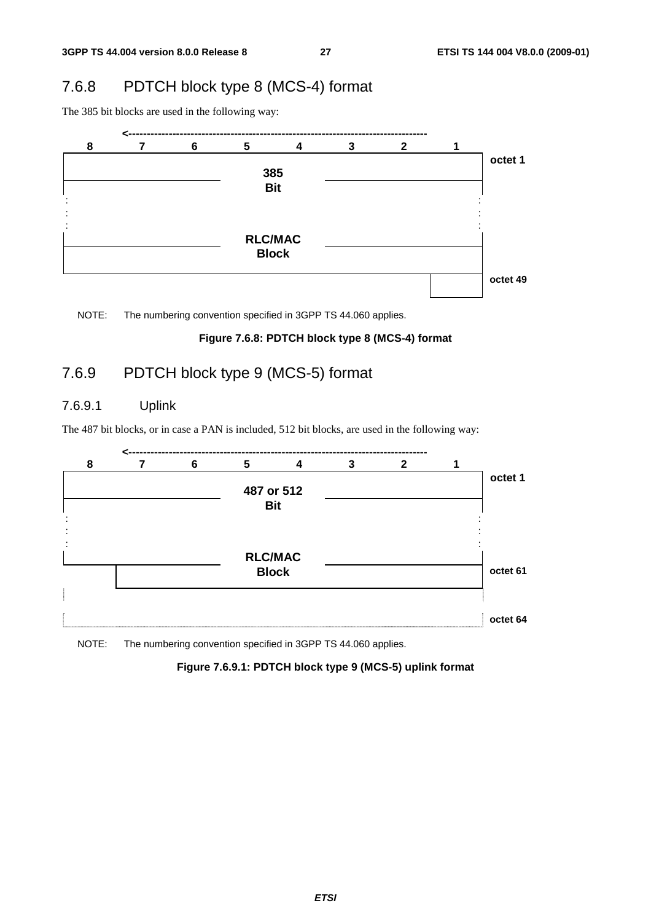## 7.6.8 PDTCH block type 8 (MCS-4) format

The 385 bit blocks are used in the following way:

| 8 | 7 | 6 | 5 | 4 | 3 | 2 | 1 | |
|---|---|---|---|---|---|---|---|---|
| | | | 385 Bit | | | | | octet 1 |
| : | | | | | | | : | |
| : | | | | | | | : | |
| : | | | | | | | : | |
| | | | RLC/MAC Block | | | | | |
| | | | | | | | | octet 49 |

NOTE: The numbering convention specified in 3GPP TS 44.060 applies.

**Figure 7.6.8: PDTCH block type 8 (MCS-4) format**

## 7.6.9 PDTCH block type 9 (MCS-5) format

### 7.6.9.1 Uplink

The 487 bit blocks, or in case a PAN is included, 512 bit blocks, are used in the following way:

| 8 | 7 | 6 | 5 | 4 | 3 | 2 | 1 | |
|---|---|---|---|---|---|---|---|---|
| | | | 487 or 512 Bit | | | | | octet 1 |
| : | | | | | | | : | |
| : | | | | | | | : | |
| : | | | | | | | : | |
| | | | RLC/MAC Block | | | | | octet 61 |
| | | | | | | | | |
| | | | | | | | | octet 64 |

NOTE: The numbering convention specified in 3GPP TS 44.060 applies.

**Figure 7.6.9.1: PDTCH block type 9 (MCS-5) uplink format**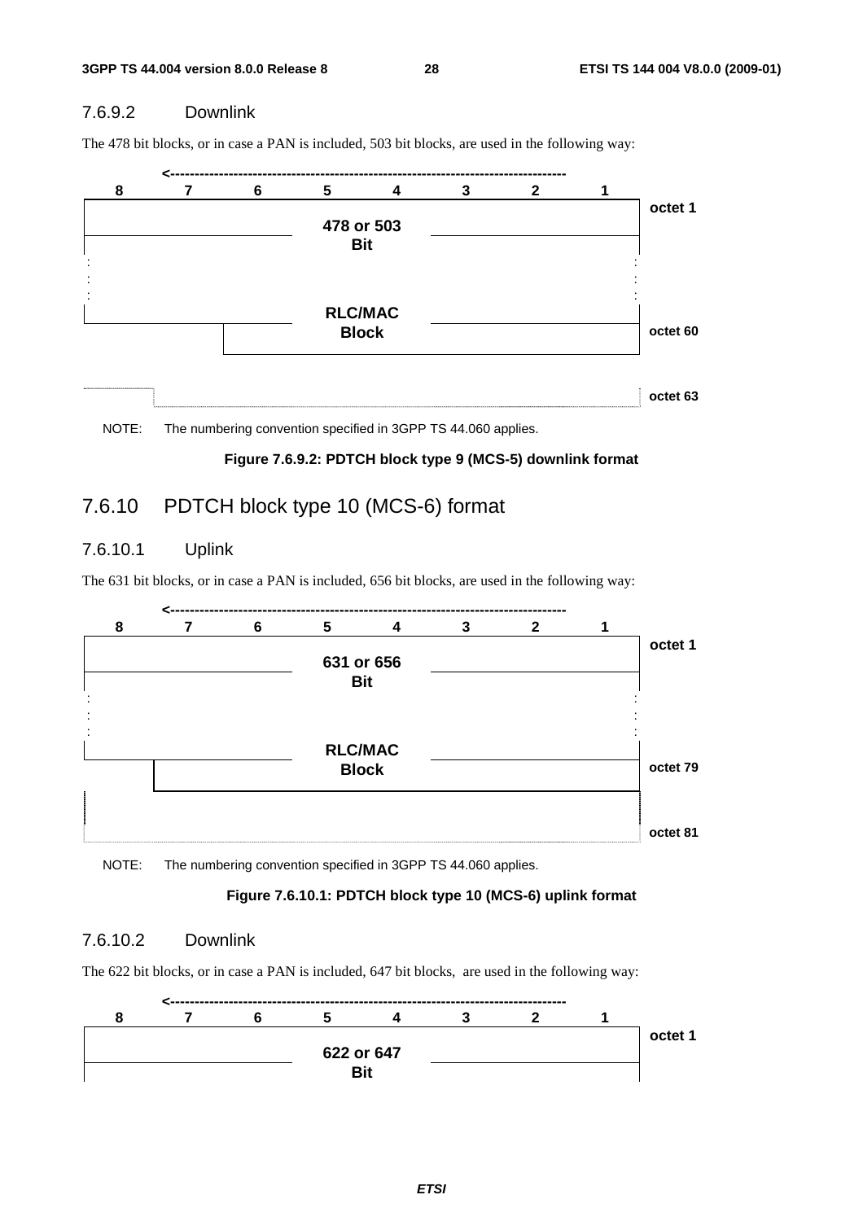#### 7.6.9.2 Downlink

The 478 bit blocks, or in case a PAN is included, 503 bit blocks, are used in the following way:

```
     <------------------------------------------------------------------------------
  8      7      6      5      4      3      2      1
+-------------------------------------------------------+
|                    478 or 503                         |  octet 1
|                       Bit                             |
:                                                       :
:                                                       :
:                                                       :
|                     RLC/MAC                           |
|                      Block                            |  octet 60
+-------------------------------------------------------+

                                                          octet 63
```

NOTE: The numbering convention specified in 3GPP TS 44.060 applies.

**Figure 7.6.9.2: PDTCH block type 9 (MCS-5) downlink format**

### 7.6.10 PDTCH block type 10 (MCS-6) format

#### 7.6.10.1 Uplink

The 631 bit blocks, or in case a PAN is included, 656 bit blocks, are used in the following way:

```
     <------------------------------------------------------------------------------
  8      7      6      5      4      3      2      1
+-------------------------------------------------------+
|                    631 or 656                         |  octet 1
|                       Bit                             |
:                                                       :
:                                                       :
:                                                       :
|                     RLC/MAC                           |
|                      Block                            |  octet 79
+-------------------------------------------------------+
|                                                       |
|                                                       |  octet 81
+-------------------------------------------------------+
```

NOTE: The numbering convention specified in 3GPP TS 44.060 applies.

**Figure 7.6.10.1: PDTCH block type 10 (MCS-6) uplink format**

#### 7.6.10.2 Downlink

The 622 bit blocks, or in case a PAN is included, 647 bit blocks, are used in the following way:

```
     <------------------------------------------------------------------------------
  8      7      6      5      4      3      2      1
+-------------------------------------------------------+
|                    622 or 647                         |  octet 1
|                       Bit                             |
```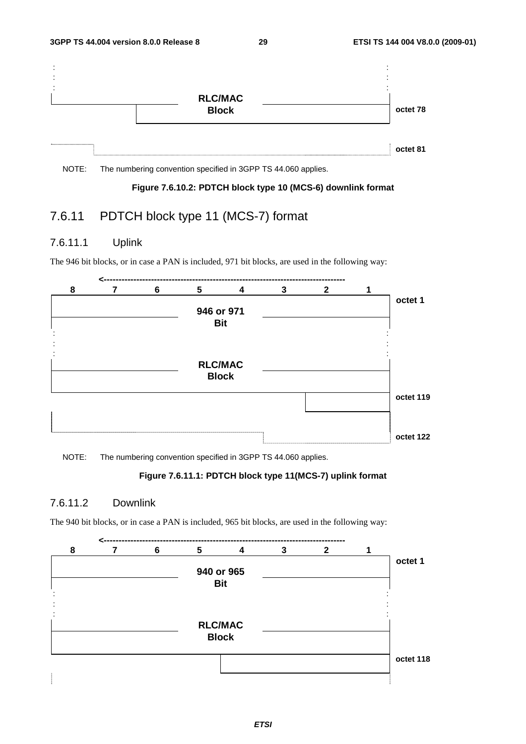| | | | | | | | | |
|---|---|---|---|---|---|---|---|---|
| : | | | | | | | : | |
| | | | RLC/MAC Block | | | | | octet 78 |
| | | | | | | | | octet 81 |

NOTE: The numbering convention specified in 3GPP TS 44.060 applies.

**Figure 7.6.10.2: PDTCH block type 10 (MCS-6) downlink format**

## 7.6.11 PDTCH block type 11 (MCS-7) format

### 7.6.11.1 Uplink

The 946 bit blocks, or in case a PAN is included, 971 bit blocks, are used in the following way:

| 8 | 7 | 6 | 5 | 4 | 3 | 2 | 1 | |
|---|---|---|---|---|---|---|---|---|
| | | | 946 or 971 Bit | | | | | octet 1 |
| : | | | | | | | : | |
| | | | RLC/MAC Block | | | | | |
| | | | | | | | | octet 119 |
| | | | | | | | | octet 122 |

NOTE: The numbering convention specified in 3GPP TS 44.060 applies.

**Figure 7.6.11.1: PDTCH block type 11(MCS-7) uplink format**

### 7.6.11.2 Downlink

The 940 bit blocks, or in case a PAN is included, 965 bit blocks, are used in the following way:

| 8 | 7 | 6 | 5 | 4 | 3 | 2 | 1 | |
|---|---|---|---|---|---|---|---|---|
| | | | 940 or 965 Bit | | | | | octet 1 |
| : | | | | | | | : | |
| | | | RLC/MAC Block | | | | | |
| | | | | | | | | octet 118 |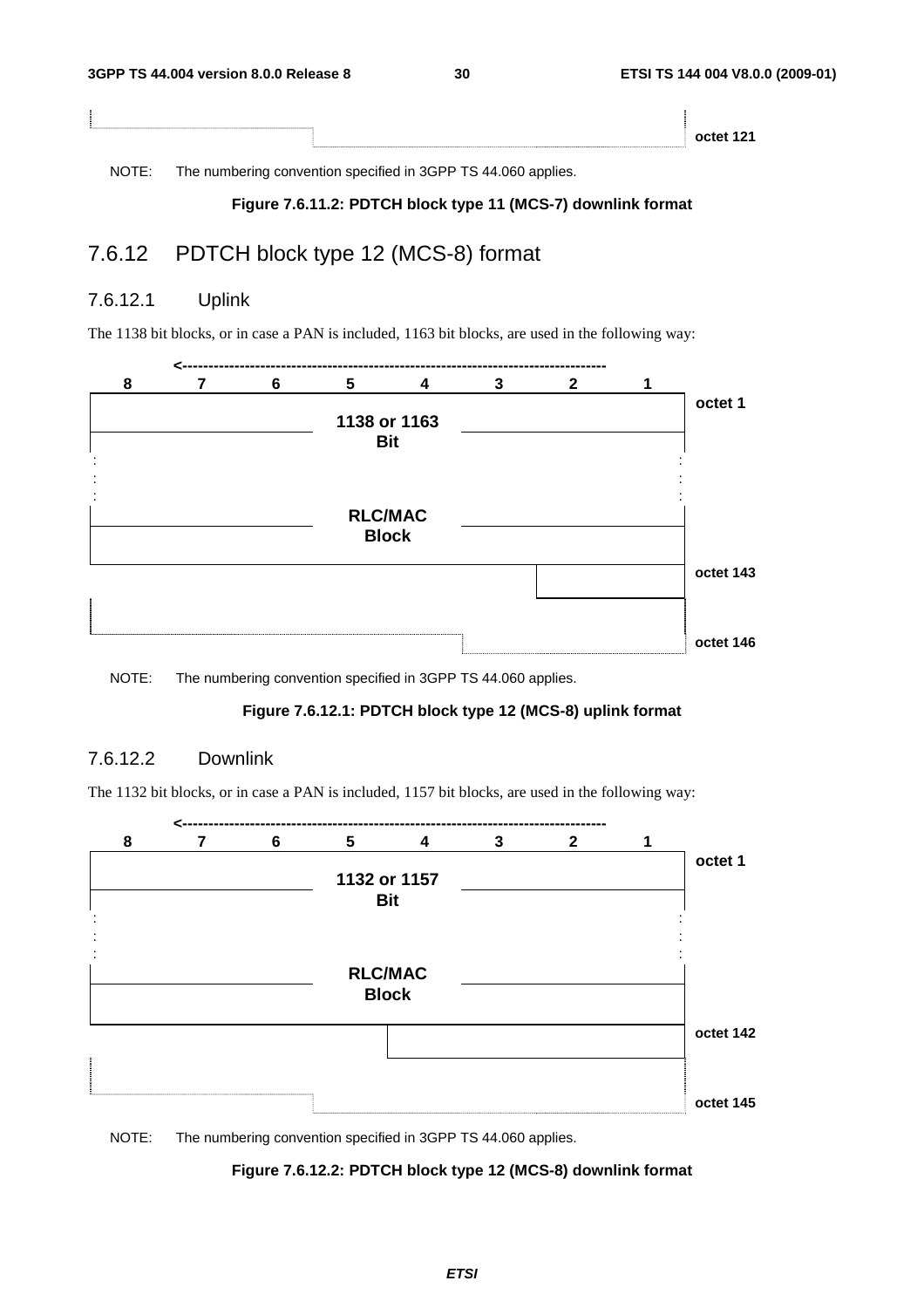| | octet 121 |
|---|---|

NOTE: The numbering convention specified in 3GPP TS 44.060 applies.

**Figure 7.6.11.2: PDTCH block type 11 (MCS-7) downlink format**

## 7.6.12 PDTCH block type 12 (MCS-8) format

### 7.6.12.1 Uplink

The 1138 bit blocks, or in case a PAN is included, 1163 bit blocks, are used in the following way:

| 8 | 7 | 6 | 5 | 4 | 3 | 2 | 1 | |
|---|---|---|---|---|---|---|---|---|
| 1138 or 1163 Bit | | | | | | | | octet 1 |
| : | | | | | | | : | |
| RLC/MAC Block | | | | | | | | |
| | | | | | | | | octet 143 |
| | | | | | | | | octet 146 |

NOTE: The numbering convention specified in 3GPP TS 44.060 applies.

**Figure 7.6.12.1: PDTCH block type 12 (MCS-8) uplink format**

### 7.6.12.2 Downlink

The 1132 bit blocks, or in case a PAN is included, 1157 bit blocks, are used in the following way:

| 8 | 7 | 6 | 5 | 4 | 3 | 2 | 1 | |
|---|---|---|---|---|---|---|---|---|
| 1132 or 1157 Bit | | | | | | | | octet 1 |
| : | | | | | | | : | |
| RLC/MAC Block | | | | | | | | |
| | | | | | | | | octet 142 |
| | | | | | | | | octet 145 |

NOTE: The numbering convention specified in 3GPP TS 44.060 applies.

**Figure 7.6.12.2: PDTCH block type 12 (MCS-8) downlink format**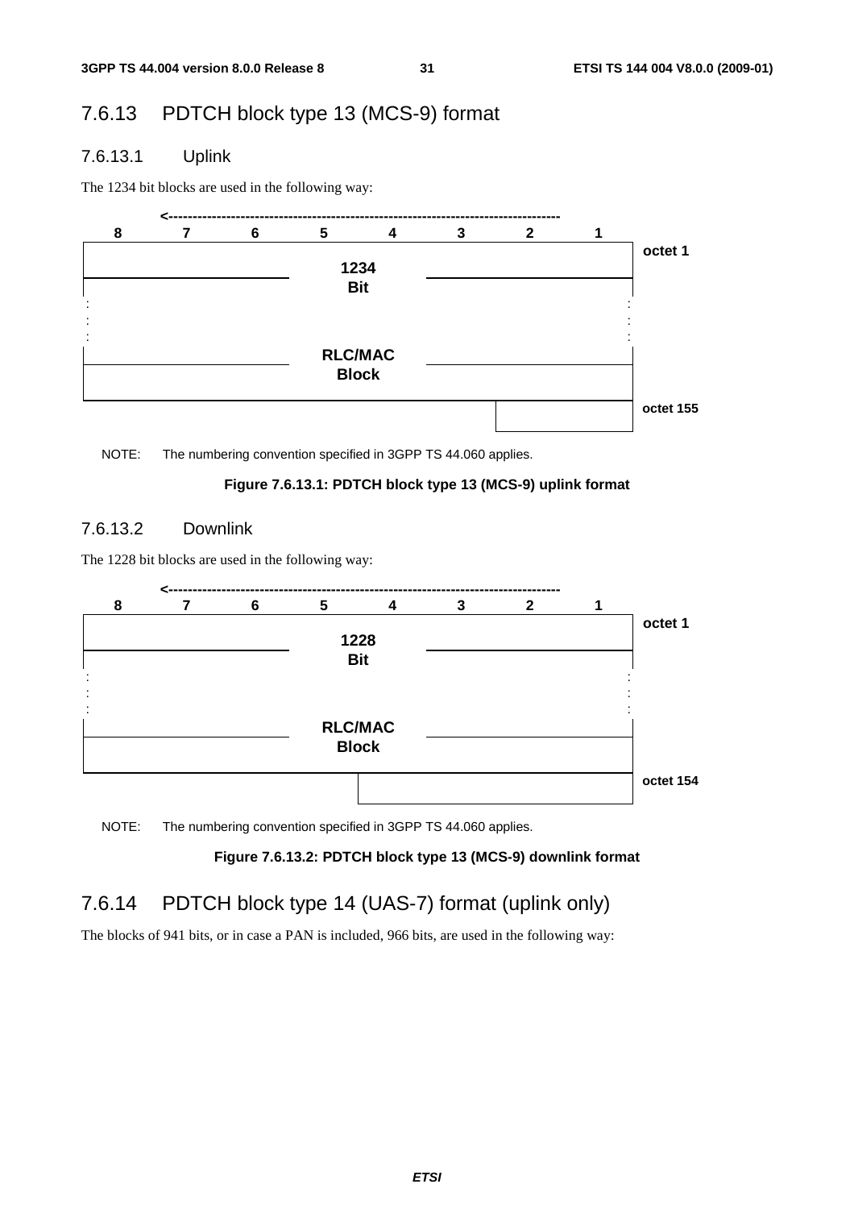### 7.6.13 PDTCH block type 13 (MCS-9) format

#### 7.6.13.1 Uplink

The 1234 bit blocks are used in the following way:

| 8 | 7 | 6 | 5 | 4 | 3 | 2 | 1 | |
|---|---|---|---|---|---|---|---|---|
| 1234 Bit | | | | | | | | octet 1 |
| : | | | | | | | | |
| RLC/MAC Block | | | | | | | | |
| | | | | | | | | octet 155 |

NOTE: The numbering convention specified in 3GPP TS 44.060 applies.

**Figure 7.6.13.1: PDTCH block type 13 (MCS-9) uplink format**

#### 7.6.13.2 Downlink

The 1228 bit blocks are used in the following way:

| 8 | 7 | 6 | 5 | 4 | 3 | 2 | 1 | |
|---|---|---|---|---|---|---|---|---|
| 1228 Bit | | | | | | | | octet 1 |
| : | | | | | | | | |
| RLC/MAC Block | | | | | | | | |
| | | | | | | | | octet 154 |

NOTE: The numbering convention specified in 3GPP TS 44.060 applies.

**Figure 7.6.13.2: PDTCH block type 13 (MCS-9) downlink format**

### 7.6.14 PDTCH block type 14 (UAS-7) format (uplink only)

The blocks of 941 bits, or in case a PAN is included, 966 bits, are used in the following way: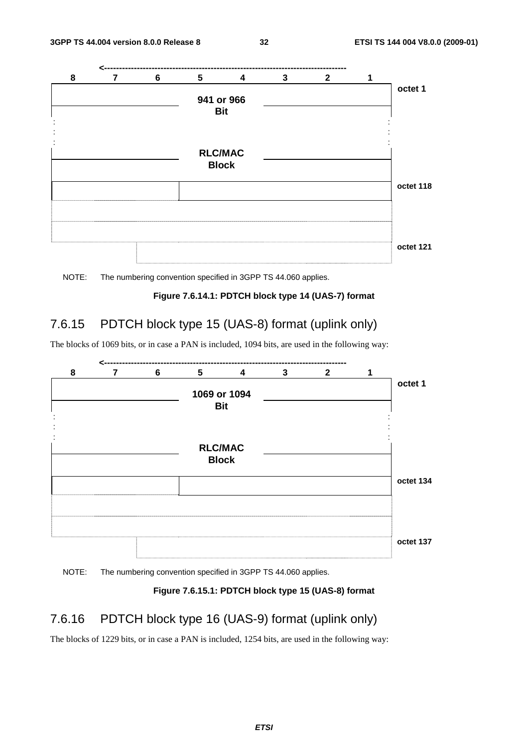| 8 | 7 | 6 | 5 | 4 | 3 | 2 | 1 | |
|---|---|---|---|---|---|---|---|---|
| 941 or 966 Bit | | | | | | | | octet 1 |
| : | | | | | | | : | |
| RLC/MAC Block | | | | | | | | |
| | | | | | | | | octet 118 |
| | | | | | | | | |
| | | | | | | | | |
| | | | | | | | | octet 121 |

NOTE: The numbering convention specified in 3GPP TS 44.060 applies.

**Figure 7.6.14.1: PDTCH block type 14 (UAS-7) format**

### 7.6.15 PDTCH block type 15 (UAS-8) format (uplink only)

The blocks of 1069 bits, or in case a PAN is included, 1094 bits, are used in the following way:

| 8 | 7 | 6 | 5 | 4 | 3 | 2 | 1 | |
|---|---|---|---|---|---|---|---|---|
| 1069 or 1094 Bit | | | | | | | | octet 1 |
| : | | | | | | | : | |
| RLC/MAC Block | | | | | | | | |
| | | | | | | | | octet 134 |
| | | | | | | | | |
| | | | | | | | | |
| | | | | | | | | octet 137 |

NOTE: The numbering convention specified in 3GPP TS 44.060 applies.

**Figure 7.6.15.1: PDTCH block type 15 (UAS-8) format**

### 7.6.16 PDTCH block type 16 (UAS-9) format (uplink only)

The blocks of 1229 bits, or in case a PAN is included, 1254 bits, are used in the following way: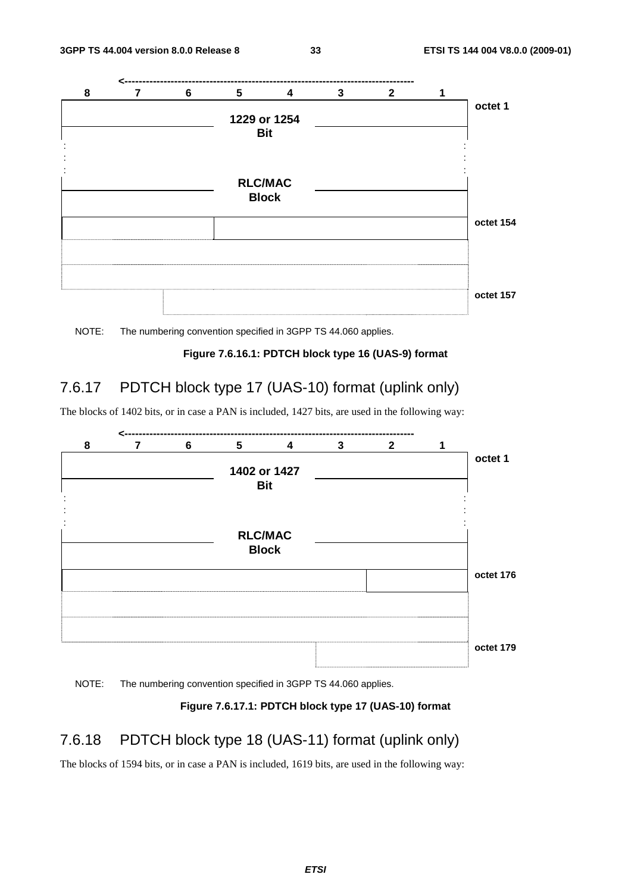| 8 | 7 | 6 | 5 | 4 | 3 | 2 | 1 | |
|---|---|---|---|---|---|---|---|---|
| 1229 or 1254 Bit | | | | | | | | octet 1 |
| : | | | | | | | : | |
| RLC/MAC Block | | | | | | | | |
| | | | | | | | | octet 154 |
| | | | | | | | | |
| | | | | | | | | |
| | | | | | | | | octet 157 |

NOTE: The numbering convention specified in 3GPP TS 44.060 applies.

**Figure 7.6.16.1: PDTCH block type 16 (UAS-9) format**

## 7.6.17 PDTCH block type 17 (UAS-10) format (uplink only)

The blocks of 1402 bits, or in case a PAN is included, 1427 bits, are used in the following way:

| 8 | 7 | 6 | 5 | 4 | 3 | 2 | 1 | |
|---|---|---|---|---|---|---|---|---|
| 1402 or 1427 Bit | | | | | | | | octet 1 |
| : | | | | | | | : | |
| RLC/MAC Block | | | | | | | | |
| | | | | | | | | octet 176 |
| | | | | | | | | |
| | | | | | | | | |
| | | | | | | | | octet 179 |

NOTE: The numbering convention specified in 3GPP TS 44.060 applies.

**Figure 7.6.17.1: PDTCH block type 17 (UAS-10) format**

## 7.6.18 PDTCH block type 18 (UAS-11) format (uplink only)

The blocks of 1594 bits, or in case a PAN is included, 1619 bits, are used in the following way: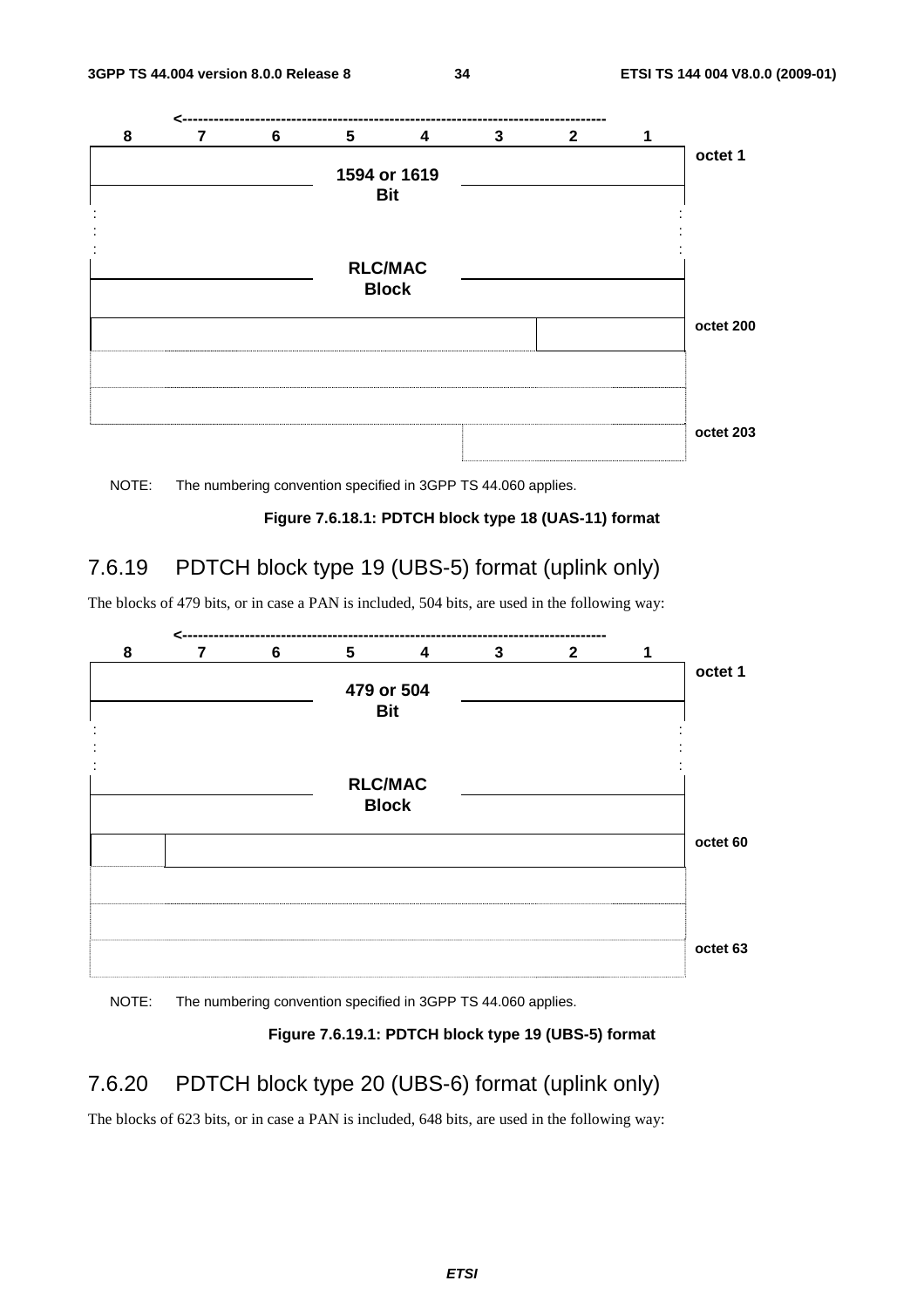| 8 | 7 | 6 | 5 | 4 | 3 | 2 | 1 | |
|---|---|---|---|---|---|---|---|---|
| 1594 or 1619 Bit | | | | | | | | octet 1 |
| : | | | | | | | : | |
| RLC/MAC Block | | | | | | | | |
| | | | | | | | | octet 200 |
| | | | | | | | | |
| | | | | | | | | |
| | | | | | | | | octet 203 |

NOTE: The numbering convention specified in 3GPP TS 44.060 applies.

**Figure 7.6.18.1: PDTCH block type 18 (UAS-11) format**

## 7.6.19 PDTCH block type 19 (UBS-5) format (uplink only)

The blocks of 479 bits, or in case a PAN is included, 504 bits, are used in the following way:

| 8 | 7 | 6 | 5 | 4 | 3 | 2 | 1 | |
|---|---|---|---|---|---|---|---|---|
| 479 or 504 Bit | | | | | | | | octet 1 |
| : | | | | | | | : | |
| RLC/MAC Block | | | | | | | | |
| | | | | | | | | octet 60 |
| | | | | | | | | |
| | | | | | | | | |
| | | | | | | | | octet 63 |

NOTE: The numbering convention specified in 3GPP TS 44.060 applies.

**Figure 7.6.19.1: PDTCH block type 19 (UBS-5) format**

## 7.6.20 PDTCH block type 20 (UBS-6) format (uplink only)

The blocks of 623 bits, or in case a PAN is included, 648 bits, are used in the following way: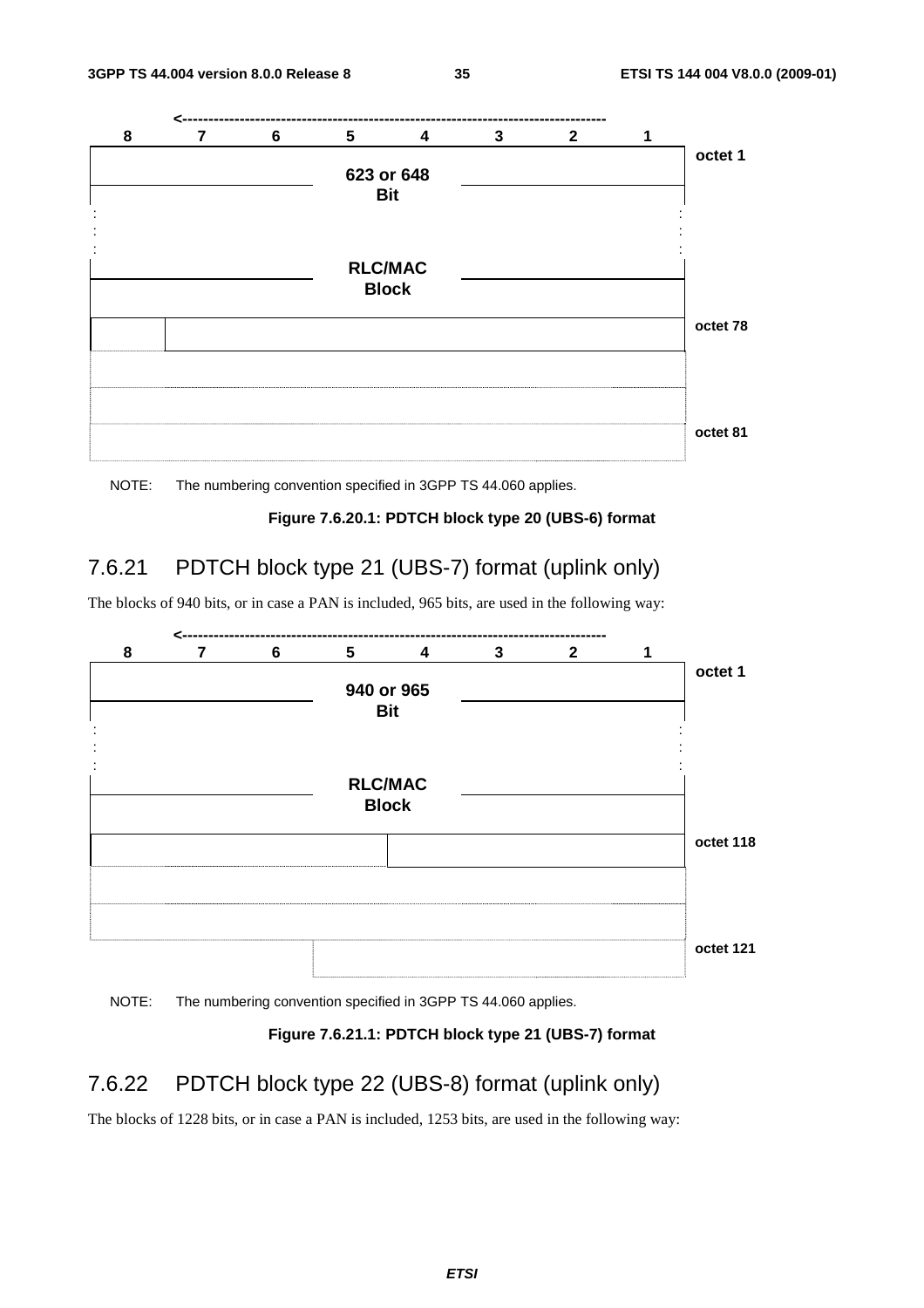| 8 | 7 | 6 | 5 | 4 | 3 | 2 | 1 | |
|---|---|---|---|---|---|---|---|---|
| 623 or 648 Bit | | | | | | | | octet 1 |
| : | | | | | | | : | |
| RLC/MAC Block | | | | | | | | |
| | | | | | | | | octet 78 |
| | | | | | | | | |
| | | | | | | | | |
| | | | | | | | | octet 81 |

NOTE: The numbering convention specified in 3GPP TS 44.060 applies.

**Figure 7.6.20.1: PDTCH block type 20 (UBS-6) format**

## 7.6.21 PDTCH block type 21 (UBS-7) format (uplink only)

The blocks of 940 bits, or in case a PAN is included, 965 bits, are used in the following way:

| 8 | 7 | 6 | 5 | 4 | 3 | 2 | 1 | |
|---|---|---|---|---|---|---|---|---|
| 940 or 965 Bit | | | | | | | | octet 1 |
| : | | | | | | | : | |
| RLC/MAC Block | | | | | | | | |
| | | | | | | | | octet 118 |
| | | | | | | | | |
| | | | | | | | | |
| | | | | | | | | octet 121 |

NOTE: The numbering convention specified in 3GPP TS 44.060 applies.

**Figure 7.6.21.1: PDTCH block type 21 (UBS-7) format**

## 7.6.22 PDTCH block type 22 (UBS-8) format (uplink only)

The blocks of 1228 bits, or in case a PAN is included, 1253 bits, are used in the following way: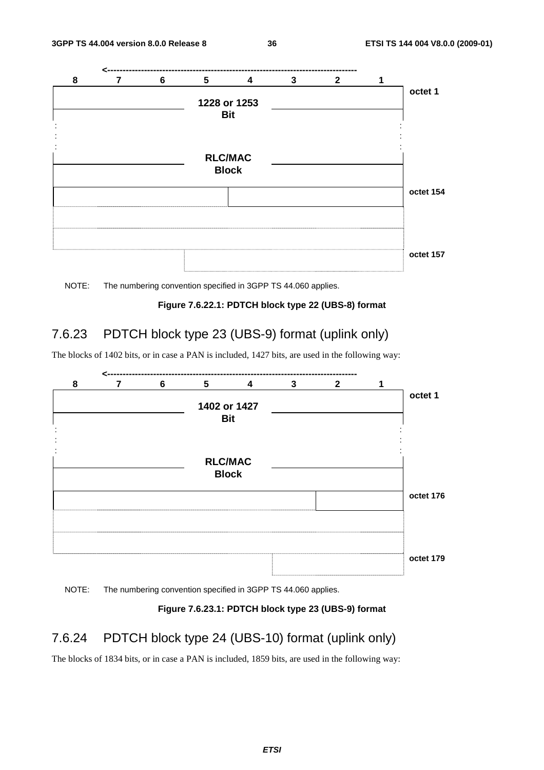| 8 | 7 | 6 | 5 | 4 | 3 | 2 | 1 | |
|---|---|---|---|---|---|---|---|---|
| 1228 or 1253 Bit | | | | | | | | octet 1 |
| : | | | | | | | : | |
| RLC/MAC Block | | | | | | | | |
| | | | | | | | | octet 154 |
| | | | | | | | | |
| | | | | | | | | |
| | | | | | | | | octet 157 |

NOTE: The numbering convention specified in 3GPP TS 44.060 applies.

**Figure 7.6.22.1: PDTCH block type 22 (UBS-8) format**

## 7.6.23 PDTCH block type 23 (UBS-9) format (uplink only)

The blocks of 1402 bits, or in case a PAN is included, 1427 bits, are used in the following way:

| 8 | 7 | 6 | 5 | 4 | 3 | 2 | 1 | |
|---|---|---|---|---|---|---|---|---|
| 1402 or 1427 Bit | | | | | | | | octet 1 |
| : | | | | | | | : | |
| RLC/MAC Block | | | | | | | | |
| | | | | | | | | octet 176 |
| | | | | | | | | |
| | | | | | | | | |
| | | | | | | | | octet 179 |

NOTE: The numbering convention specified in 3GPP TS 44.060 applies.

**Figure 7.6.23.1: PDTCH block type 23 (UBS-9) format**

## 7.6.24 PDTCH block type 24 (UBS-10) format (uplink only)

The blocks of 1834 bits, or in case a PAN is included, 1859 bits, are used in the following way: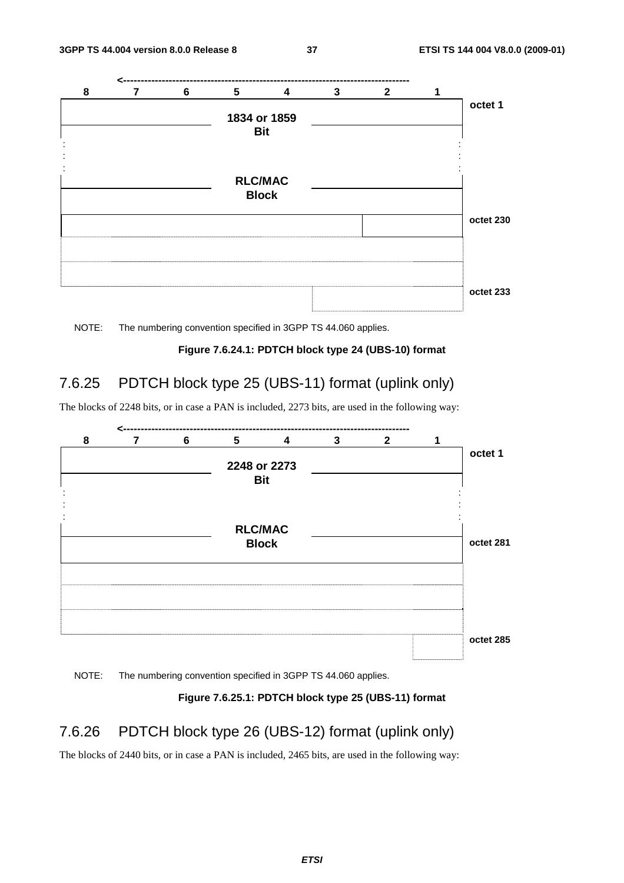| 8 | 7 | 6 | 5 | 4 | 3 | 2 | 1 | |
|---|---|---|---|---|---|---|---|---|
| | | | 1834 or 1859 Bit | | | | | octet 1 |
| : | | | | | | | : | |
| | | | RLC/MAC Block | | | | | |
| | | | | | | | | octet 230 |
| | | | | | | | | |
| | | | | | | | | octet 233 |

NOTE: The numbering convention specified in 3GPP TS 44.060 applies.

**Figure 7.6.24.1: PDTCH block type 24 (UBS-10) format**

### 7.6.25 PDTCH block type 25 (UBS-11) format (uplink only)

The blocks of 2248 bits, or in case a PAN is included, 2273 bits, are used in the following way:

| 8 | 7 | 6 | 5 | 4 | 3 | 2 | 1 | |
|---|---|---|---|---|---|---|---|---|
| | | | 2248 or 2273 Bit | | | | | octet 1 |
| : | | | | | | | : | |
| | | | RLC/MAC Block | | | | | octet 281 |
| | | | | | | | | |
| | | | | | | | | octet 285 |

NOTE: The numbering convention specified in 3GPP TS 44.060 applies.

**Figure 7.6.25.1: PDTCH block type 25 (UBS-11) format**

### 7.6.26 PDTCH block type 26 (UBS-12) format (uplink only)

The blocks of 2440 bits, or in case a PAN is included, 2465 bits, are used in the following way: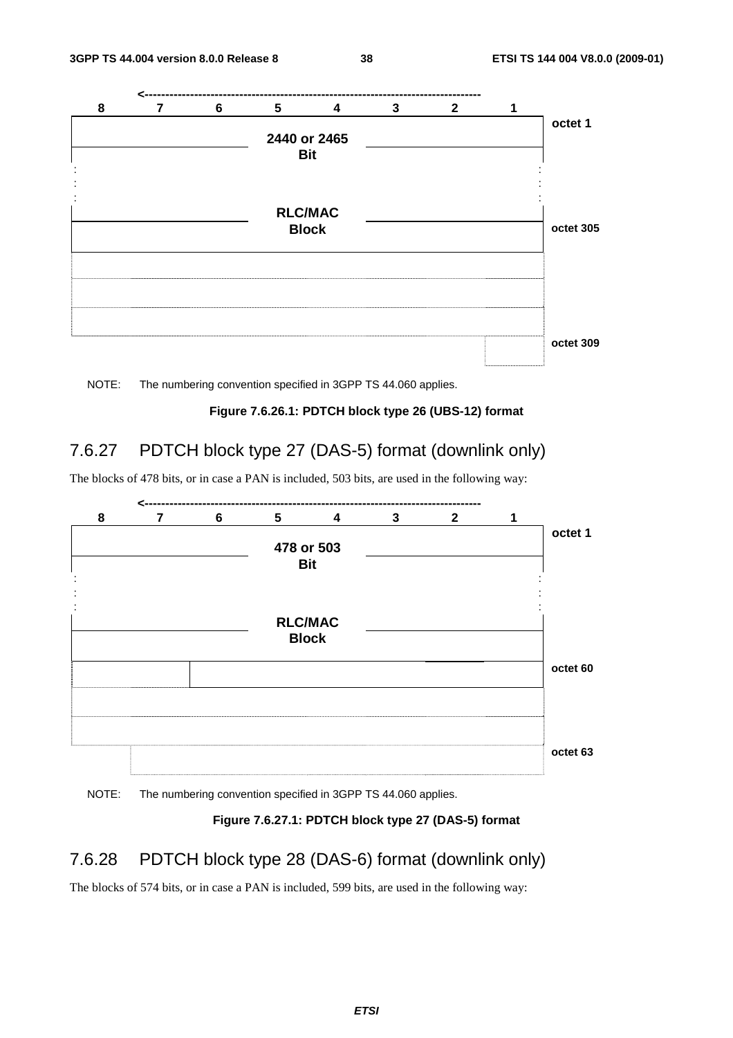| 8 | 7 | 6 | 5 | 4 | 3 | 2 | 1 | |
|---|---|---|---|---|---|---|---|---|
| | | | | | | | | octet 1 |
| | | | 2440 or 2465 Bit | | | | | |
| : | | | | | | | : | |
| | | | RLC/MAC Block | | | | | octet 305 |
| | | | | | | | | |
| | | | | | | | | |
| | | | | | | | | |
| | | | | | | | | octet 309 |

NOTE: The numbering convention specified in 3GPP TS 44.060 applies.

**Figure 7.6.26.1: PDTCH block type 26 (UBS-12) format**

## 7.6.27 PDTCH block type 27 (DAS-5) format (downlink only)

The blocks of 478 bits, or in case a PAN is included, 503 bits, are used in the following way:

| 8 | 7 | 6 | 5 | 4 | 3 | 2 | 1 | |
|---|---|---|---|---|---|---|---|---|
| | | | | | | | | octet 1 |
| | | | 478 or 503 Bit | | | | | |
| : | | | | | | | : | |
| | | | RLC/MAC Block | | | | | |
| | | | | | | | | octet 60 |
| | | | | | | | | |
| | | | | | | | | |
| | | | | | | | | octet 63 |

NOTE: The numbering convention specified in 3GPP TS 44.060 applies.

**Figure 7.6.27.1: PDTCH block type 27 (DAS-5) format**

## 7.6.28 PDTCH block type 28 (DAS-6) format (downlink only)

The blocks of 574 bits, or in case a PAN is included, 599 bits, are used in the following way: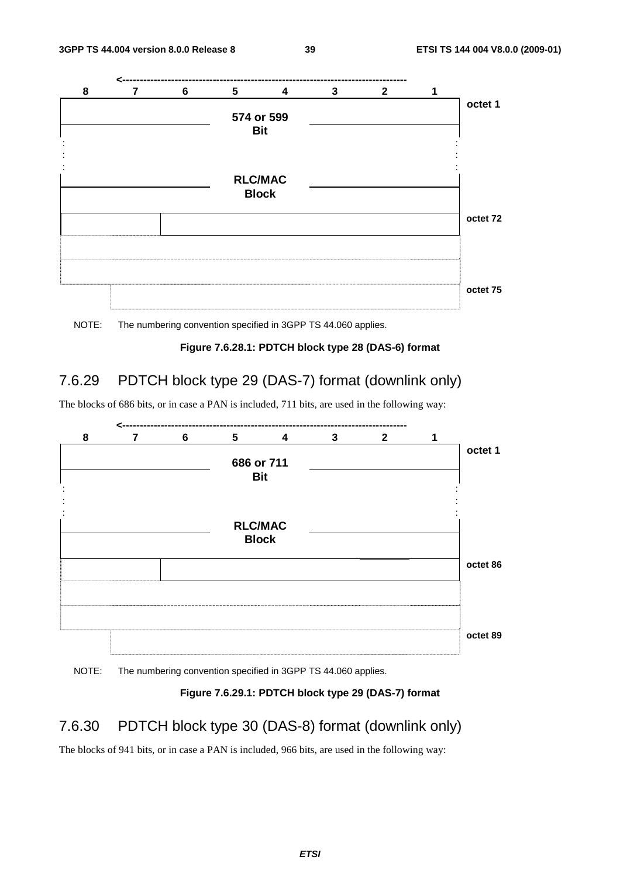| 8 | 7 | 6 | 5 | 4 | 3 | 2 | 1 | |
|---|---|---|---|---|---|---|---|---|
| 574 or 599 Bit | | | | | | | | octet 1 |
| : | | | | | | | : | |
| RLC/MAC Block | | | | | | | | |
| | | | | | | | | octet 72 |
| | | | | | | | | |
| | | | | | | | | |
| | | | | | | | | octet 75 |

NOTE: The numbering convention specified in 3GPP TS 44.060 applies.

**Figure 7.6.28.1: PDTCH block type 28 (DAS-6) format**

## 7.6.29 PDTCH block type 29 (DAS-7) format (downlink only)

The blocks of 686 bits, or in case a PAN is included, 711 bits, are used in the following way:

| 8 | 7 | 6 | 5 | 4 | 3 | 2 | 1 | |
|---|---|---|---|---|---|---|---|---|
| 686 or 711 Bit | | | | | | | | octet 1 |
| : | | | | | | | : | |
| RLC/MAC Block | | | | | | | | |
| | | | | | | | | octet 86 |
| | | | | | | | | |
| | | | | | | | | |
| | | | | | | | | octet 89 |

NOTE: The numbering convention specified in 3GPP TS 44.060 applies.

**Figure 7.6.29.1: PDTCH block type 29 (DAS-7) format**

## 7.6.30 PDTCH block type 30 (DAS-8) format (downlink only)

The blocks of 941 bits, or in case a PAN is included, 966 bits, are used in the following way: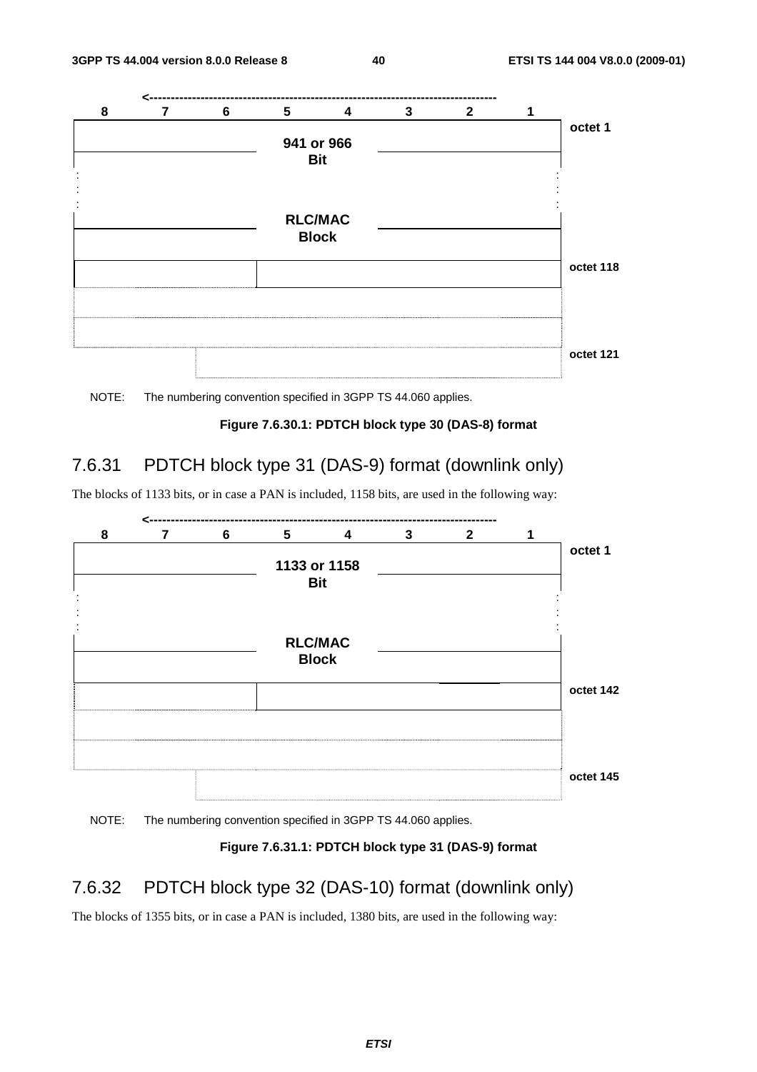| 8 | 7 | 6 | 5 | 4 | 3 | 2 | 1 | |
|---|---|---|---|---|---|---|---|---|
| | | | | | | | | octet 1 |
| 941 or 966 Bit | | | | | | | | |
| : | | | | | | | : | |
| RLC/MAC Block | | | | | | | | |
| | | | | | | | | octet 118 |
| | | | | | | | | |
| | | | | | | | | |
| | | | | | | | | octet 121 |

NOTE: The numbering convention specified in 3GPP TS 44.060 applies.

**Figure 7.6.30.1: PDTCH block type 30 (DAS-8) format**

### 7.6.31 PDTCH block type 31 (DAS-9) format (downlink only)

The blocks of 1133 bits, or in case a PAN is included, 1158 bits, are used in the following way:

| 8 | 7 | 6 | 5 | 4 | 3 | 2 | 1 | |
|---|---|---|---|---|---|---|---|---|
| | | | | | | | | octet 1 |
| 1133 or 1158 Bit | | | | | | | | |
| : | | | | | | | : | |
| RLC/MAC Block | | | | | | | | |
| | | | | | | | | octet 142 |
| | | | | | | | | |
| | | | | | | | | |
| | | | | | | | | octet 145 |

NOTE: The numbering convention specified in 3GPP TS 44.060 applies.

**Figure 7.6.31.1: PDTCH block type 31 (DAS-9) format**

### 7.6.32 PDTCH block type 32 (DAS-10) format (downlink only)

The blocks of 1355 bits, or in case a PAN is included, 1380 bits, are used in the following way: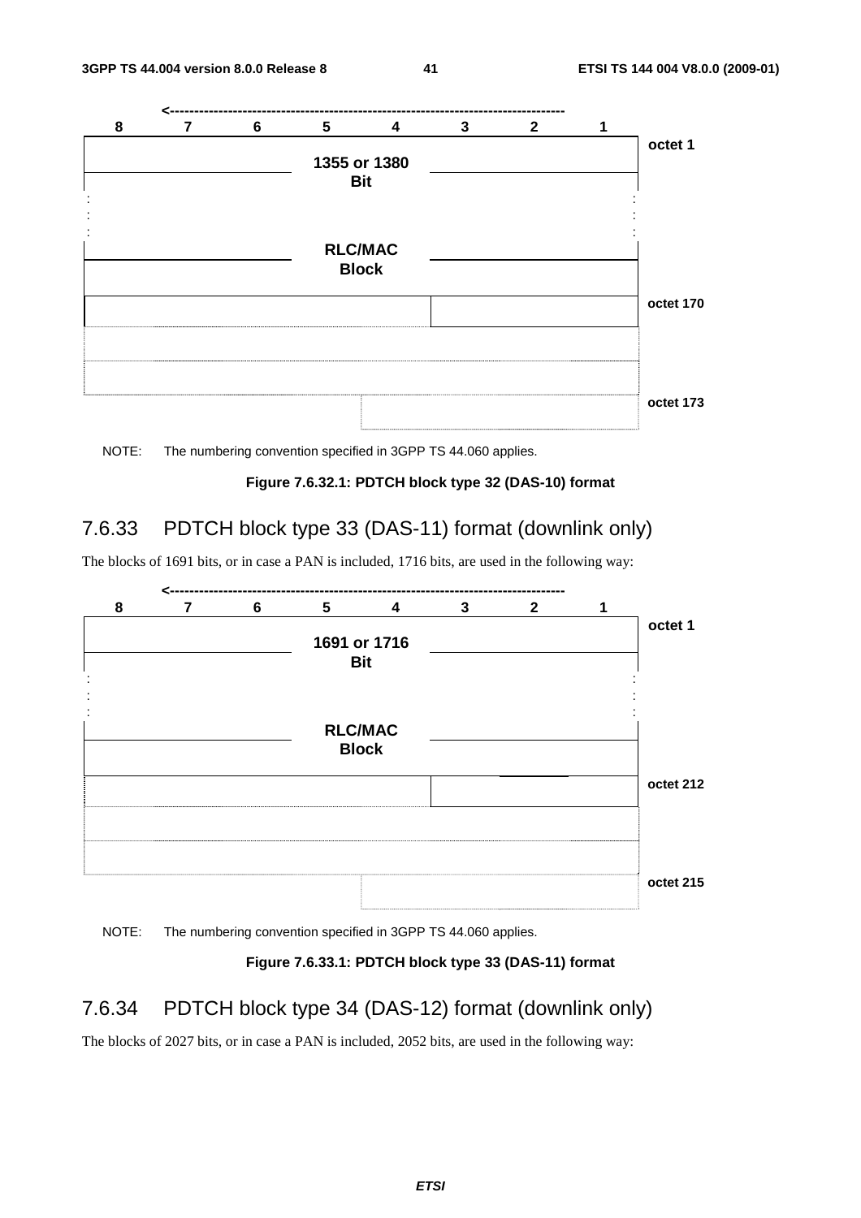| 8 | 7 | 6 | 5 | 4 | 3 | 2 | 1 | |
|---|---|---|---|---|---|---|---|---|
| | | | 1355 or 1380 Bit | | | | | octet 1 |
| : | | | | | | | : | |
| | | | RLC/MAC Block | | | | | |
| | | | | | | | | octet 170 |
| | | | | | | | | |
| | | | | | | | | |
| | | | | | | | | octet 173 |

NOTE: The numbering convention specified in 3GPP TS 44.060 applies.

**Figure 7.6.32.1: PDTCH block type 32 (DAS-10) format**

### 7.6.33 PDTCH block type 33 (DAS-11) format (downlink only)

The blocks of 1691 bits, or in case a PAN is included, 1716 bits, are used in the following way:

| 8 | 7 | 6 | 5 | 4 | 3 | 2 | 1 | |
|---|---|---|---|---|---|---|---|---|
| | | | 1691 or 1716 Bit | | | | | octet 1 |
| : | | | | | | | : | |
| | | | RLC/MAC Block | | | | | |
| | | | | | | | | octet 212 |
| | | | | | | | | |
| | | | | | | | | |
| | | | | | | | | octet 215 |

NOTE: The numbering convention specified in 3GPP TS 44.060 applies.

**Figure 7.6.33.1: PDTCH block type 33 (DAS-11) format**

### 7.6.34 PDTCH block type 34 (DAS-12) format (downlink only)

The blocks of 2027 bits, or in case a PAN is included, 2052 bits, are used in the following way: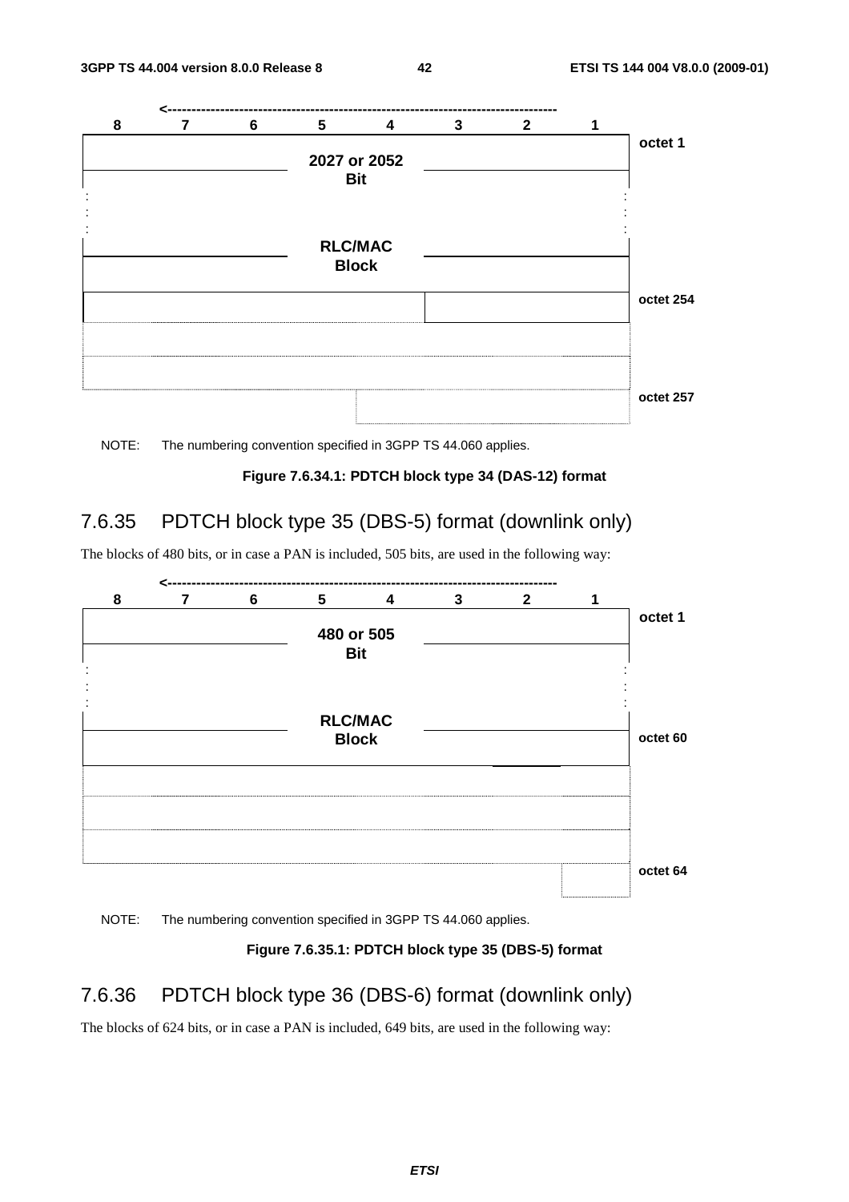| 8 | 7 | 6 | 5 | 4 | 3 | 2 | 1 | |
|---|---|---|---|---|---|---|---|---|
| 2027 or 2052 Bit | | | | | | | | octet 1 |
| : | | | | | | | : | |
| RLC/MAC Block | | | | | | | | |
| | | | | | | | | octet 254 |
| | | | | | | | | |
| | | | | | | | | |
| | | | | | | | | octet 257 |

NOTE: The numbering convention specified in 3GPP TS 44.060 applies.

**Figure 7.6.34.1: PDTCH block type 34 (DAS-12) format**

### 7.6.35 PDTCH block type 35 (DBS-5) format (downlink only)

The blocks of 480 bits, or in case a PAN is included, 505 bits, are used in the following way:

| 8 | 7 | 6 | 5 | 4 | 3 | 2 | 1 | |
|---|---|---|---|---|---|---|---|---|
| 480 or 505 Bit | | | | | | | | octet 1 |
| : | | | | | | | : | |
| RLC/MAC Block | | | | | | | | octet 60 |
| | | | | | | | | |
| | | | | | | | | |
| | | | | | | | | |
| | | | | | | | | octet 64 |

NOTE: The numbering convention specified in 3GPP TS 44.060 applies.

**Figure 7.6.35.1: PDTCH block type 35 (DBS-5) format**

### 7.6.36 PDTCH block type 36 (DBS-6) format (downlink only)

The blocks of 624 bits, or in case a PAN is included, 649 bits, are used in the following way: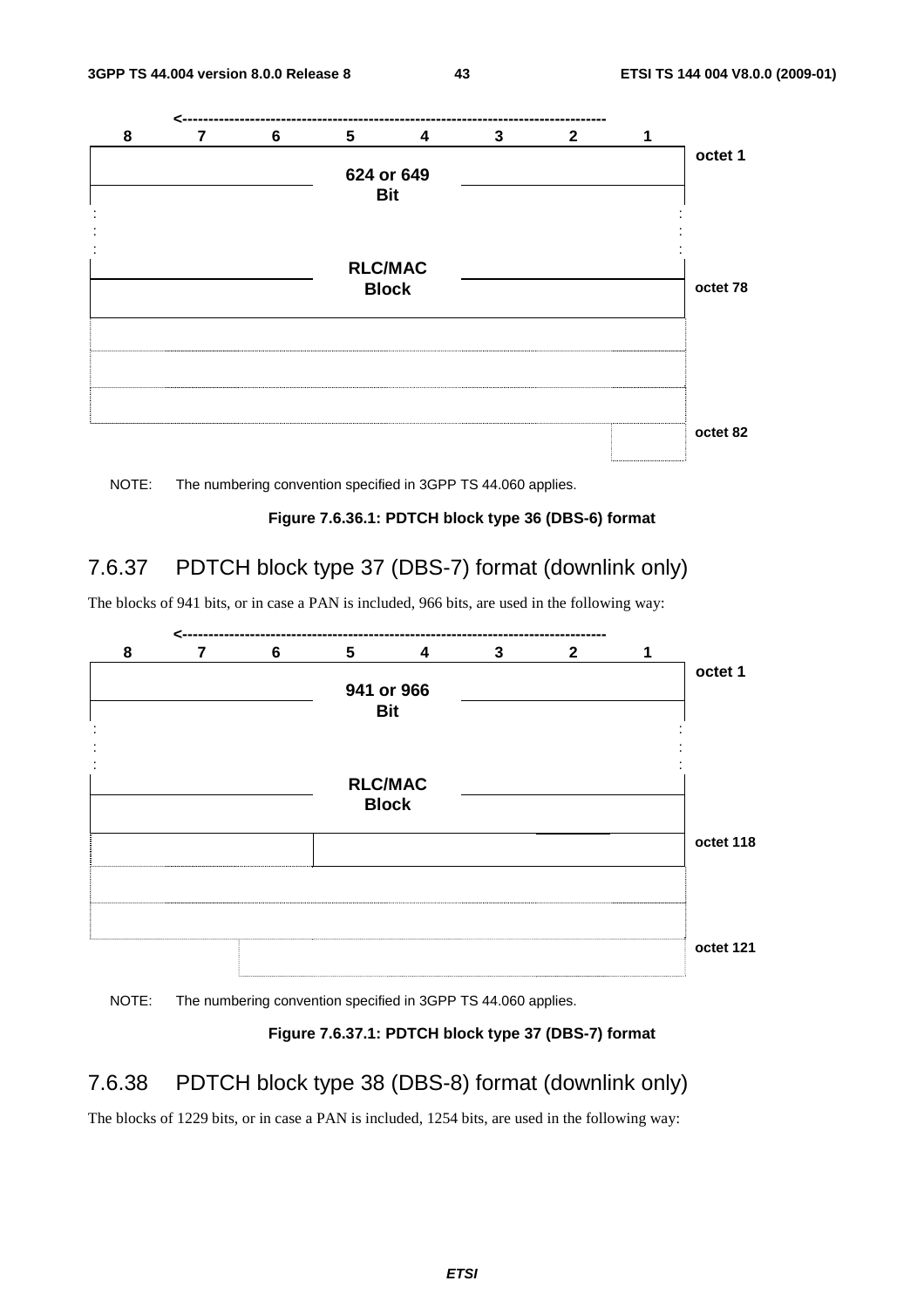| 8 | 7 | 6 | 5 | 4 | 3 | 2 | 1 | |
|---|---|---|---|---|---|---|---|---|
| | | | 624 or 649 Bit | | | | | octet 1 |
| : | | | | | | | : | |
| | | | RLC/MAC Block | | | | | octet 78 |
| | | | | | | | | |
| | | | | | | | | octet 82 |

NOTE: The numbering convention specified in 3GPP TS 44.060 applies.

**Figure 7.6.36.1: PDTCH block type 36 (DBS-6) format**

### 7.6.37 PDTCH block type 37 (DBS-7) format (downlink only)

The blocks of 941 bits, or in case a PAN is included, 966 bits, are used in the following way:

| 8 | 7 | 6 | 5 | 4 | 3 | 2 | 1 | |
|---|---|---|---|---|---|---|---|---|
| | | | 941 or 966 Bit | | | | | octet 1 |
| : | | | | | | | : | |
| | | | RLC/MAC Block | | | | | octet 118 |
| | | | | | | | | |
| | | | | | | | | octet 121 |

NOTE: The numbering convention specified in 3GPP TS 44.060 applies.

**Figure 7.6.37.1: PDTCH block type 37 (DBS-7) format**

### 7.6.38 PDTCH block type 38 (DBS-8) format (downlink only)

The blocks of 1229 bits, or in case a PAN is included, 1254 bits, are used in the following way: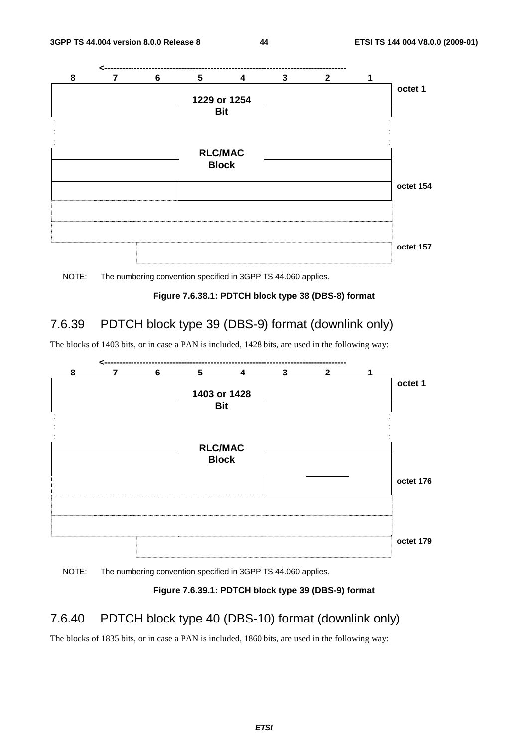| 8 | 7 | 6 | 5 | 4 | 3 | 2 | 1 | |
|---|---|---|---|---|---|---|---|---|
| | | | | | | | | octet 1 |
| 1229 or 1254 Bit | | | | | | | | |
| : | | | | | | | : | |
| RLC/MAC Block | | | | | | | | |
| | | | | | | | | octet 154 |
| | | | | | | | | |
| | | | | | | | | |
| | | | | | | | | octet 157 |

NOTE: The numbering convention specified in 3GPP TS 44.060 applies.

**Figure 7.6.38.1: PDTCH block type 38 (DBS-8) format**

### 7.6.39 PDTCH block type 39 (DBS-9) format (downlink only)

The blocks of 1403 bits, or in case a PAN is included, 1428 bits, are used in the following way:

| 8 | 7 | 6 | 5 | 4 | 3 | 2 | 1 | |
|---|---|---|---|---|---|---|---|---|
| | | | | | | | | octet 1 |
| 1403 or 1428 Bit | | | | | | | | |
| : | | | | | | | : | |
| RLC/MAC Block | | | | | | | | |
| | | | | | | | | octet 176 |
| | | | | | | | | |
| | | | | | | | | |
| | | | | | | | | octet 179 |

NOTE: The numbering convention specified in 3GPP TS 44.060 applies.

**Figure 7.6.39.1: PDTCH block type 39 (DBS-9) format**

### 7.6.40 PDTCH block type 40 (DBS-10) format (downlink only)

The blocks of 1835 bits, or in case a PAN is included, 1860 bits, are used in the following way: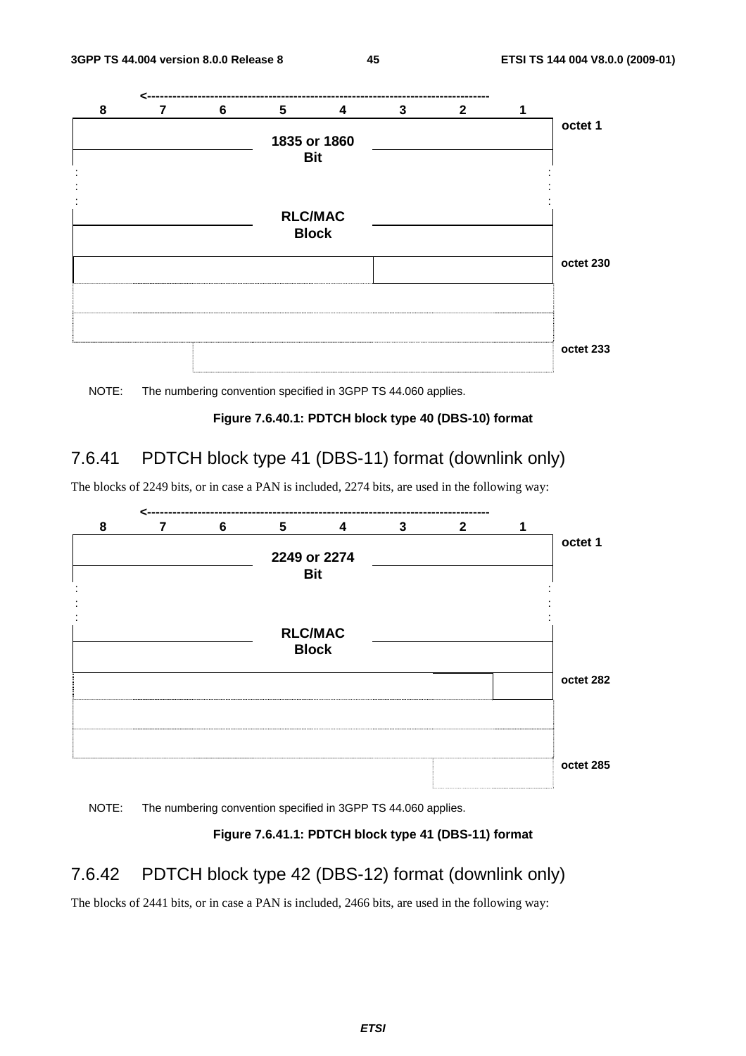| 8 | 7 | 6 | 5 | 4 | 3 | 2 | 1 | |
|---|---|---|---|---|---|---|---|---|
| 1835 or 1860 Bit | | | | | | | | octet 1 |
| : | | | | | | | : | |
| RLC/MAC Block | | | | | | | | |
| | | | | | | | | octet 230 |
| | | | | | | | | |
| | | | | | | | | |
| | | | | | | | | octet 233 |

NOTE: The numbering convention specified in 3GPP TS 44.060 applies.

**Figure 7.6.40.1: PDTCH block type 40 (DBS-10) format**

### 7.6.41 PDTCH block type 41 (DBS-11) format (downlink only)

The blocks of 2249 bits, or in case a PAN is included, 2274 bits, are used in the following way:

| 8 | 7 | 6 | 5 | 4 | 3 | 2 | 1 | |
|---|---|---|---|---|---|---|---|---|
| 2249 or 2274 Bit | | | | | | | | octet 1 |
| : | | | | | | | : | |
| RLC/MAC Block | | | | | | | | |
| | | | | | | | | octet 282 |
| | | | | | | | | |
| | | | | | | | | |
| | | | | | | | | octet 285 |

NOTE: The numbering convention specified in 3GPP TS 44.060 applies.

**Figure 7.6.41.1: PDTCH block type 41 (DBS-11) format**

### 7.6.42 PDTCH block type 42 (DBS-12) format (downlink only)

The blocks of 2441 bits, or in case a PAN is included, 2466 bits, are used in the following way: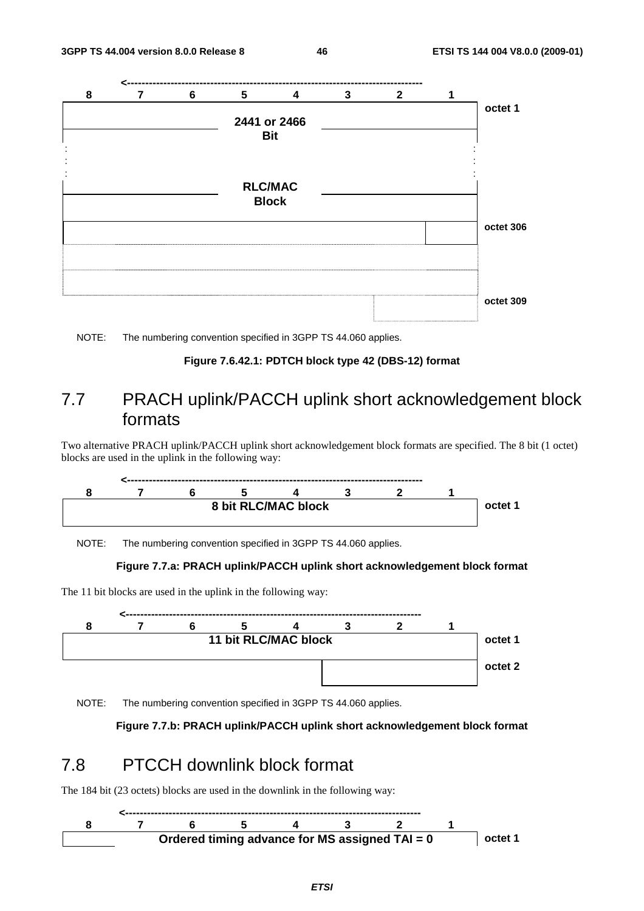| 8 | 7 | 6 | 5 | 4 | 3 | 2 | 1 | |
|---|---|---|---|---|---|---|---|---|
| | | | 2441 or 2466 Bit | | | | | octet 1 |
| : | | | | | | | : | |
| | | | RLC/MAC Block | | | | | |
| | | | | | | | | octet 306 |
| | | | | | | | | |
| | | | | | | | | octet 309 |

NOTE: The numbering convention specified in 3GPP TS 44.060 applies.

**Figure 7.6.42.1: PDTCH block type 42 (DBS-12) format**

## 7.7 PRACH uplink/PACCH uplink short acknowledgement block formats

Two alternative PRACH uplink/PACCH uplink short acknowledgement block formats are specified. The 8 bit (1 octet) blocks are used in the uplink in the following way:

| 8 | 7 | 6 | 5 | 4 | 3 | 2 | 1 | |
|---|---|---|---|---|---|---|---|---|
| | | | 8 bit RLC/MAC block | | | | | octet 1 |

NOTE: The numbering convention specified in 3GPP TS 44.060 applies.

**Figure 7.7.a: PRACH uplink/PACCH uplink short acknowledgement block format**

The 11 bit blocks are used in the uplink in the following way:

| 8 | 7 | 6 | 5 | 4 | 3 | 2 | 1 | |
|---|---|---|---|---|---|---|---|---|
| | | | 11 bit RLC/MAC block | | | | | octet 1 |
| | | | | | | | | octet 2 |

NOTE: The numbering convention specified in 3GPP TS 44.060 applies.

**Figure 7.7.b: PRACH uplink/PACCH uplink short acknowledgement block format**

## 7.8 PTCCH downlink block format

The 184 bit (23 octets) blocks are used in the downlink in the following way:

| 8 | 7 | 6 | 5 | 4 | 3 | 2 | 1 | |
|---|---|---|---|---|---|---|---|---|
| | | | Ordered timing advance for MS assigned TAI = 0 | | | | | octet 1 |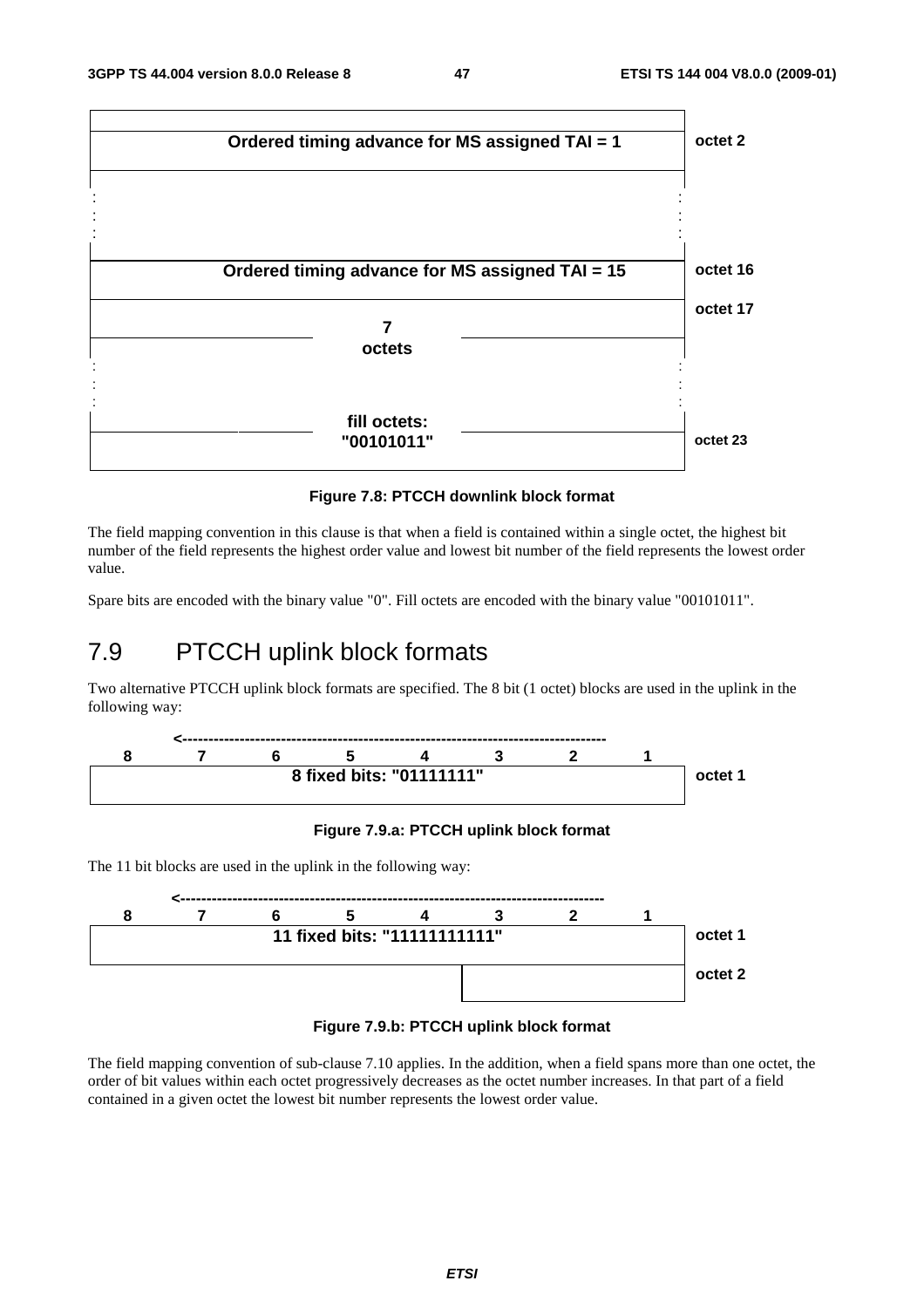| | octet |
|---|---|
| Ordered timing advance for MS assigned TAI = 1 | octet 2 |
| : | |
| : | |
| Ordered timing advance for MS assigned TAI = 15 | octet 16 |
| 7 octets | octet 17 |
| : | |
| fill octets: "00101011" | octet 23 |

**Figure 7.8: PTCCH downlink block format**

The field mapping convention in this clause is that when a field is contained within a single octet, the highest bit number of the field represents the highest order value and lowest bit number of the field represents the lowest order value.

Spare bits are encoded with the binary value "0". Fill octets are encoded with the binary value "00101011".

## 7.9 PTCCH uplink block formats

Two alternative PTCCH uplink block formats are specified. The 8 bit (1 octet) blocks are used in the uplink in the following way:

| 8 | 7 | 6 | 5 | 4 | 3 | 2 | 1 | |
|---|---|---|---|---|---|---|---|---|
| 8 fixed bits: "01111111" | | | | | | | | octet 1 |

**Figure 7.9.a: PTCCH uplink block format**

The 11 bit blocks are used in the uplink in the following way:

| 8 | 7 | 6 | 5 | 4 | 3 | 2 | 1 | |
|---|---|---|---|---|---|---|---|---|
| 11 fixed bits: "11111111111" | | | | | | | | octet 1 |
| | | | | | | | | octet 2 |

**Figure 7.9.b: PTCCH uplink block format**

The field mapping convention of sub-clause 7.10 applies. In the addition, when a field spans more than one octet, the order of bit values within each octet progressively decreases as the octet number increases. In that part of a field contained in a given octet the lowest bit number represents the lowest order value.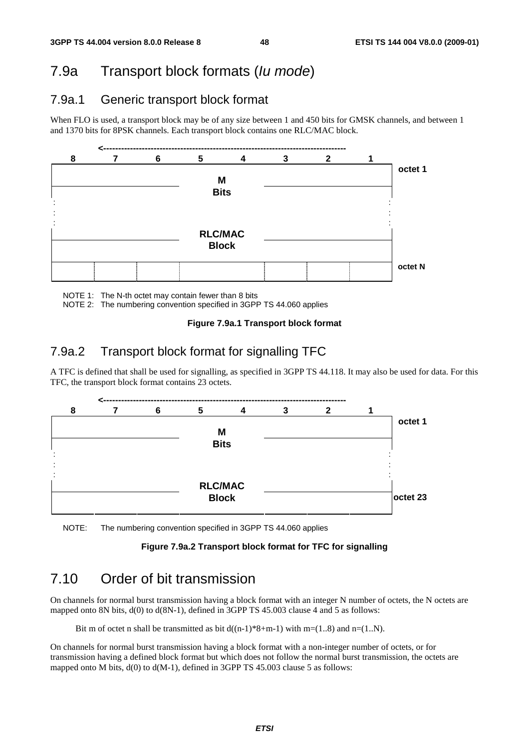# 7.9a Transport block formats (*Iu mode*)

## 7.9a.1 Generic transport block format

When FLO is used, a transport block may be of any size between 1 and 450 bits for GMSK channels, and between 1 and 1370 bits for 8PSK channels. Each transport block contains one RLC/MAC block.

| 8 | 7 | 6 | 5 | 4 | 3 | 2 | 1 | |
|---|---|---|---|---|---|---|---|---|
| | | | M Bits | | | | | octet 1 |
| : | | | | | | | : | |
| | | | RLC/MAC Block | | | | | |
| | | | | | | | | octet N |

NOTE 1: The N-th octet may contain fewer than 8 bits

NOTE 2: The numbering convention specified in 3GPP TS 44.060 applies

**Figure 7.9a.1 Transport block format**

## 7.9a.2 Transport block format for signalling TFC

A TFC is defined that shall be used for signalling, as specified in 3GPP TS 44.118. It may also be used for data. For this TFC, the transport block format contains 23 octets.

| 8 | 7 | 6 | 5 | 4 | 3 | 2 | 1 | |
|---|---|---|---|---|---|---|---|---|
| | | | M Bits | | | | | octet 1 |
| : | | | | | | | : | |
| | | | RLC/MAC Block | | | | | octet 23 |

NOTE: The numbering convention specified in 3GPP TS 44.060 applies

**Figure 7.9a.2 Transport block format for TFC for signalling**

# 7.10 Order of bit transmission

On channels for normal burst transmission having a block format with an integer N number of octets, the N octets are mapped onto 8N bits, d(0) to d(8N-1), defined in 3GPP TS 45.003 clause 4 and 5 as follows:

Bit m of octet n shall be transmitted as bit d((n-1)*8+m-1) with m=(1..8) and n=(1..N).

On channels for normal burst transmission having a block format with a non-integer number of octets, or for transmission having a defined block format but which does not follow the normal burst transmission, the octets are mapped onto M bits, d(0) to d(M-1), defined in 3GPP TS 45.003 clause 5 as follows: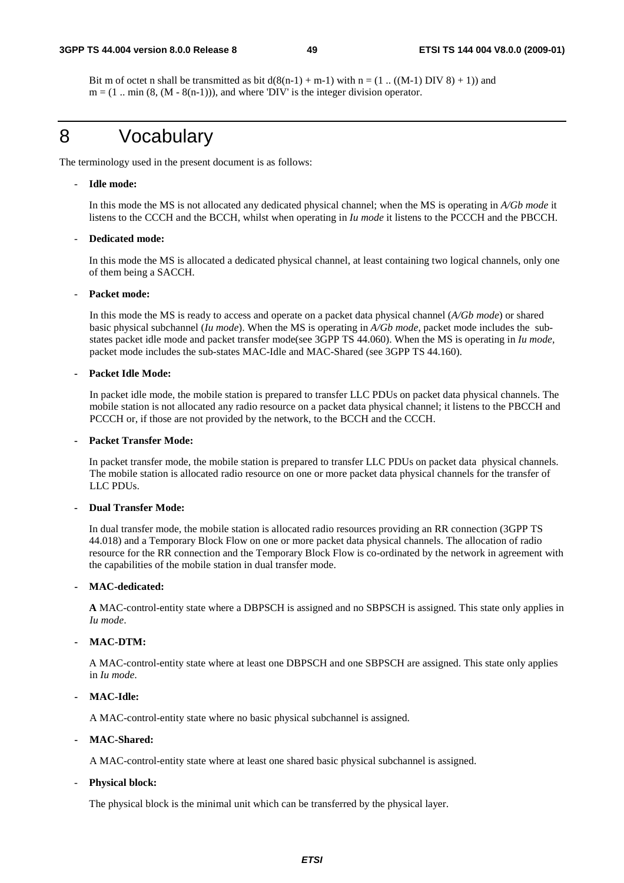Bit m of octet n shall be transmitted as bit $d(8(n-1) + m-1)$ with $n = (1 .. ((M-1) \text{ DIV } 8) + 1))$ and $m = (1 .. \min (8, (M - 8(n-1)))$, and where 'DIV' is the integer division operator.

# 8 Vocabulary

The terminology used in the present document is as follows:

- **Idle mode:**

  In this mode the MS is not allocated any dedicated physical channel; when the MS is operating in *A/Gb mode* it listens to the CCCH and the BCCH, whilst when operating in *Iu mode* it listens to the PCCCH and the PBCCH.

- **Dedicated mode:**

  In this mode the MS is allocated a dedicated physical channel, at least containing two logical channels, only one of them being a SACCH.

- **Packet mode:**

  In this mode the MS is ready to access and operate on a packet data physical channel (*A/Gb mode*) or shared basic physical subchannel (*Iu mode*). When the MS is operating in *A/Gb mode*, packet mode includes the sub-states packet idle mode and packet transfer mode(see 3GPP TS 44.060). When the MS is operating in *Iu mode,* packet mode includes the sub-states MAC-Idle and MAC-Shared (see 3GPP TS 44.160).

- **Packet Idle Mode:**

  In packet idle mode, the mobile station is prepared to transfer LLC PDUs on packet data physical channels. The mobile station is not allocated any radio resource on a packet data physical channel; it listens to the PBCCH and PCCCH or, if those are not provided by the network, to the BCCH and the CCCH.

- **Packet Transfer Mode:**

  In packet transfer mode, the mobile station is prepared to transfer LLC PDUs on packet data physical channels. The mobile station is allocated radio resource on one or more packet data physical channels for the transfer of LLC PDUs.

- **Dual Transfer Mode:**

  In dual transfer mode, the mobile station is allocated radio resources providing an RR connection (3GPP TS 44.018) and a Temporary Block Flow on one or more packet data physical channels. The allocation of radio resource for the RR connection and the Temporary Block Flow is co-ordinated by the network in agreement with the capabilities of the mobile station in dual transfer mode.

- **MAC-dedicated:**

  **A** MAC-control-entity state where a DBPSCH is assigned and no SBPSCH is assigned. This state only applies in *Iu mode*.

- **MAC-DTM:**

  A MAC-control-entity state where at least one DBPSCH and one SBPSCH are assigned. This state only applies in *Iu mode*.

- **MAC-Idle:**

  A MAC-control-entity state where no basic physical subchannel is assigned.

- **MAC-Shared:**

  A MAC-control-entity state where at least one shared basic physical subchannel is assigned.

- **Physical block:**

  The physical block is the minimal unit which can be transferred by the physical layer.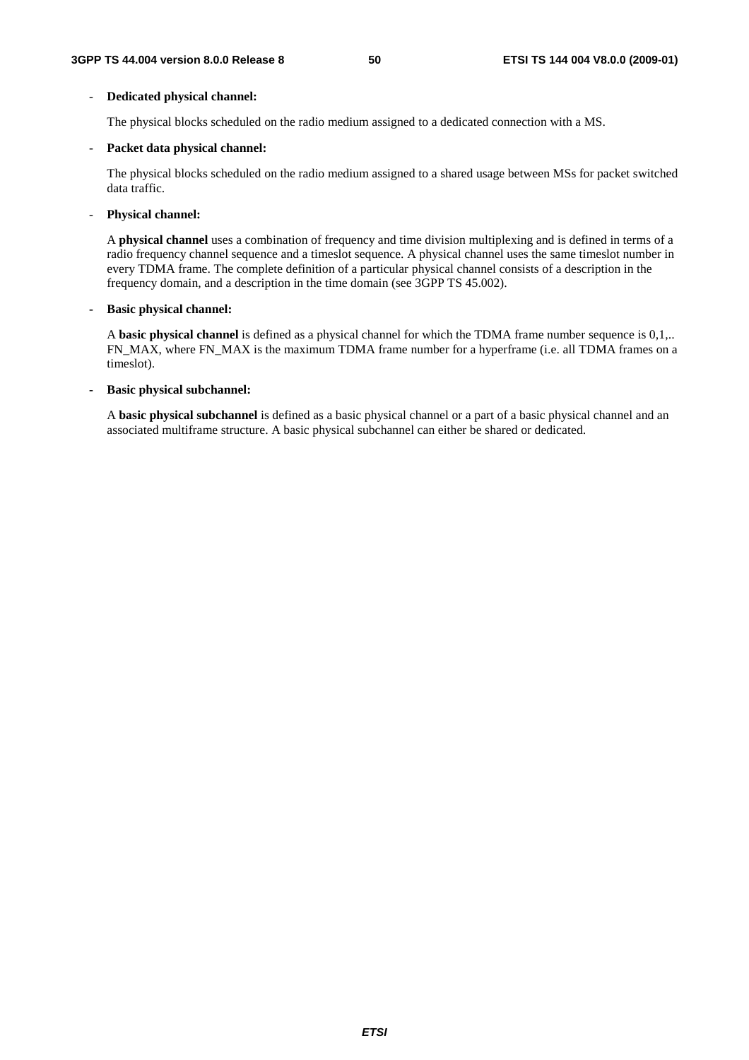- **Dedicated physical channel:**

  The physical blocks scheduled on the radio medium assigned to a dedicated connection with a MS.

- **Packet data physical channel:**

  The physical blocks scheduled on the radio medium assigned to a shared usage between MSs for packet switched data traffic.

- **Physical channel:**

  A **physical channel** uses a combination of frequency and time division multiplexing and is defined in terms of a radio frequency channel sequence and a timeslot sequence. A physical channel uses the same timeslot number in every TDMA frame. The complete definition of a particular physical channel consists of a description in the frequency domain, and a description in the time domain (see 3GPP TS 45.002).

- **Basic physical channel:**

  A **basic physical channel** is defined as a physical channel for which the TDMA frame number sequence is 0,1,.. FN_MAX, where FN_MAX is the maximum TDMA frame number for a hyperframe (i.e. all TDMA frames on a timeslot).

- **Basic physical subchannel:**

  A **basic physical subchannel** is defined as a basic physical channel or a part of a basic physical channel and an associated multiframe structure. A basic physical subchannel can either be shared or dedicated.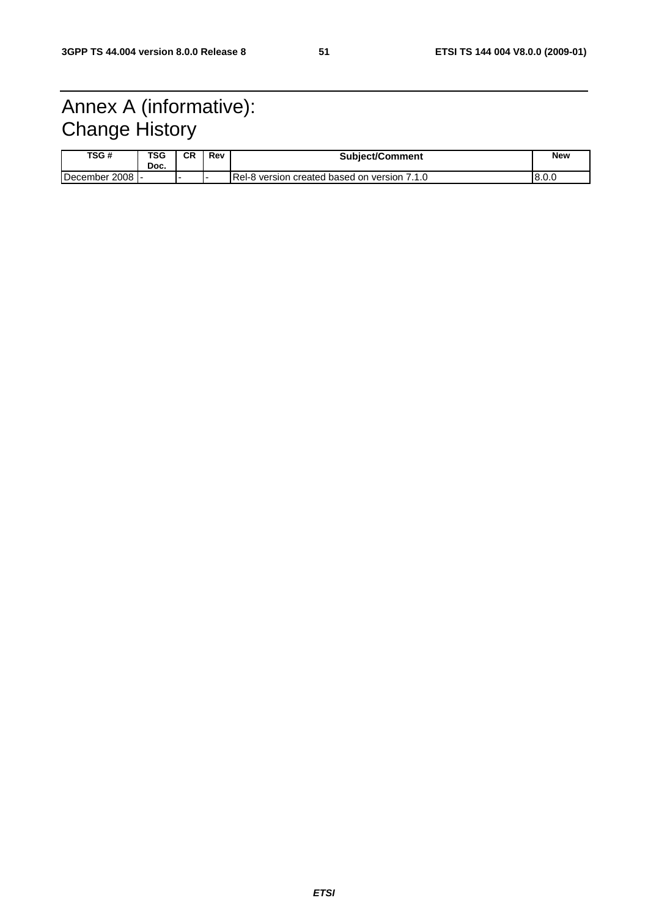# Annex A (informative): Change History

| TSG # | TSG Doc. | CR | Rev | Subject/Comment | New |
|---|---|---|---|---|---|
| December 2008 | - | - | - | Rel-8 version created based on version 7.1.0 | 8.0.0 |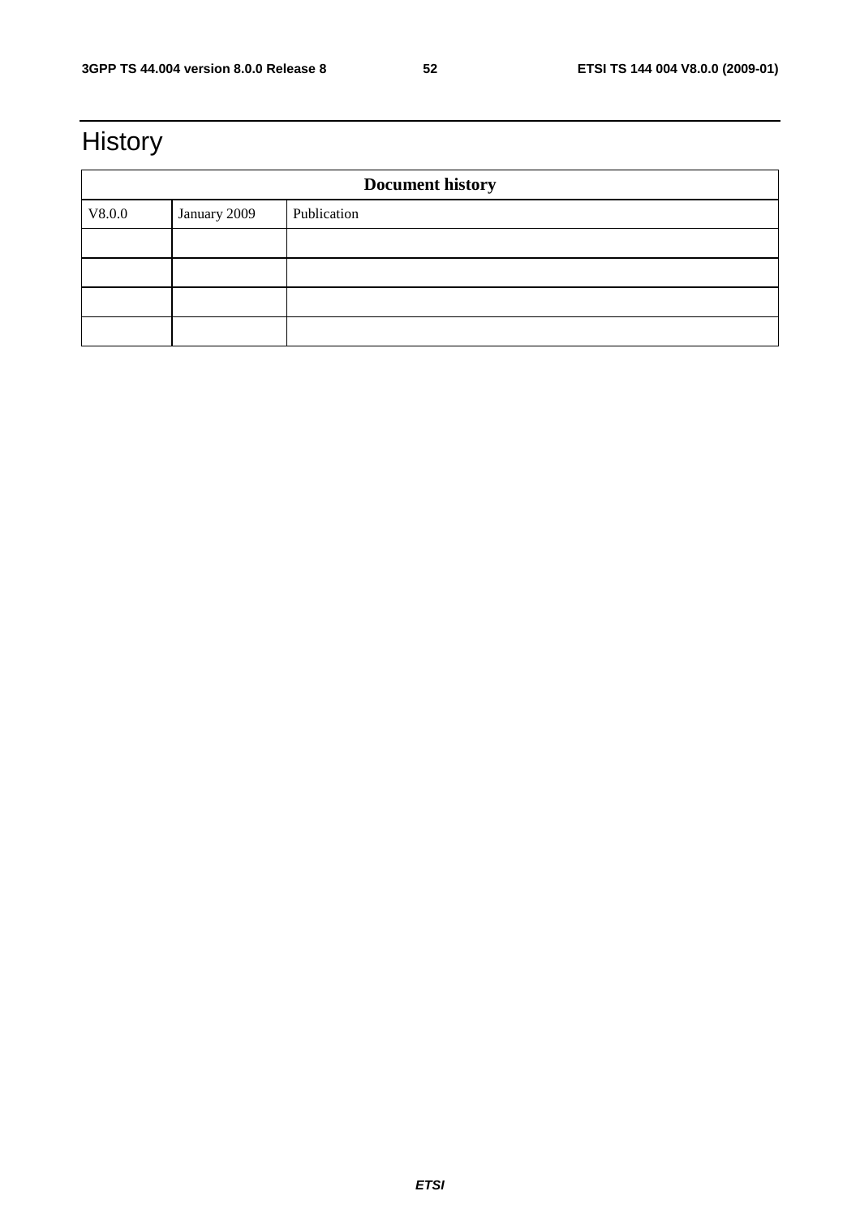# History

| Document history | | |
|---|---|---|
| V8.0.0 | January 2009 | Publication |
| | | |
| | | |
| | | |
| | | |